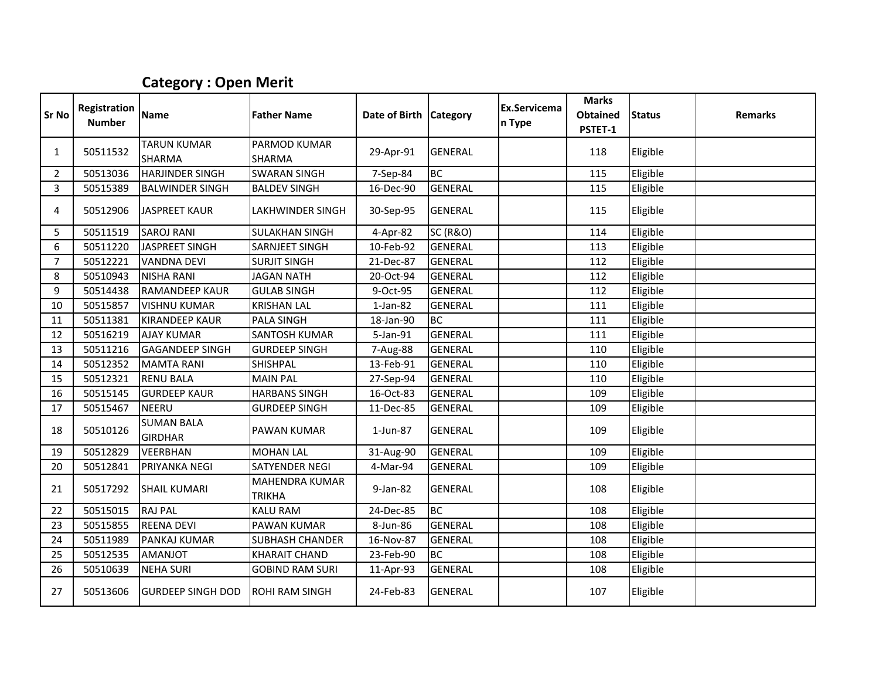## Category : Open Merit

| Sr No | Registration Number | Name | Father Name | Date of Birth | Category | Ex.Serviceman Type | Marks Obtained PSTET-1 | Status | Remarks |
|---|---|---|---|---|---|---|---|---|---|
| 1 | 50511532 | TARUN KUMAR SHARMA | PARMOD KUMAR SHARMA | 29-Apr-91 | GENERAL | | 118 | Eligible | |
| 2 | 50513036 | HARJINDER SINGH | SWARAN SINGH | 7-Sep-84 | BC | | 115 | Eligible | |
| 3 | 50515389 | BALWINDER SINGH | BALDEV SINGH | 16-Dec-90 | GENERAL | | 115 | Eligible | |
| 4 | 50512906 | JASPREET KAUR | LAKHWINDER SINGH | 30-Sep-95 | GENERAL | | 115 | Eligible | |
| 5 | 50511519 | SAROJ RANI | SULAKHAN SINGH | 4-Apr-82 | SC (R&O) | | 114 | Eligible | |
| 6 | 50511220 | JASPREET SINGH | SARNJEET SINGH | 10-Feb-92 | GENERAL | | 113 | Eligible | |
| 7 | 50512221 | VANDNA DEVI | SURJIT SINGH | 21-Dec-87 | GENERAL | | 112 | Eligible | |
| 8 | 50510943 | NISHA RANI | JAGAN NATH | 20-Oct-94 | GENERAL | | 112 | Eligible | |
| 9 | 50514438 | RAMANDEEP KAUR | GULAB SINGH | 9-Oct-95 | GENERAL | | 112 | Eligible | |
| 10 | 50515857 | VISHNU KUMAR | KRISHAN LAL | 1-Jan-82 | GENERAL | | 111 | Eligible | |
| 11 | 50511381 | KIRANDEEP KAUR | PALA SINGH | 18-Jan-90 | BC | | 111 | Eligible | |
| 12 | 50516219 | AJAY KUMAR | SANTOSH KUMAR | 5-Jan-91 | GENERAL | | 111 | Eligible | |
| 13 | 50511216 | GAGANDEEP SINGH | GURDEEP SINGH | 7-Aug-88 | GENERAL | | 110 | Eligible | |
| 14 | 50512352 | MAMTA RANI | SHISHPAL | 13-Feb-91 | GENERAL | | 110 | Eligible | |
| 15 | 50512321 | RENU BALA | MAIN PAL | 27-Sep-94 | GENERAL | | 110 | Eligible | |
| 16 | 50515145 | GURDEEP KAUR | HARBANS SINGH | 16-Oct-83 | GENERAL | | 109 | Eligible | |
| 17 | 50515467 | NEERU | GURDEEP SINGH | 11-Dec-85 | GENERAL | | 109 | Eligible | |
| 18 | 50510126 | SUMAN BALA GIRDHAR | PAWAN KUMAR | 1-Jun-87 | GENERAL | | 109 | Eligible | |
| 19 | 50512829 | VEERBHAN | MOHAN LAL | 31-Aug-90 | GENERAL | | 109 | Eligible | |
| 20 | 50512841 | PRIYANKA NEGI | SATYENDER NEGI | 4-Mar-94 | GENERAL | | 109 | Eligible | |
| 21 | 50517292 | SHAIL KUMARI | MAHENDRA KUMAR TRIKHA | 9-Jan-82 | GENERAL | | 108 | Eligible | |
| 22 | 50515015 | RAJ PAL | KALU RAM | 24-Dec-85 | BC | | 108 | Eligible | |
| 23 | 50515855 | REENA DEVI | PAWAN KUMAR | 8-Jun-86 | GENERAL | | 108 | Eligible | |
| 24 | 50511989 | PANKAJ KUMAR | SUBHASH CHANDER | 16-Nov-87 | GENERAL | | 108 | Eligible | |
| 25 | 50512535 | AMANJOT | KHARAIT CHAND | 23-Feb-90 | BC | | 108 | Eligible | |
| 26 | 50510639 | NEHA SURI | GOBIND RAM SURI | 11-Apr-93 | GENERAL | | 108 | Eligible | |
| 27 | 50513606 | GURDEEP SINGH DOD | ROHI RAM SINGH | 24-Feb-83 | GENERAL | | 107 | Eligible | |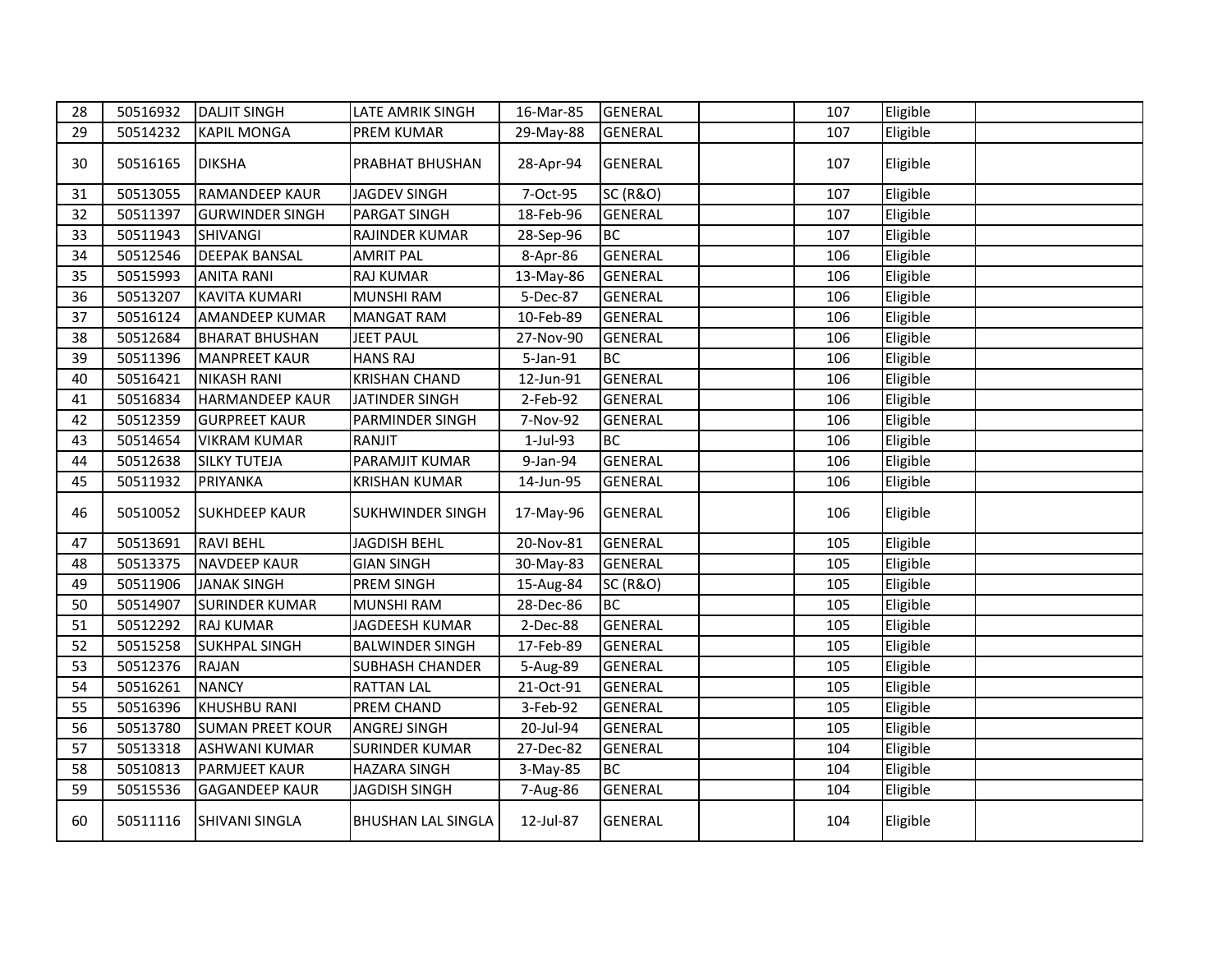| 28 | 50516932 | DALJIT SINGH | LATE AMRIK SINGH | 16-Mar-85 | GENERAL | | 107 | Eligible | |
|---|---|---|---|---|---|---|---|---|---|
| 29 | 50514232 | KAPIL MONGA | PREM KUMAR | 29-May-88 | GENERAL | | 107 | Eligible | |
| 30 | 50516165 | DIKSHA | PRABHAT BHUSHAN | 28-Apr-94 | GENERAL | | 107 | Eligible | |
| 31 | 50513055 | RAMANDEEP KAUR | JAGDEV SINGH | 7-Oct-95 | SC (R&O) | | 107 | Eligible | |
| 32 | 50511397 | GURWINDER SINGH | PARGAT SINGH | 18-Feb-96 | GENERAL | | 107 | Eligible | |
| 33 | 50511943 | SHIVANGI | RAJINDER KUMAR | 28-Sep-96 | BC | | 107 | Eligible | |
| 34 | 50512546 | DEEPAK BANSAL | AMRIT PAL | 8-Apr-86 | GENERAL | | 106 | Eligible | |
| 35 | 50515993 | ANITA RANI | RAJ KUMAR | 13-May-86 | GENERAL | | 106 | Eligible | |
| 36 | 50513207 | KAVITA KUMARI | MUNSHI RAM | 5-Dec-87 | GENERAL | | 106 | Eligible | |
| 37 | 50516124 | AMANDEEP KUMAR | MANGAT RAM | 10-Feb-89 | GENERAL | | 106 | Eligible | |
| 38 | 50512684 | BHARAT BHUSHAN | JEET PAUL | 27-Nov-90 | GENERAL | | 106 | Eligible | |
| 39 | 50511396 | MANPREET KAUR | HANS RAJ | 5-Jan-91 | BC | | 106 | Eligible | |
| 40 | 50516421 | NIKASH RANI | KRISHAN CHAND | 12-Jun-91 | GENERAL | | 106 | Eligible | |
| 41 | 50516834 | HARMANDEEP KAUR | JATINDER SINGH | 2-Feb-92 | GENERAL | | 106 | Eligible | |
| 42 | 50512359 | GURPREET KAUR | PARMINDER SINGH | 7-Nov-92 | GENERAL | | 106 | Eligible | |
| 43 | 50514654 | VIKRAM KUMAR | RANJIT | 1-Jul-93 | BC | | 106 | Eligible | |
| 44 | 50512638 | SILKY TUTEJA | PARAMJIT KUMAR | 9-Jan-94 | GENERAL | | 106 | Eligible | |
| 45 | 50511932 | PRIYANKA | KRISHAN KUMAR | 14-Jun-95 | GENERAL | | 106 | Eligible | |
| 46 | 50510052 | SUKHDEEP KAUR | SUKHWINDER SINGH | 17-May-96 | GENERAL | | 106 | Eligible | |
| 47 | 50513691 | RAVI BEHL | JAGDISH BEHL | 20-Nov-81 | GENERAL | | 105 | Eligible | |
| 48 | 50513375 | NAVDEEP KAUR | GIAN SINGH | 30-May-83 | GENERAL | | 105 | Eligible | |
| 49 | 50511906 | JANAK SINGH | PREM SINGH | 15-Aug-84 | SC (R&O) | | 105 | Eligible | |
| 50 | 50514907 | SURINDER KUMAR | MUNSHI RAM | 28-Dec-86 | BC | | 105 | Eligible | |
| 51 | 50512292 | RAJ KUMAR | JAGDEESH KUMAR | 2-Dec-88 | GENERAL | | 105 | Eligible | |
| 52 | 50515258 | SUKHPAL SINGH | BALWINDER SINGH | 17-Feb-89 | GENERAL | | 105 | Eligible | |
| 53 | 50512376 | RAJAN | SUBHASH CHANDER | 5-Aug-89 | GENERAL | | 105 | Eligible | |
| 54 | 50516261 | NANCY | RATTAN LAL | 21-Oct-91 | GENERAL | | 105 | Eligible | |
| 55 | 50516396 | KHUSHBU RANI | PREM CHAND | 3-Feb-92 | GENERAL | | 105 | Eligible | |
| 56 | 50513780 | SUMAN PREET KOUR | ANGREJ SINGH | 20-Jul-94 | GENERAL | | 105 | Eligible | |
| 57 | 50513318 | ASHWANI KUMAR | SURINDER KUMAR | 27-Dec-82 | GENERAL | | 104 | Eligible | |
| 58 | 50510813 | PARMJEET KAUR | HAZARA SINGH | 3-May-85 | BC | | 104 | Eligible | |
| 59 | 50515536 | GAGANDEEP KAUR | JAGDISH SINGH | 7-Aug-86 | GENERAL | | 104 | Eligible | |
| 60 | 50511116 | SHIVANI SINGLA | BHUSHAN LAL SINGLA | 12-Jul-87 | GENERAL | | 104 | Eligible | |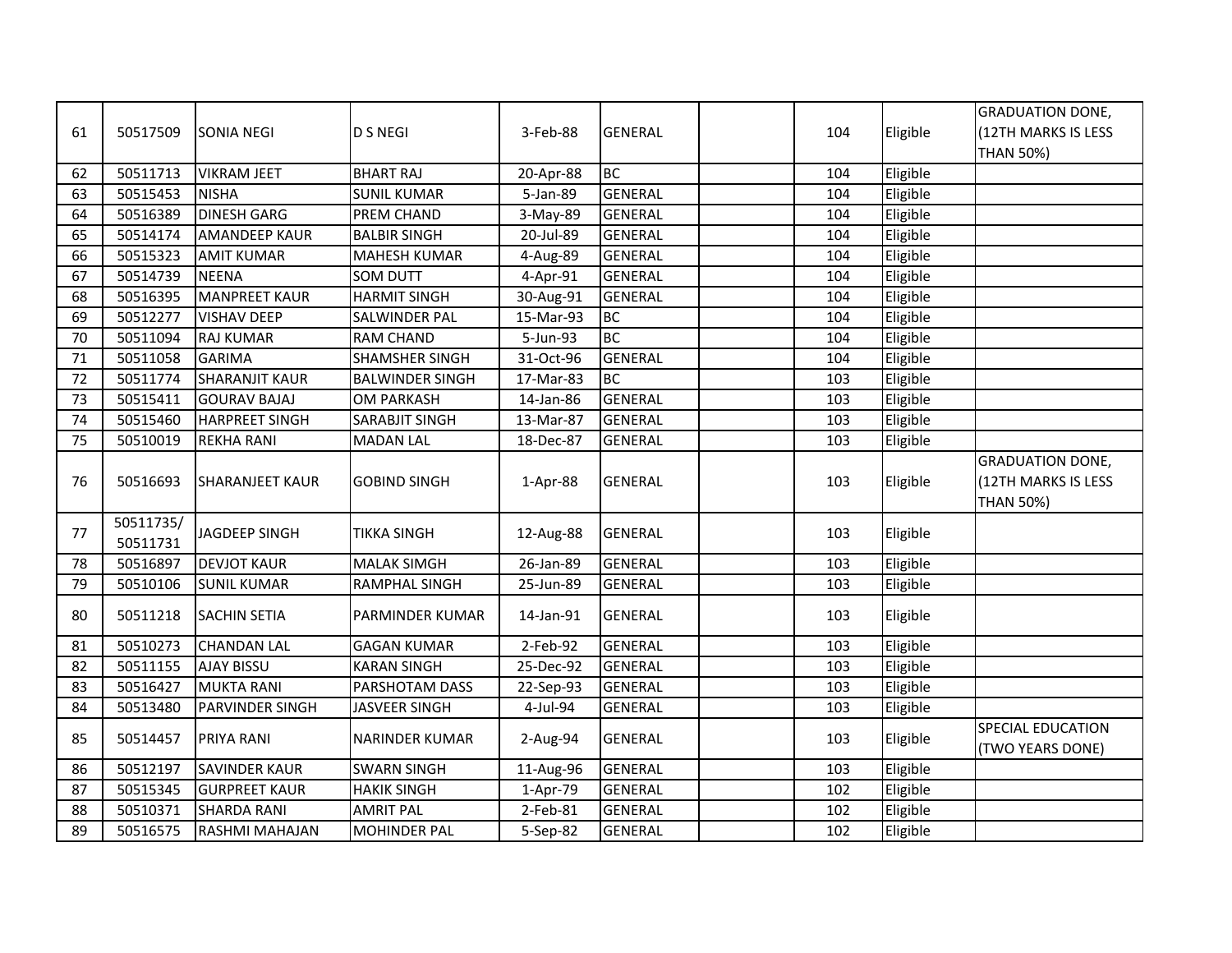| | | | | | | | | | |
|---|---|---|---|---|---|---|---|---|---|
| 61 | 50517509 | SONIA NEGI | D S NEGI | 3-Feb-88 | GENERAL | | 104 | Eligible | GRADUATION DONE, (12TH MARKS IS LESS THAN 50%) |
| 62 | 50511713 | VIKRAM JEET | BHART RAJ | 20-Apr-88 | BC | | 104 | Eligible | |
| 63 | 50515453 | NISHA | SUNIL KUMAR | 5-Jan-89 | GENERAL | | 104 | Eligible | |
| 64 | 50516389 | DINESH GARG | PREM CHAND | 3-May-89 | GENERAL | | 104 | Eligible | |
| 65 | 50514174 | AMANDEEP KAUR | BALBIR SINGH | 20-Jul-89 | GENERAL | | 104 | Eligible | |
| 66 | 50515323 | AMIT KUMAR | MAHESH KUMAR | 4-Aug-89 | GENERAL | | 104 | Eligible | |
| 67 | 50514739 | NEENA | SOM DUTT | 4-Apr-91 | GENERAL | | 104 | Eligible | |
| 68 | 50516395 | MANPREET KAUR | HARMIT SINGH | 30-Aug-91 | GENERAL | | 104 | Eligible | |
| 69 | 50512277 | VISHAV DEEP | SALWINDER PAL | 15-Mar-93 | BC | | 104 | Eligible | |
| 70 | 50511094 | RAJ KUMAR | RAM CHAND | 5-Jun-93 | BC | | 104 | Eligible | |
| 71 | 50511058 | GARIMA | SHAMSHER SINGH | 31-Oct-96 | GENERAL | | 104 | Eligible | |
| 72 | 50511774 | SHARANJIT KAUR | BALWINDER SINGH | 17-Mar-83 | BC | | 103 | Eligible | |
| 73 | 50515411 | GOURAV BAJAJ | OM PARKASH | 14-Jan-86 | GENERAL | | 103 | Eligible | |
| 74 | 50515460 | HARPREET SINGH | SARABJIT SINGH | 13-Mar-87 | GENERAL | | 103 | Eligible | |
| 75 | 50510019 | REKHA RANI | MADAN LAL | 18-Dec-87 | GENERAL | | 103 | Eligible | |
| 76 | 50516693 | SHARANJEET KAUR | GOBIND SINGH | 1-Apr-88 | GENERAL | | 103 | Eligible | GRADUATION DONE, (12TH MARKS IS LESS THAN 50%) |
| 77 | 50511735/ 50511731 | JAGDEEP SINGH | TIKKA SINGH | 12-Aug-88 | GENERAL | | 103 | Eligible | |
| 78 | 50516897 | DEVJOT KAUR | MALAK SIMGH | 26-Jan-89 | GENERAL | | 103 | Eligible | |
| 79 | 50510106 | SUNIL KUMAR | RAMPHAL SINGH | 25-Jun-89 | GENERAL | | 103 | Eligible | |
| 80 | 50511218 | SACHIN SETIA | PARMINDER KUMAR | 14-Jan-91 | GENERAL | | 103 | Eligible | |
| 81 | 50510273 | CHANDAN LAL | GAGAN KUMAR | 2-Feb-92 | GENERAL | | 103 | Eligible | |
| 82 | 50511155 | AJAY BISSU | KARAN SINGH | 25-Dec-92 | GENERAL | | 103 | Eligible | |
| 83 | 50516427 | MUKTA RANI | PARSHOTAM DASS | 22-Sep-93 | GENERAL | | 103 | Eligible | |
| 84 | 50513480 | PARVINDER SINGH | JASVEER SINGH | 4-Jul-94 | GENERAL | | 103 | Eligible | |
| 85 | 50514457 | PRIYA RANI | NARINDER KUMAR | 2-Aug-94 | GENERAL | | 103 | Eligible | SPECIAL EDUCATION (TWO YEARS DONE) |
| 86 | 50512197 | SAVINDER KAUR | SWARN SINGH | 11-Aug-96 | GENERAL | | 103 | Eligible | |
| 87 | 50515345 | GURPREET KAUR | HAKIK SINGH | 1-Apr-79 | GENERAL | | 102 | Eligible | |
| 88 | 50510371 | SHARDA RANI | AMRIT PAL | 2-Feb-81 | GENERAL | | 102 | Eligible | |
| 89 | 50516575 | RASHMI MAHAJAN | MOHINDER PAL | 5-Sep-82 | GENERAL | | 102 | Eligible | |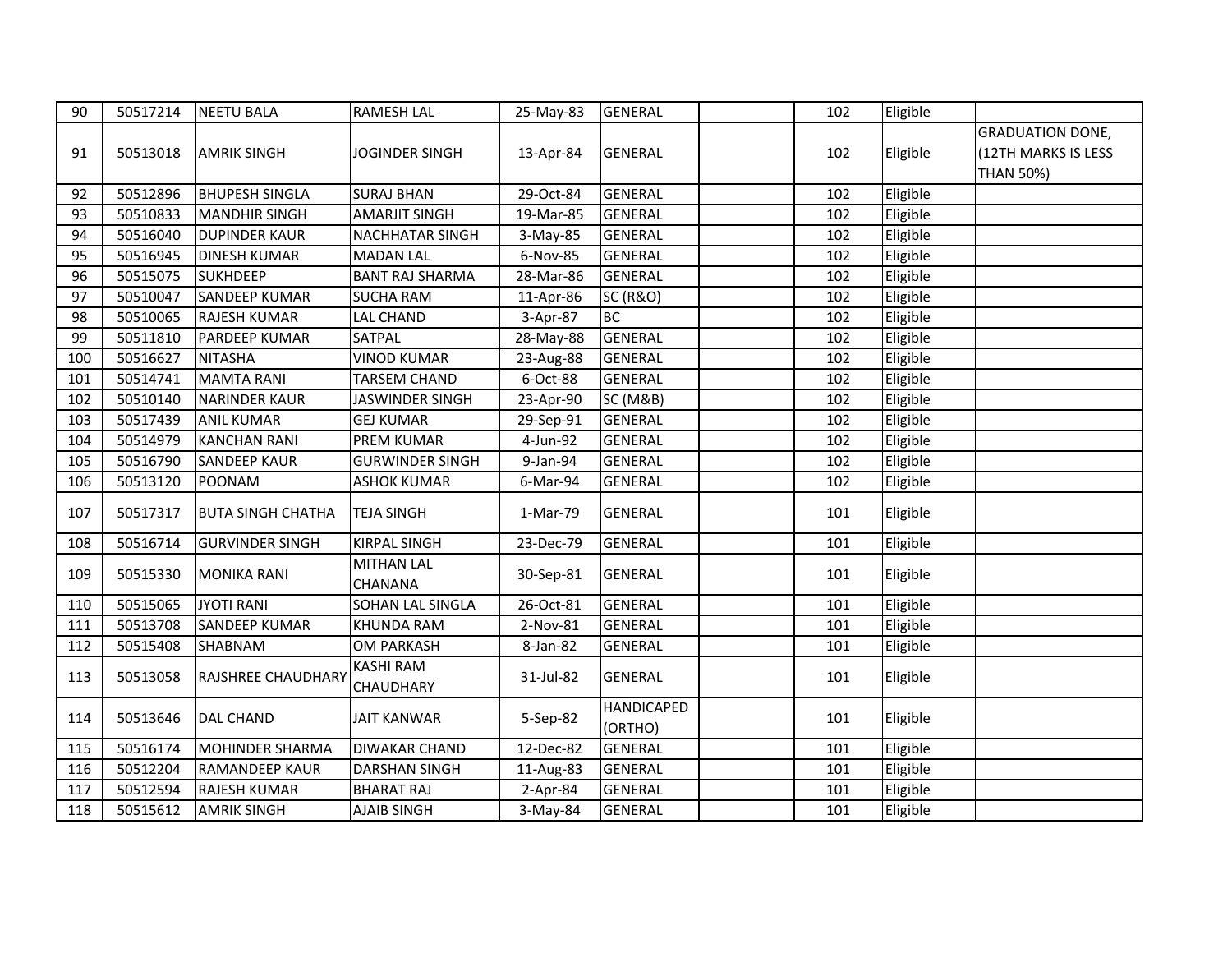| | | | | | | | | | |
|---|---|---|---|---|---|---|---|---|---|
| 90 | 50517214 | NEETU BALA | RAMESH LAL | 25-May-83 | GENERAL | | 102 | Eligible | |
| 91 | 50513018 | AMRIK SINGH | JOGINDER SINGH | 13-Apr-84 | GENERAL | | 102 | Eligible | GRADUATION DONE, (12TH MARKS IS LESS THAN 50%) |
| 92 | 50512896 | BHUPESH SINGLA | SURAJ BHAN | 29-Oct-84 | GENERAL | | 102 | Eligible | |
| 93 | 50510833 | MANDHIR SINGH | AMARJIT SINGH | 19-Mar-85 | GENERAL | | 102 | Eligible | |
| 94 | 50516040 | DUPINDER KAUR | NACHHATAR SINGH | 3-May-85 | GENERAL | | 102 | Eligible | |
| 95 | 50516945 | DINESH KUMAR | MADAN LAL | 6-Nov-85 | GENERAL | | 102 | Eligible | |
| 96 | 50515075 | SUKHDEEP | BANT RAJ SHARMA | 28-Mar-86 | GENERAL | | 102 | Eligible | |
| 97 | 50510047 | SANDEEP KUMAR | SUCHA RAM | 11-Apr-86 | SC (R&O) | | 102 | Eligible | |
| 98 | 50510065 | RAJESH KUMAR | LAL CHAND | 3-Apr-87 | BC | | 102 | Eligible | |
| 99 | 50511810 | PARDEEP KUMAR | SATPAL | 28-May-88 | GENERAL | | 102 | Eligible | |
| 100 | 50516627 | NITASHA | VINOD KUMAR | 23-Aug-88 | GENERAL | | 102 | Eligible | |
| 101 | 50514741 | MAMTA RANI | TARSEM CHAND | 6-Oct-88 | GENERAL | | 102 | Eligible | |
| 102 | 50510140 | NARINDER KAUR | JASWINDER SINGH | 23-Apr-90 | SC (M&B) | | 102 | Eligible | |
| 103 | 50517439 | ANIL KUMAR | GEJ KUMAR | 29-Sep-91 | GENERAL | | 102 | Eligible | |
| 104 | 50514979 | KANCHAN RANI | PREM KUMAR | 4-Jun-92 | GENERAL | | 102 | Eligible | |
| 105 | 50516790 | SANDEEP KAUR | GURWINDER SINGH | 9-Jan-94 | GENERAL | | 102 | Eligible | |
| 106 | 50513120 | POONAM | ASHOK KUMAR | 6-Mar-94 | GENERAL | | 102 | Eligible | |
| 107 | 50517317 | BUTA SINGH CHATHA | TEJA SINGH | 1-Mar-79 | GENERAL | | 101 | Eligible | |
| 108 | 50516714 | GURVINDER SINGH | KIRPAL SINGH | 23-Dec-79 | GENERAL | | 101 | Eligible | |
| 109 | 50515330 | MONIKA RANI | MITHAN LAL CHANANA | 30-Sep-81 | GENERAL | | 101 | Eligible | |
| 110 | 50515065 | JYOTI RANI | SOHAN LAL SINGLA | 26-Oct-81 | GENERAL | | 101 | Eligible | |
| 111 | 50513708 | SANDEEP KUMAR | KHUNDA RAM | 2-Nov-81 | GENERAL | | 101 | Eligible | |
| 112 | 50515408 | SHABNAM | OM PARKASH | 8-Jan-82 | GENERAL | | 101 | Eligible | |
| 113 | 50513058 | RAJSHREE CHAUDHARY | KASHI RAM CHAUDHARY | 31-Jul-82 | GENERAL | | 101 | Eligible | |
| 114 | 50513646 | DAL CHAND | JAIT KANWAR | 5-Sep-82 | HANDICAPED (ORTHO) | | 101 | Eligible | |
| 115 | 50516174 | MOHINDER SHARMA | DIWAKAR CHAND | 12-Dec-82 | GENERAL | | 101 | Eligible | |
| 116 | 50512204 | RAMANDEEP KAUR | DARSHAN SINGH | 11-Aug-83 | GENERAL | | 101 | Eligible | |
| 117 | 50512594 | RAJESH KUMAR | BHARAT RAJ | 2-Apr-84 | GENERAL | | 101 | Eligible | |
| 118 | 50515612 | AMRIK SINGH | AJAIB SINGH | 3-May-84 | GENERAL | | 101 | Eligible | |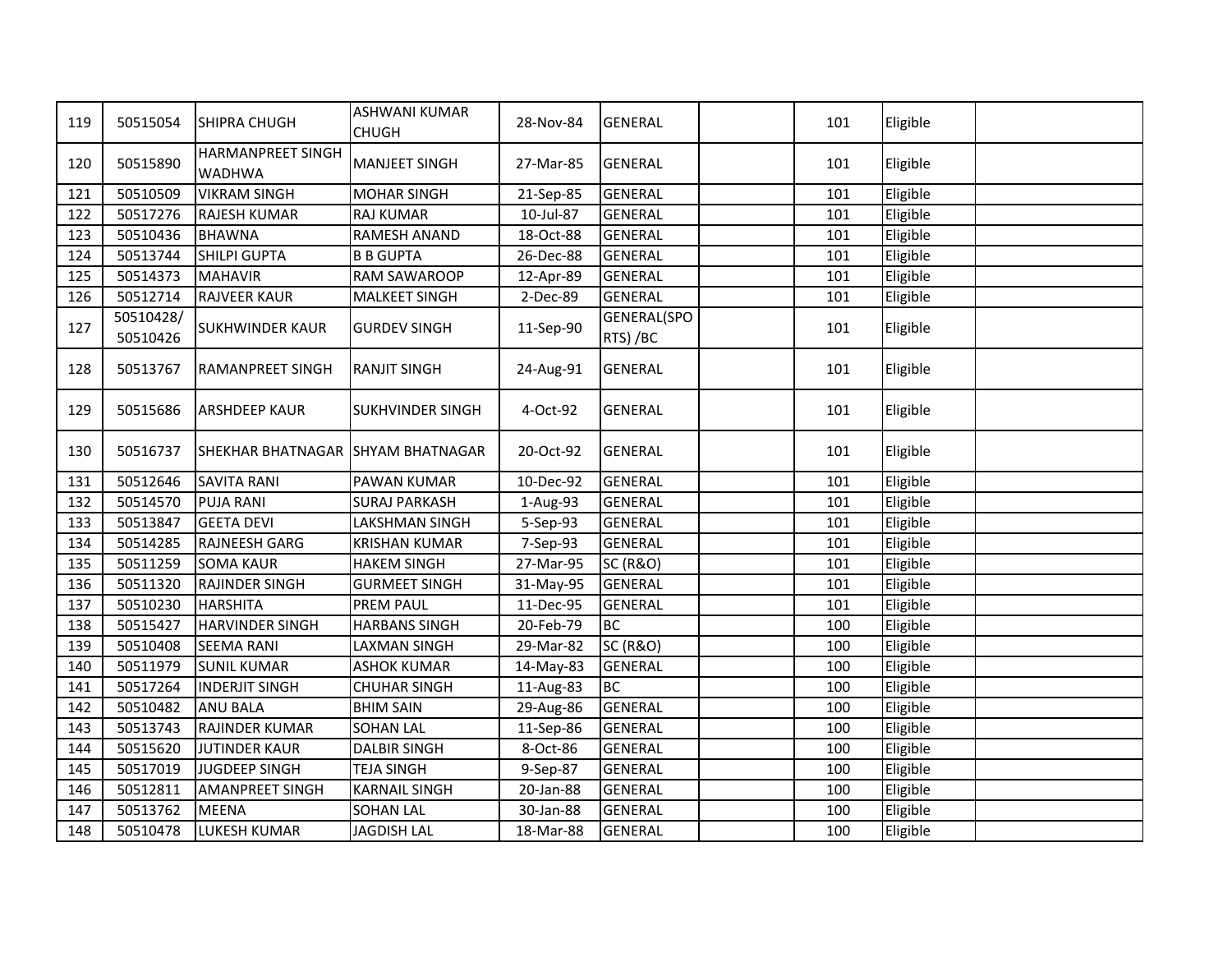| 119 | 50515054 | SHIPRA CHUGH | ASHWANI KUMAR CHUGH | 28-Nov-84 | GENERAL | | 101 | Eligible | |
|---|---|---|---|---|---|---|---|---|---|
| 120 | 50515890 | HARMANPREET SINGH WADHWA | MANJEET SINGH | 27-Mar-85 | GENERAL | | 101 | Eligible | |
| 121 | 50510509 | VIKRAM SINGH | MOHAR SINGH | 21-Sep-85 | GENERAL | | 101 | Eligible | |
| 122 | 50517276 | RAJESH KUMAR | RAJ KUMAR | 10-Jul-87 | GENERAL | | 101 | Eligible | |
| 123 | 50510436 | BHAWNA | RAMESH ANAND | 18-Oct-88 | GENERAL | | 101 | Eligible | |
| 124 | 50513744 | SHILPI GUPTA | B B GUPTA | 26-Dec-88 | GENERAL | | 101 | Eligible | |
| 125 | 50514373 | MAHAVIR | RAM SAWAROOP | 12-Apr-89 | GENERAL | | 101 | Eligible | |
| 126 | 50512714 | RAJVEER KAUR | MALKEET SINGH | 2-Dec-89 | GENERAL | | 101 | Eligible | |
| 127 | 50510428/ 50510426 | SUKHWINDER KAUR | GURDEV SINGH | 11-Sep-90 | GENERAL(SPORTS) /BC | | 101 | Eligible | |
| 128 | 50513767 | RAMANPREET SINGH | RANJIT SINGH | 24-Aug-91 | GENERAL | | 101 | Eligible | |
| 129 | 50515686 | ARSHDEEP KAUR | SUKHVINDER SINGH | 4-Oct-92 | GENERAL | | 101 | Eligible | |
| 130 | 50516737 | SHEKHAR BHATNAGAR | SHYAM BHATNAGAR | 20-Oct-92 | GENERAL | | 101 | Eligible | |
| 131 | 50512646 | SAVITA RANI | PAWAN KUMAR | 10-Dec-92 | GENERAL | | 101 | Eligible | |
| 132 | 50514570 | PUJA RANI | SURAJ PARKASH | 1-Aug-93 | GENERAL | | 101 | Eligible | |
| 133 | 50513847 | GEETA DEVI | LAKSHMAN SINGH | 5-Sep-93 | GENERAL | | 101 | Eligible | |
| 134 | 50514285 | RAJNEESH GARG | KRISHAN KUMAR | 7-Sep-93 | GENERAL | | 101 | Eligible | |
| 135 | 50511259 | SOMA KAUR | HAKEM SINGH | 27-Mar-95 | SC (R&O) | | 101 | Eligible | |
| 136 | 50511320 | RAJINDER SINGH | GURMEET SINGH | 31-May-95 | GENERAL | | 101 | Eligible | |
| 137 | 50510230 | HARSHITA | PREM PAUL | 11-Dec-95 | GENERAL | | 101 | Eligible | |
| 138 | 50515427 | HARVINDER SINGH | HARBANS SINGH | 20-Feb-79 | BC | | 100 | Eligible | |
| 139 | 50510408 | SEEMA RANI | LAXMAN SINGH | 29-Mar-82 | SC (R&O) | | 100 | Eligible | |
| 140 | 50511979 | SUNIL KUMAR | ASHOK KUMAR | 14-May-83 | GENERAL | | 100 | Eligible | |
| 141 | 50517264 | INDERJIT SINGH | CHUHAR SINGH | 11-Aug-83 | BC | | 100 | Eligible | |
| 142 | 50510482 | ANU BALA | BHIM SAIN | 29-Aug-86 | GENERAL | | 100 | Eligible | |
| 143 | 50513743 | RAJINDER KUMAR | SOHAN LAL | 11-Sep-86 | GENERAL | | 100 | Eligible | |
| 144 | 50515620 | JUTINDER KAUR | DALBIR SINGH | 8-Oct-86 | GENERAL | | 100 | Eligible | |
| 145 | 50517019 | JUGDEEP SINGH | TEJA SINGH | 9-Sep-87 | GENERAL | | 100 | Eligible | |
| 146 | 50512811 | AMANPREET SINGH | KARNAIL SINGH | 20-Jan-88 | GENERAL | | 100 | Eligible | |
| 147 | 50513762 | MEENA | SOHAN LAL | 30-Jan-88 | GENERAL | | 100 | Eligible | |
| 148 | 50510478 | LUKESH KUMAR | JAGDISH LAL | 18-Mar-88 | GENERAL | | 100 | Eligible | |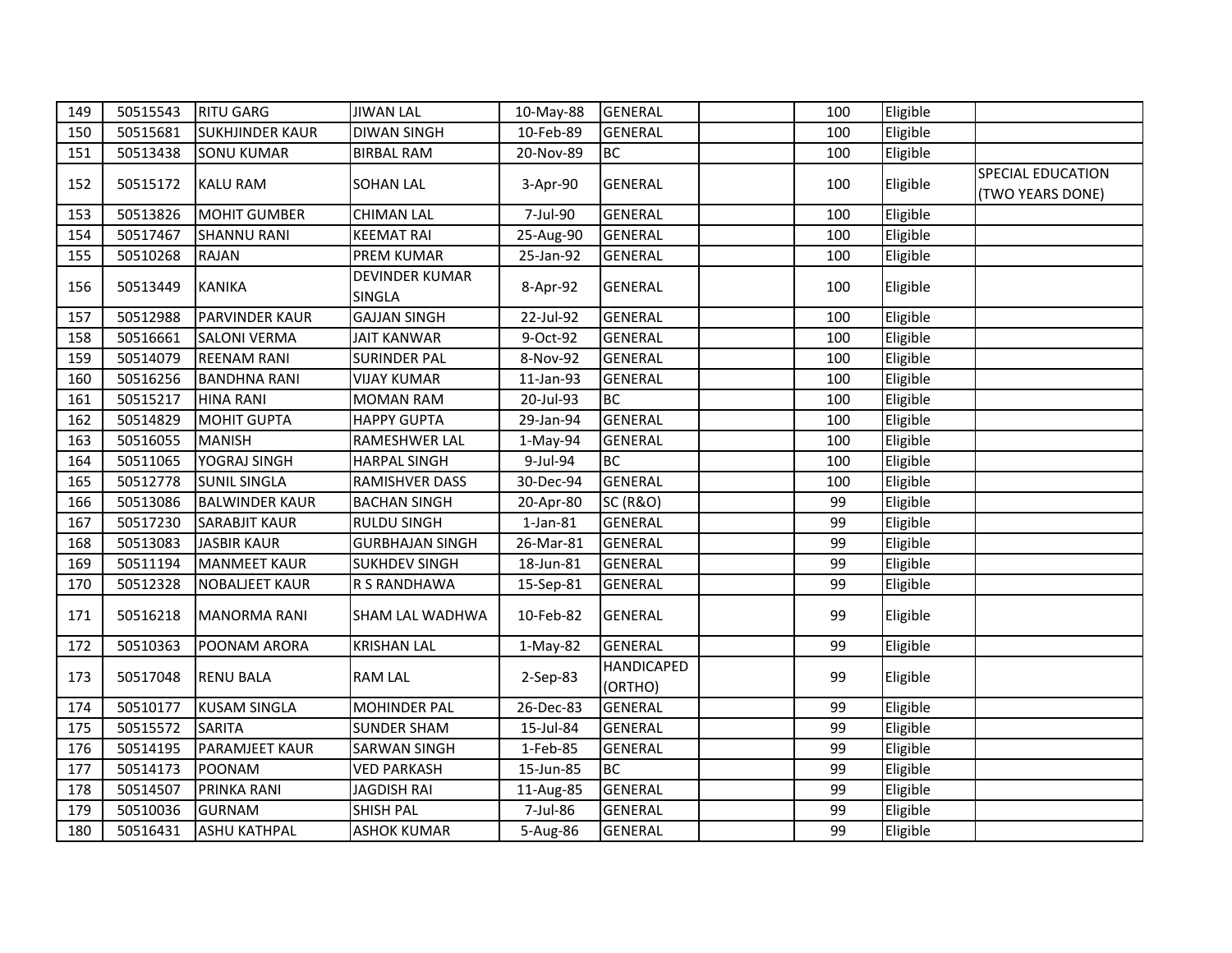| | | | | | | | | | |
|---|---|---|---|---|---|---|---|---|---|
| 149 | 50515543 | RITU GARG | JIWAN LAL | 10-May-88 | GENERAL | | 100 | Eligible | |
| 150 | 50515681 | SUKHJINDER KAUR | DIWAN SINGH | 10-Feb-89 | GENERAL | | 100 | Eligible | |
| 151 | 50513438 | SONU KUMAR | BIRBAL RAM | 20-Nov-89 | BC | | 100 | Eligible | |
| 152 | 50515172 | KALU RAM | SOHAN LAL | 3-Apr-90 | GENERAL | | 100 | Eligible | SPECIAL EDUCATION (TWO YEARS DONE) |
| 153 | 50513826 | MOHIT GUMBER | CHIMAN LAL | 7-Jul-90 | GENERAL | | 100 | Eligible | |
| 154 | 50517467 | SHANNU RANI | KEEMAT RAI | 25-Aug-90 | GENERAL | | 100 | Eligible | |
| 155 | 50510268 | RAJAN | PREM KUMAR | 25-Jan-92 | GENERAL | | 100 | Eligible | |
| 156 | 50513449 | KANIKA | DEVINDER KUMAR SINGLA | 8-Apr-92 | GENERAL | | 100 | Eligible | |
| 157 | 50512988 | PARVINDER KAUR | GAJJAN SINGH | 22-Jul-92 | GENERAL | | 100 | Eligible | |
| 158 | 50516661 | SALONI VERMA | JAIT KANWAR | 9-Oct-92 | GENERAL | | 100 | Eligible | |
| 159 | 50514079 | REENAM RANI | SURINDER PAL | 8-Nov-92 | GENERAL | | 100 | Eligible | |
| 160 | 50516256 | BANDHNA RANI | VIJAY KUMAR | 11-Jan-93 | GENERAL | | 100 | Eligible | |
| 161 | 50515217 | HINA RANI | MOMAN RAM | 20-Jul-93 | BC | | 100 | Eligible | |
| 162 | 50514829 | MOHIT GUPTA | HAPPY GUPTA | 29-Jan-94 | GENERAL | | 100 | Eligible | |
| 163 | 50516055 | MANISH | RAMESHWER LAL | 1-May-94 | GENERAL | | 100 | Eligible | |
| 164 | 50511065 | YOGRAJ SINGH | HARPAL SINGH | 9-Jul-94 | BC | | 100 | Eligible | |
| 165 | 50512778 | SUNIL SINGLA | RAMISHVER DASS | 30-Dec-94 | GENERAL | | 100 | Eligible | |
| 166 | 50513086 | BALWINDER KAUR | BACHAN SINGH | 20-Apr-80 | SC (R&O) | | 99 | Eligible | |
| 167 | 50517230 | SARABJIT KAUR | RULDU SINGH | 1-Jan-81 | GENERAL | | 99 | Eligible | |
| 168 | 50513083 | JASBIR KAUR | GURBHAJAN SINGH | 26-Mar-81 | GENERAL | | 99 | Eligible | |
| 169 | 50511194 | MANMEET KAUR | SUKHDEV SINGH | 18-Jun-81 | GENERAL | | 99 | Eligible | |
| 170 | 50512328 | NOBALJEET KAUR | R S RANDHAWA | 15-Sep-81 | GENERAL | | 99 | Eligible | |
| 171 | 50516218 | MANORMA RANI | SHAM LAL WADHWA | 10-Feb-82 | GENERAL | | 99 | Eligible | |
| 172 | 50510363 | POONAM ARORA | KRISHAN LAL | 1-May-82 | GENERAL | | 99 | Eligible | |
| 173 | 50517048 | RENU BALA | RAM LAL | 2-Sep-83 | HANDICAPED (ORTHO) | | 99 | Eligible | |
| 174 | 50510177 | KUSAM SINGLA | MOHINDER PAL | 26-Dec-83 | GENERAL | | 99 | Eligible | |
| 175 | 50515572 | SARITA | SUNDER SHAM | 15-Jul-84 | GENERAL | | 99 | Eligible | |
| 176 | 50514195 | PARAMJEET KAUR | SARWAN SINGH | 1-Feb-85 | GENERAL | | 99 | Eligible | |
| 177 | 50514173 | POONAM | VED PARKASH | 15-Jun-85 | BC | | 99 | Eligible | |
| 178 | 50514507 | PRINKA RANI | JAGDISH RAI | 11-Aug-85 | GENERAL | | 99 | Eligible | |
| 179 | 50510036 | GURNAM | SHISH PAL | 7-Jul-86 | GENERAL | | 99 | Eligible | |
| 180 | 50516431 | ASHU KATHPAL | ASHOK KUMAR | 5-Aug-86 | GENERAL | | 99 | Eligible | |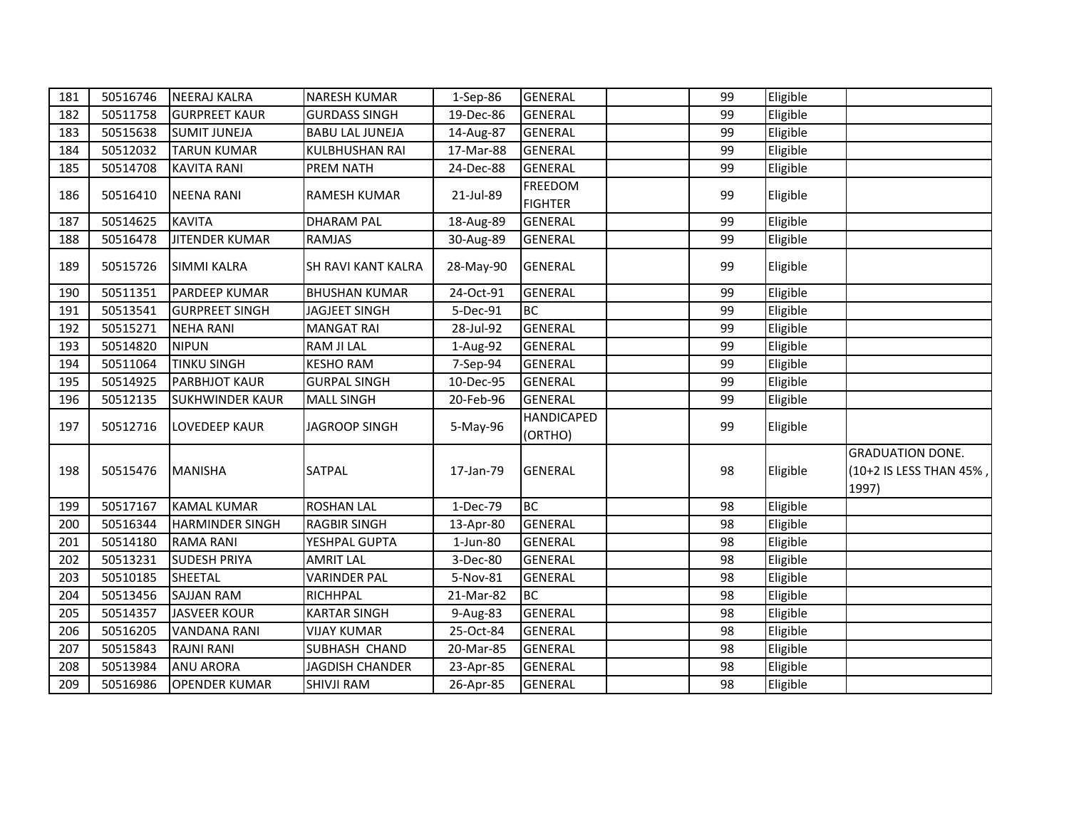| | | | | | | | | | |
|---|---|---|---|---|---|---|---|---|---|
| 181 | 50516746 | NEERAJ KALRA | NARESH KUMAR | 1-Sep-86 | GENERAL | | 99 | Eligible | |
| 182 | 50511758 | GURPREET KAUR | GURDASS SINGH | 19-Dec-86 | GENERAL | | 99 | Eligible | |
| 183 | 50515638 | SUMIT JUNEJA | BABU LAL JUNEJA | 14-Aug-87 | GENERAL | | 99 | Eligible | |
| 184 | 50512032 | TARUN KUMAR | KULBHUSHAN RAI | 17-Mar-88 | GENERAL | | 99 | Eligible | |
| 185 | 50514708 | KAVITA RANI | PREM NATH | 24-Dec-88 | GENERAL | | 99 | Eligible | |
| 186 | 50516410 | NEENA RANI | RAMESH KUMAR | 21-Jul-89 | FREEDOM FIGHTER | | 99 | Eligible | |
| 187 | 50514625 | KAVITA | DHARAM PAL | 18-Aug-89 | GENERAL | | 99 | Eligible | |
| 188 | 50516478 | JITENDER KUMAR | RAMJAS | 30-Aug-89 | GENERAL | | 99 | Eligible | |
| 189 | 50515726 | SIMMI KALRA | SH RAVI KANT KALRA | 28-May-90 | GENERAL | | 99 | Eligible | |
| 190 | 50511351 | PARDEEP KUMAR | BHUSHAN KUMAR | 24-Oct-91 | GENERAL | | 99 | Eligible | |
| 191 | 50513541 | GURPREET SINGH | JAGJEET SINGH | 5-Dec-91 | BC | | 99 | Eligible | |
| 192 | 50515271 | NEHA RANI | MANGAT RAI | 28-Jul-92 | GENERAL | | 99 | Eligible | |
| 193 | 50514820 | NIPUN | RAM JI LAL | 1-Aug-92 | GENERAL | | 99 | Eligible | |
| 194 | 50511064 | TINKU SINGH | KESHO RAM | 7-Sep-94 | GENERAL | | 99 | Eligible | |
| 195 | 50514925 | PARBHJOT KAUR | GURPAL SINGH | 10-Dec-95 | GENERAL | | 99 | Eligible | |
| 196 | 50512135 | SUKHWINDER KAUR | MALL SINGH | 20-Feb-96 | GENERAL | | 99 | Eligible | |
| 197 | 50512716 | LOVEDEEP KAUR | JAGROOP SINGH | 5-May-96 | HANDICAPED (ORTHO) | | 99 | Eligible | |
| 198 | 50515476 | MANISHA | SATPAL | 17-Jan-79 | GENERAL | | 98 | Eligible | GRADUATION DONE. (10+2 IS LESS THAN 45% , 1997) |
| 199 | 50517167 | KAMAL KUMAR | ROSHAN LAL | 1-Dec-79 | BC | | 98 | Eligible | |
| 200 | 50516344 | HARMINDER SINGH | RAGBIR SINGH | 13-Apr-80 | GENERAL | | 98 | Eligible | |
| 201 | 50514180 | RAMA RANI | YESHPAL GUPTA | 1-Jun-80 | GENERAL | | 98 | Eligible | |
| 202 | 50513231 | SUDESH PRIYA | AMRIT LAL | 3-Dec-80 | GENERAL | | 98 | Eligible | |
| 203 | 50510185 | SHEETAL | VARINDER PAL | 5-Nov-81 | GENERAL | | 98 | Eligible | |
| 204 | 50513456 | SAJJAN RAM | RICHHPAL | 21-Mar-82 | BC | | 98 | Eligible | |
| 205 | 50514357 | JASVEER KOUR | KARTAR SINGH | 9-Aug-83 | GENERAL | | 98 | Eligible | |
| 206 | 50516205 | VANDANA RANI | VIJAY KUMAR | 25-Oct-84 | GENERAL | | 98 | Eligible | |
| 207 | 50515843 | RAJNI RANI | SUBHASH CHAND | 20-Mar-85 | GENERAL | | 98 | Eligible | |
| 208 | 50513984 | ANU ARORA | JAGDISH CHANDER | 23-Apr-85 | GENERAL | | 98 | Eligible | |
| 209 | 50516986 | OPENDER KUMAR | SHIVJI RAM | 26-Apr-85 | GENERAL | | 98 | Eligible | |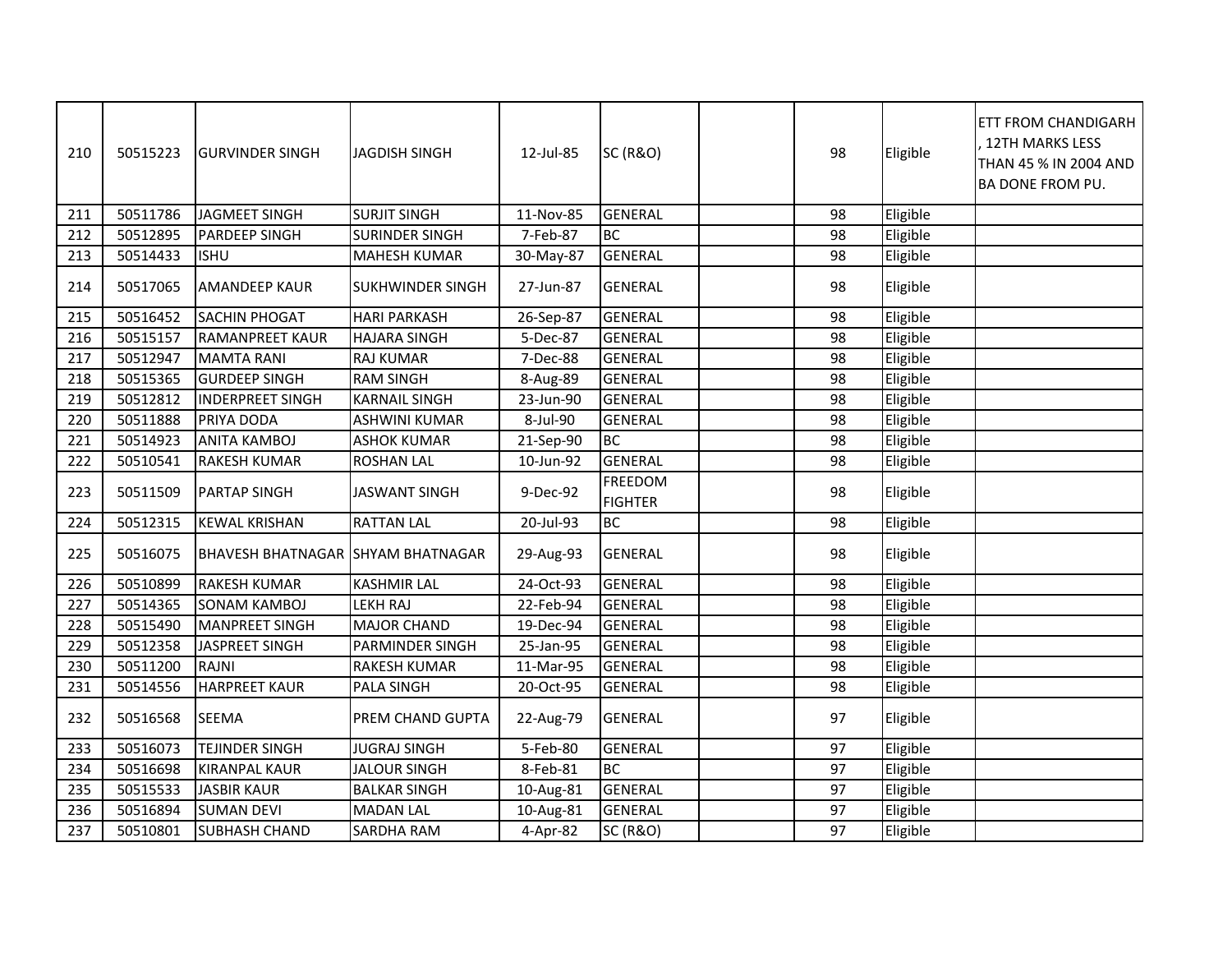| 210 | 50515223 | GURVINDER SINGH | JAGDISH SINGH | 12-Jul-85 | SC (R&O) | | 98 | Eligible | ETT FROM CHANDIGARH , 12TH MARKS LESS THAN 45 % IN 2004 AND BA DONE FROM PU. |
|---|---|---|---|---|---|---|---|---|---|
| 211 | 50511786 | JAGMEET SINGH | SURJIT SINGH | 11-Nov-85 | GENERAL | | 98 | Eligible | |
| 212 | 50512895 | PARDEEP SINGH | SURINDER SINGH | 7-Feb-87 | BC | | 98 | Eligible | |
| 213 | 50514433 | ISHU | MAHESH KUMAR | 30-May-87 | GENERAL | | 98 | Eligible | |
| 214 | 50517065 | AMANDEEP KAUR | SUKHWINDER SINGH | 27-Jun-87 | GENERAL | | 98 | Eligible | |
| 215 | 50516452 | SACHIN PHOGAT | HARI PARKASH | 26-Sep-87 | GENERAL | | 98 | Eligible | |
| 216 | 50515157 | RAMANPREET KAUR | HAJARA SINGH | 5-Dec-87 | GENERAL | | 98 | Eligible | |
| 217 | 50512947 | MAMTA RANI | RAJ KUMAR | 7-Dec-88 | GENERAL | | 98 | Eligible | |
| 218 | 50515365 | GURDEEP SINGH | RAM SINGH | 8-Aug-89 | GENERAL | | 98 | Eligible | |
| 219 | 50512812 | INDERPREET SINGH | KARNAIL SINGH | 23-Jun-90 | GENERAL | | 98 | Eligible | |
| 220 | 50511888 | PRIYA DODA | ASHWINI KUMAR | 8-Jul-90 | GENERAL | | 98 | Eligible | |
| 221 | 50514923 | ANITA KAMBOJ | ASHOK KUMAR | 21-Sep-90 | BC | | 98 | Eligible | |
| 222 | 50510541 | RAKESH KUMAR | ROSHAN LAL | 10-Jun-92 | GENERAL | | 98 | Eligible | |
| 223 | 50511509 | PARTAP SINGH | JASWANT SINGH | 9-Dec-92 | FREEDOM FIGHTER | | 98 | Eligible | |
| 224 | 50512315 | KEWAL KRISHAN | RATTAN LAL | 20-Jul-93 | BC | | 98 | Eligible | |
| 225 | 50516075 | BHAVESH BHATNAGAR | SHYAM BHATNAGAR | 29-Aug-93 | GENERAL | | 98 | Eligible | |
| 226 | 50510899 | RAKESH KUMAR | KASHMIR LAL | 24-Oct-93 | GENERAL | | 98 | Eligible | |
| 227 | 50514365 | SONAM KAMBOJ | LEKH RAJ | 22-Feb-94 | GENERAL | | 98 | Eligible | |
| 228 | 50515490 | MANPREET SINGH | MAJOR CHAND | 19-Dec-94 | GENERAL | | 98 | Eligible | |
| 229 | 50512358 | JASPREET SINGH | PARMINDER SINGH | 25-Jan-95 | GENERAL | | 98 | Eligible | |
| 230 | 50511200 | RAJNI | RAKESH KUMAR | 11-Mar-95 | GENERAL | | 98 | Eligible | |
| 231 | 50514556 | HARPREET KAUR | PALA SINGH | 20-Oct-95 | GENERAL | | 98 | Eligible | |
| 232 | 50516568 | SEEMA | PREM CHAND GUPTA | 22-Aug-79 | GENERAL | | 97 | Eligible | |
| 233 | 50516073 | TEJINDER SINGH | JUGRAJ SINGH | 5-Feb-80 | GENERAL | | 97 | Eligible | |
| 234 | 50516698 | KIRANPAL KAUR | JALOUR SINGH | 8-Feb-81 | BC | | 97 | Eligible | |
| 235 | 50515533 | JASBIR KAUR | BALKAR SINGH | 10-Aug-81 | GENERAL | | 97 | Eligible | |
| 236 | 50516894 | SUMAN DEVI | MADAN LAL | 10-Aug-81 | GENERAL | | 97 | Eligible | |
| 237 | 50510801 | SUBHASH CHAND | SARDHA RAM | 4-Apr-82 | SC (R&O) | | 97 | Eligible | |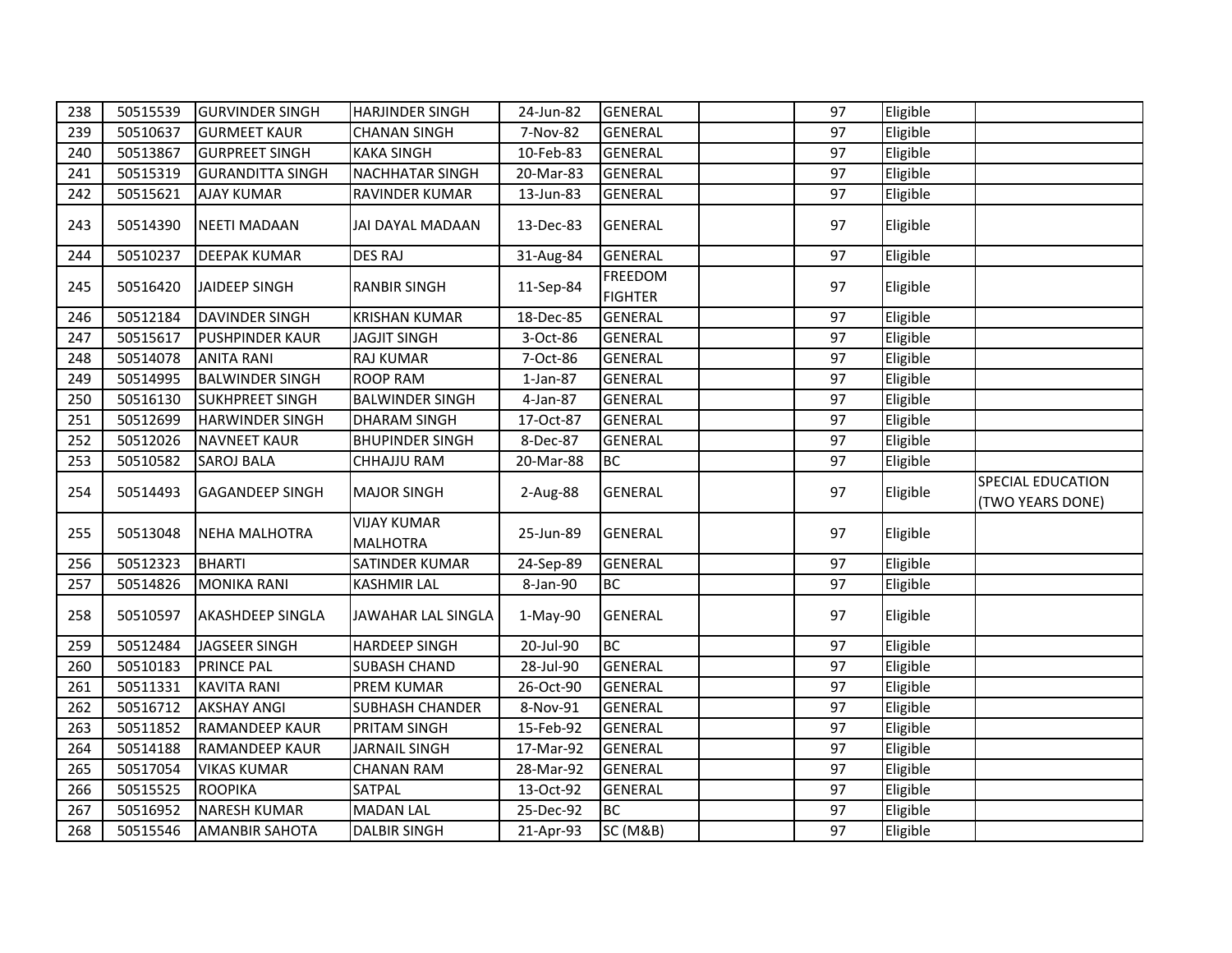| | | | | | | | | | |
|---|---|---|---|---|---|---|---|---|---|
| 238 | 50515539 | GURVINDER SINGH | HARJINDER SINGH | 24-Jun-82 | GENERAL | | 97 | Eligible | |
| 239 | 50510637 | GURMEET KAUR | CHANAN SINGH | 7-Nov-82 | GENERAL | | 97 | Eligible | |
| 240 | 50513867 | GURPREET SINGH | KAKA SINGH | 10-Feb-83 | GENERAL | | 97 | Eligible | |
| 241 | 50515319 | GURANDITTA SINGH | NACHHATAR SINGH | 20-Mar-83 | GENERAL | | 97 | Eligible | |
| 242 | 50515621 | AJAY KUMAR | RAVINDER KUMAR | 13-Jun-83 | GENERAL | | 97 | Eligible | |
| 243 | 50514390 | NEETI MADAAN | JAI DAYAL MADAAN | 13-Dec-83 | GENERAL | | 97 | Eligible | |
| 244 | 50510237 | DEEPAK KUMAR | DES RAJ | 31-Aug-84 | GENERAL | | 97 | Eligible | |
| 245 | 50516420 | JAIDEEP SINGH | RANBIR SINGH | 11-Sep-84 | FREEDOM FIGHTER | | 97 | Eligible | |
| 246 | 50512184 | DAVINDER SINGH | KRISHAN KUMAR | 18-Dec-85 | GENERAL | | 97 | Eligible | |
| 247 | 50515617 | PUSHPINDER KAUR | JAGJIT SINGH | 3-Oct-86 | GENERAL | | 97 | Eligible | |
| 248 | 50514078 | ANITA RANI | RAJ KUMAR | 7-Oct-86 | GENERAL | | 97 | Eligible | |
| 249 | 50514995 | BALWINDER SINGH | ROOP RAM | 1-Jan-87 | GENERAL | | 97 | Eligible | |
| 250 | 50516130 | SUKHPREET SINGH | BALWINDER SINGH | 4-Jan-87 | GENERAL | | 97 | Eligible | |
| 251 | 50512699 | HARWINDER SINGH | DHARAM SINGH | 17-Oct-87 | GENERAL | | 97 | Eligible | |
| 252 | 50512026 | NAVNEET KAUR | BHUPINDER SINGH | 8-Dec-87 | GENERAL | | 97 | Eligible | |
| 253 | 50510582 | SAROJ BALA | CHHAJJU RAM | 20-Mar-88 | BC | | 97 | Eligible | |
| 254 | 50514493 | GAGANDEEP SINGH | MAJOR SINGH | 2-Aug-88 | GENERAL | | 97 | Eligible | SPECIAL EDUCATION (TWO YEARS DONE) |
| 255 | 50513048 | NEHA MALHOTRA | VIJAY KUMAR MALHOTRA | 25-Jun-89 | GENERAL | | 97 | Eligible | |
| 256 | 50512323 | BHARTI | SATINDER KUMAR | 24-Sep-89 | GENERAL | | 97 | Eligible | |
| 257 | 50514826 | MONIKA RANI | KASHMIR LAL | 8-Jan-90 | BC | | 97 | Eligible | |
| 258 | 50510597 | AKASHDEEP SINGLA | JAWAHAR LAL SINGLA | 1-May-90 | GENERAL | | 97 | Eligible | |
| 259 | 50512484 | JAGSEER SINGH | HARDEEP SINGH | 20-Jul-90 | BC | | 97 | Eligible | |
| 260 | 50510183 | PRINCE PAL | SUBASH CHAND | 28-Jul-90 | GENERAL | | 97 | Eligible | |
| 261 | 50511331 | KAVITA RANI | PREM KUMAR | 26-Oct-90 | GENERAL | | 97 | Eligible | |
| 262 | 50516712 | AKSHAY ANGI | SUBHASH CHANDER | 8-Nov-91 | GENERAL | | 97 | Eligible | |
| 263 | 50511852 | RAMANDEEP KAUR | PRITAM SINGH | 15-Feb-92 | GENERAL | | 97 | Eligible | |
| 264 | 50514188 | RAMANDEEP KAUR | JARNAIL SINGH | 17-Mar-92 | GENERAL | | 97 | Eligible | |
| 265 | 50517054 | VIKAS KUMAR | CHANAN RAM | 28-Mar-92 | GENERAL | | 97 | Eligible | |
| 266 | 50515525 | ROOPIKA | SATPAL | 13-Oct-92 | GENERAL | | 97 | Eligible | |
| 267 | 50516952 | NARESH KUMAR | MADAN LAL | 25-Dec-92 | BC | | 97 | Eligible | |
| 268 | 50515546 | AMANBIR SAHOTA | DALBIR SINGH | 21-Apr-93 | SC (M&B) | | 97 | Eligible | |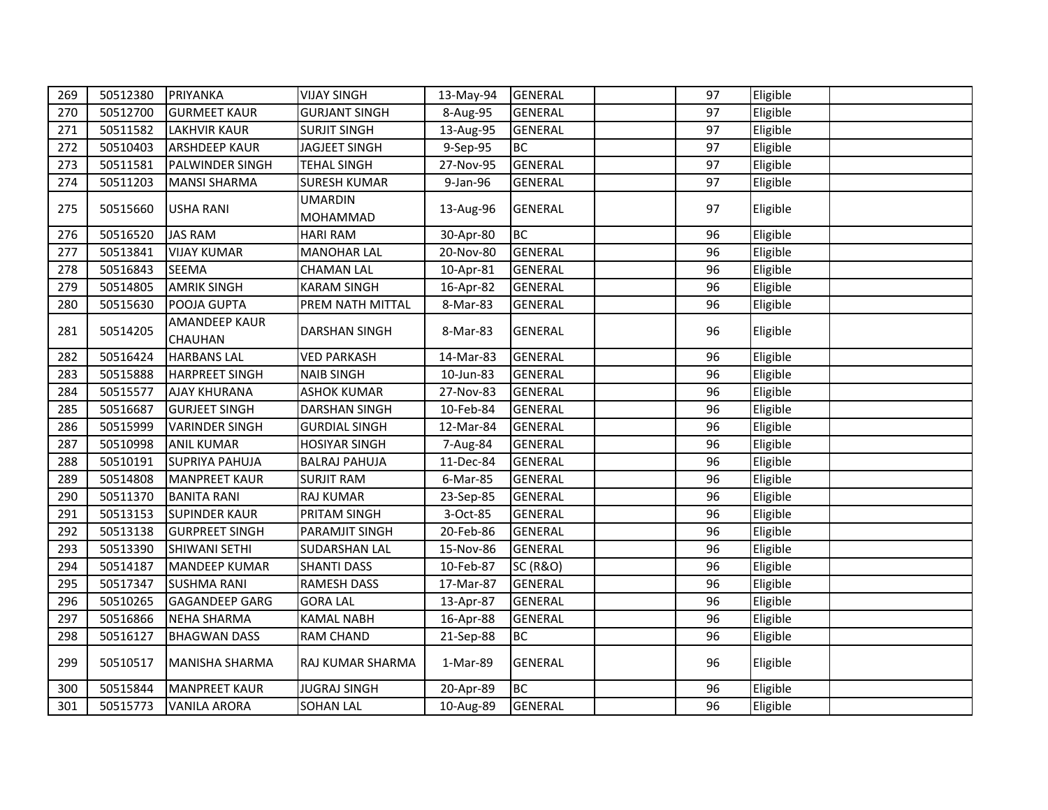| | | | | | | | | | |
|---|---|---|---|---|---|---|---|---|---|
| 269 | 50512380 | PRIYANKA | VIJAY SINGH | 13-May-94 | GENERAL | | 97 | Eligible | |
| 270 | 50512700 | GURMEET KAUR | GURJANT SINGH | 8-Aug-95 | GENERAL | | 97 | Eligible | |
| 271 | 50511582 | LAKHVIR KAUR | SURJIT SINGH | 13-Aug-95 | GENERAL | | 97 | Eligible | |
| 272 | 50510403 | ARSHDEEP KAUR | JAGJEET SINGH | 9-Sep-95 | BC | | 97 | Eligible | |
| 273 | 50511581 | PALWINDER SINGH | TEHAL SINGH | 27-Nov-95 | GENERAL | | 97 | Eligible | |
| 274 | 50511203 | MANSI SHARMA | SURESH KUMAR | 9-Jan-96 | GENERAL | | 97 | Eligible | |
| 275 | 50515660 | USHA RANI | UMARDIN MOHAMMAD | 13-Aug-96 | GENERAL | | 97 | Eligible | |
| 276 | 50516520 | JAS RAM | HARI RAM | 30-Apr-80 | BC | | 96 | Eligible | |
| 277 | 50513841 | VIJAY KUMAR | MANOHAR LAL | 20-Nov-80 | GENERAL | | 96 | Eligible | |
| 278 | 50516843 | SEEMA | CHAMAN LAL | 10-Apr-81 | GENERAL | | 96 | Eligible | |
| 279 | 50514805 | AMRIK SINGH | KARAM SINGH | 16-Apr-82 | GENERAL | | 96 | Eligible | |
| 280 | 50515630 | POOJA GUPTA | PREM NATH MITTAL | 8-Mar-83 | GENERAL | | 96 | Eligible | |
| 281 | 50514205 | AMANDEEP KAUR CHAUHAN | DARSHAN SINGH | 8-Mar-83 | GENERAL | | 96 | Eligible | |
| 282 | 50516424 | HARBANS LAL | VED PARKASH | 14-Mar-83 | GENERAL | | 96 | Eligible | |
| 283 | 50515888 | HARPREET SINGH | NAIB SINGH | 10-Jun-83 | GENERAL | | 96 | Eligible | |
| 284 | 50515577 | AJAY KHURANA | ASHOK KUMAR | 27-Nov-83 | GENERAL | | 96 | Eligible | |
| 285 | 50516687 | GURJEET SINGH | DARSHAN SINGH | 10-Feb-84 | GENERAL | | 96 | Eligible | |
| 286 | 50515999 | VARINDER SINGH | GURDIAL SINGH | 12-Mar-84 | GENERAL | | 96 | Eligible | |
| 287 | 50510998 | ANIL KUMAR | HOSIYAR SINGH | 7-Aug-84 | GENERAL | | 96 | Eligible | |
| 288 | 50510191 | SUPRIYA PAHUJA | BALRAJ PAHUJA | 11-Dec-84 | GENERAL | | 96 | Eligible | |
| 289 | 50514808 | MANPREET KAUR | SURJIT RAM | 6-Mar-85 | GENERAL | | 96 | Eligible | |
| 290 | 50511370 | BANITA RANI | RAJ KUMAR | 23-Sep-85 | GENERAL | | 96 | Eligible | |
| 291 | 50513153 | SUPINDER KAUR | PRITAM SINGH | 3-Oct-85 | GENERAL | | 96 | Eligible | |
| 292 | 50513138 | GURPREET SINGH | PARAMJIT SINGH | 20-Feb-86 | GENERAL | | 96 | Eligible | |
| 293 | 50513390 | SHIWANI SETHI | SUDARSHAN LAL | 15-Nov-86 | GENERAL | | 96 | Eligible | |
| 294 | 50514187 | MANDEEP KUMAR | SHANTI DASS | 10-Feb-87 | SC (R&O) | | 96 | Eligible | |
| 295 | 50517347 | SUSHMA RANI | RAMESH DASS | 17-Mar-87 | GENERAL | | 96 | Eligible | |
| 296 | 50510265 | GAGANDEEP GARG | GORA LAL | 13-Apr-87 | GENERAL | | 96 | Eligible | |
| 297 | 50516866 | NEHA SHARMA | KAMAL NABH | 16-Apr-88 | GENERAL | | 96 | Eligible | |
| 298 | 50516127 | BHAGWAN DASS | RAM CHAND | 21-Sep-88 | BC | | 96 | Eligible | |
| 299 | 50510517 | MANISHA SHARMA | RAJ KUMAR SHARMA | 1-Mar-89 | GENERAL | | 96 | Eligible | |
| 300 | 50515844 | MANPREET KAUR | JUGRAJ SINGH | 20-Apr-89 | BC | | 96 | Eligible | |
| 301 | 50515773 | VANILA ARORA | SOHAN LAL | 10-Aug-89 | GENERAL | | 96 | Eligible | |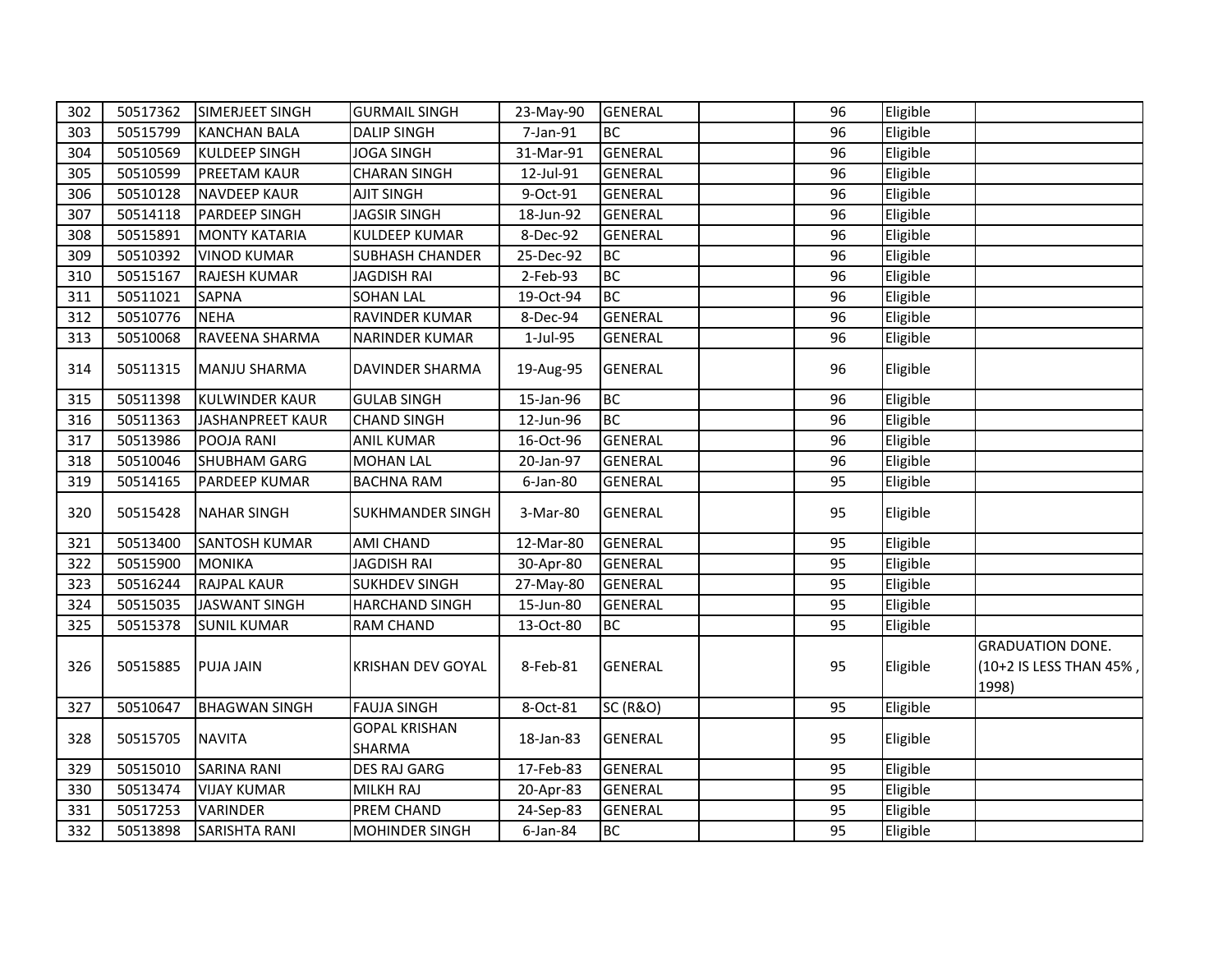| | | | | | | | | | |
|---|---|---|---|---|---|---|---|---|---|
| 302 | 50517362 | SIMERJEET SINGH | GURMAIL SINGH | 23-May-90 | GENERAL | | 96 | Eligible | |
| 303 | 50515799 | KANCHAN BALA | DALIP SINGH | 7-Jan-91 | BC | | 96 | Eligible | |
| 304 | 50510569 | KULDEEP SINGH | JOGA SINGH | 31-Mar-91 | GENERAL | | 96 | Eligible | |
| 305 | 50510599 | PREETAM KAUR | CHARAN SINGH | 12-Jul-91 | GENERAL | | 96 | Eligible | |
| 306 | 50510128 | NAVDEEP KAUR | AJIT SINGH | 9-Oct-91 | GENERAL | | 96 | Eligible | |
| 307 | 50514118 | PARDEEP SINGH | JAGSIR SINGH | 18-Jun-92 | GENERAL | | 96 | Eligible | |
| 308 | 50515891 | MONTY KATARIA | KULDEEP KUMAR | 8-Dec-92 | GENERAL | | 96 | Eligible | |
| 309 | 50510392 | VINOD KUMAR | SUBHASH CHANDER | 25-Dec-92 | BC | | 96 | Eligible | |
| 310 | 50515167 | RAJESH KUMAR | JAGDISH RAI | 2-Feb-93 | BC | | 96 | Eligible | |
| 311 | 50511021 | SAPNA | SOHAN LAL | 19-Oct-94 | BC | | 96 | Eligible | |
| 312 | 50510776 | NEHA | RAVINDER KUMAR | 8-Dec-94 | GENERAL | | 96 | Eligible | |
| 313 | 50510068 | RAVEENA SHARMA | NARINDER KUMAR | 1-Jul-95 | GENERAL | | 96 | Eligible | |
| 314 | 50511315 | MANJU SHARMA | DAVINDER SHARMA | 19-Aug-95 | GENERAL | | 96 | Eligible | |
| 315 | 50511398 | KULWINDER KAUR | GULAB SINGH | 15-Jan-96 | BC | | 96 | Eligible | |
| 316 | 50511363 | JASHANPREET KAUR | CHAND SINGH | 12-Jun-96 | BC | | 96 | Eligible | |
| 317 | 50513986 | POOJA RANI | ANIL KUMAR | 16-Oct-96 | GENERAL | | 96 | Eligible | |
| 318 | 50510046 | SHUBHAM GARG | MOHAN LAL | 20-Jan-97 | GENERAL | | 96 | Eligible | |
| 319 | 50514165 | PARDEEP KUMAR | BACHNA RAM | 6-Jan-80 | GENERAL | | 95 | Eligible | |
| 320 | 50515428 | NAHAR SINGH | SUKHMANDER SINGH | 3-Mar-80 | GENERAL | | 95 | Eligible | |
| 321 | 50513400 | SANTOSH KUMAR | AMI CHAND | 12-Mar-80 | GENERAL | | 95 | Eligible | |
| 322 | 50515900 | MONIKA | JAGDISH RAI | 30-Apr-80 | GENERAL | | 95 | Eligible | |
| 323 | 50516244 | RAJPAL KAUR | SUKHDEV SINGH | 27-May-80 | GENERAL | | 95 | Eligible | |
| 324 | 50515035 | JASWANT SINGH | HARCHAND SINGH | 15-Jun-80 | GENERAL | | 95 | Eligible | |
| 325 | 50515378 | SUNIL KUMAR | RAM CHAND | 13-Oct-80 | BC | | 95 | Eligible | |
| 326 | 50515885 | PUJA JAIN | KRISHAN DEV GOYAL | 8-Feb-81 | GENERAL | | 95 | Eligible | GRADUATION DONE. (10+2 IS LESS THAN 45% , 1998) |
| 327 | 50510647 | BHAGWAN SINGH | FAUJA SINGH | 8-Oct-81 | SC (R&O) | | 95 | Eligible | |
| 328 | 50515705 | NAVITA | GOPAL KRISHAN SHARMA | 18-Jan-83 | GENERAL | | 95 | Eligible | |
| 329 | 50515010 | SARINA RANI | DES RAJ GARG | 17-Feb-83 | GENERAL | | 95 | Eligible | |
| 330 | 50513474 | VIJAY KUMAR | MILKH RAJ | 20-Apr-83 | GENERAL | | 95 | Eligible | |
| 331 | 50517253 | VARINDER | PREM CHAND | 24-Sep-83 | GENERAL | | 95 | Eligible | |
| 332 | 50513898 | SARISHTA RANI | MOHINDER SINGH | 6-Jan-84 | BC | | 95 | Eligible | |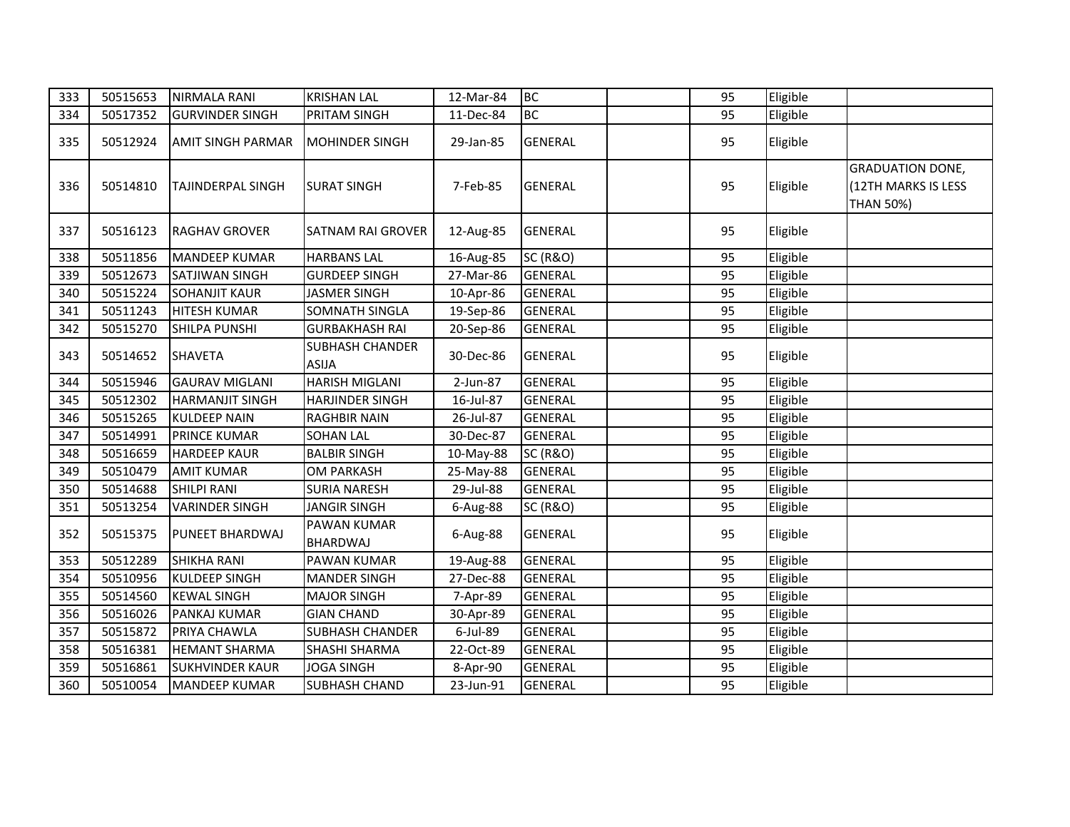| | | | | | | | | | |
|---|---|---|---|---|---|---|---|---|---|
| 333 | 50515653 | NIRMALA RANI | KRISHAN LAL | 12-Mar-84 | BC | | 95 | Eligible | |
| 334 | 50517352 | GURVINDER SINGH | PRITAM SINGH | 11-Dec-84 | BC | | 95 | Eligible | |
| 335 | 50512924 | AMIT SINGH PARMAR | MOHINDER SINGH | 29-Jan-85 | GENERAL | | 95 | Eligible | |
| 336 | 50514810 | TAJINDERPAL SINGH | SURAT SINGH | 7-Feb-85 | GENERAL | | 95 | Eligible | GRADUATION DONE, (12TH MARKS IS LESS THAN 50%) |
| 337 | 50516123 | RAGHAV GROVER | SATNAM RAI GROVER | 12-Aug-85 | GENERAL | | 95 | Eligible | |
| 338 | 50511856 | MANDEEP KUMAR | HARBANS LAL | 16-Aug-85 | SC (R&O) | | 95 | Eligible | |
| 339 | 50512673 | SATJIWAN SINGH | GURDEEP SINGH | 27-Mar-86 | GENERAL | | 95 | Eligible | |
| 340 | 50515224 | SOHANJIT KAUR | JASMER SINGH | 10-Apr-86 | GENERAL | | 95 | Eligible | |
| 341 | 50511243 | HITESH KUMAR | SOMNATH SINGLA | 19-Sep-86 | GENERAL | | 95 | Eligible | |
| 342 | 50515270 | SHILPA PUNSHI | GURBAKHASH RAI | 20-Sep-86 | GENERAL | | 95 | Eligible | |
| 343 | 50514652 | SHAVETA | SUBHASH CHANDER ASIJA | 30-Dec-86 | GENERAL | | 95 | Eligible | |
| 344 | 50515946 | GAURAV MIGLANI | HARISH MIGLANI | 2-Jun-87 | GENERAL | | 95 | Eligible | |
| 345 | 50512302 | HARMANJIT SINGH | HARJINDER SINGH | 16-Jul-87 | GENERAL | | 95 | Eligible | |
| 346 | 50515265 | KULDEEP NAIN | RAGHBIR NAIN | 26-Jul-87 | GENERAL | | 95 | Eligible | |
| 347 | 50514991 | PRINCE KUMAR | SOHAN LAL | 30-Dec-87 | GENERAL | | 95 | Eligible | |
| 348 | 50516659 | HARDEEP KAUR | BALBIR SINGH | 10-May-88 | SC (R&O) | | 95 | Eligible | |
| 349 | 50510479 | AMIT KUMAR | OM PARKASH | 25-May-88 | GENERAL | | 95 | Eligible | |
| 350 | 50514688 | SHILPI RANI | SURIA NARESH | 29-Jul-88 | GENERAL | | 95 | Eligible | |
| 351 | 50513254 | VARINDER SINGH | JANGIR SINGH | 6-Aug-88 | SC (R&O) | | 95 | Eligible | |
| 352 | 50515375 | PUNEET BHARDWAJ | PAWAN KUMAR BHARDWAJ | 6-Aug-88 | GENERAL | | 95 | Eligible | |
| 353 | 50512289 | SHIKHA RANI | PAWAN KUMAR | 19-Aug-88 | GENERAL | | 95 | Eligible | |
| 354 | 50510956 | KULDEEP SINGH | MANDER SINGH | 27-Dec-88 | GENERAL | | 95 | Eligible | |
| 355 | 50514560 | KEWAL SINGH | MAJOR SINGH | 7-Apr-89 | GENERAL | | 95 | Eligible | |
| 356 | 50516026 | PANKAJ KUMAR | GIAN CHAND | 30-Apr-89 | GENERAL | | 95 | Eligible | |
| 357 | 50515872 | PRIYA CHAWLA | SUBHASH CHANDER | 6-Jul-89 | GENERAL | | 95 | Eligible | |
| 358 | 50516381 | HEMANT SHARMA | SHASHI SHARMA | 22-Oct-89 | GENERAL | | 95 | Eligible | |
| 359 | 50516861 | SUKHVINDER KAUR | JOGA SINGH | 8-Apr-90 | GENERAL | | 95 | Eligible | |
| 360 | 50510054 | MANDEEP KUMAR | SUBHASH CHAND | 23-Jun-91 | GENERAL | | 95 | Eligible | |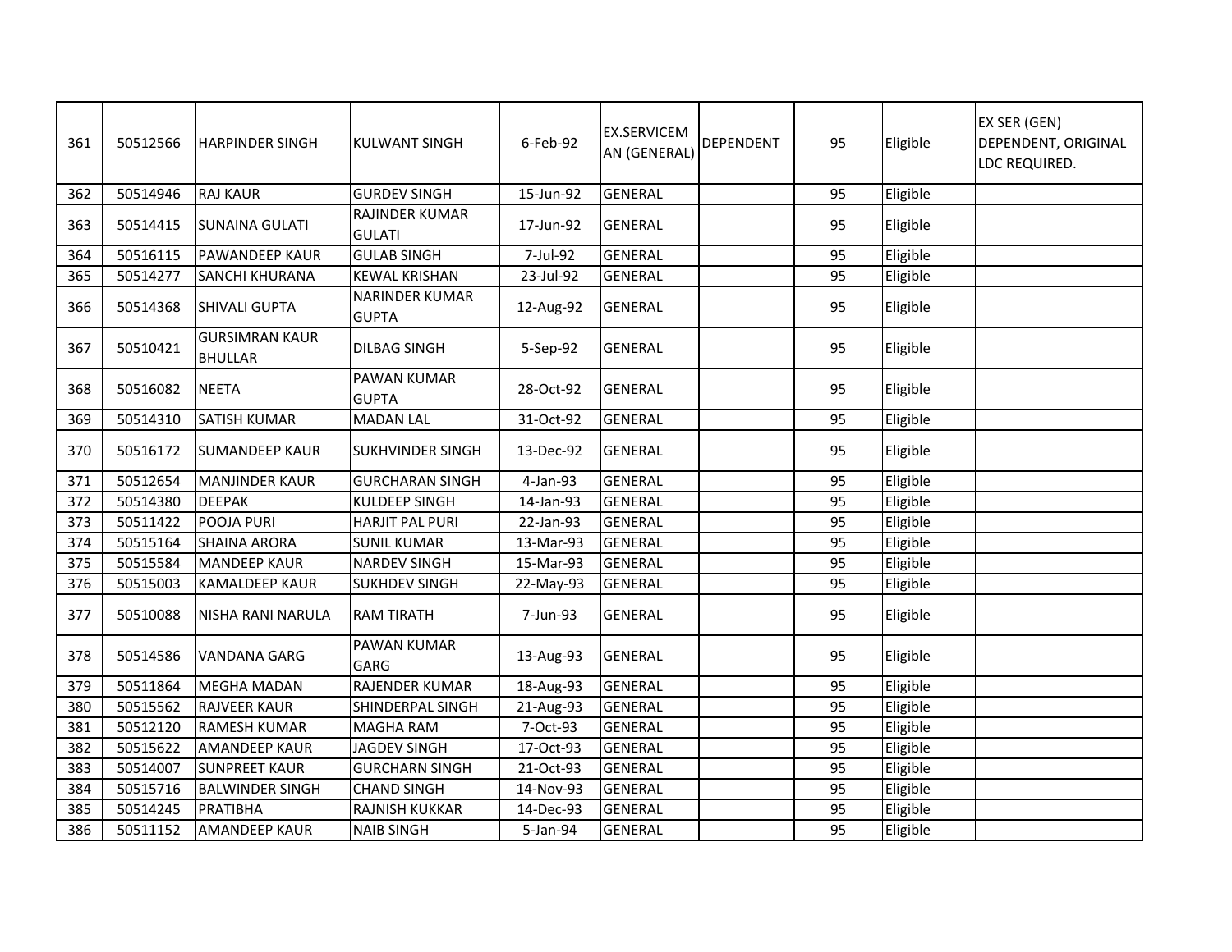| | | | | | | | | | |
|---|---|---|---|---|---|---|---|---|---|
| 361 | 50512566 | HARPINDER SINGH | KULWANT SINGH | 6-Feb-92 | EX.SERVICEMAN (GENERAL) | DEPENDENT | 95 | Eligible | EX SER (GEN) DEPENDENT, ORIGINAL LDC REQUIRED. |
| 362 | 50514946 | RAJ KAUR | GURDEV SINGH | 15-Jun-92 | GENERAL | | 95 | Eligible | |
| 363 | 50514415 | SUNAINA GULATI | RAJINDER KUMAR GULATI | 17-Jun-92 | GENERAL | | 95 | Eligible | |
| 364 | 50516115 | PAWANDEEP KAUR | GULAB SINGH | 7-Jul-92 | GENERAL | | 95 | Eligible | |
| 365 | 50514277 | SANCHI KHURANA | KEWAL KRISHAN | 23-Jul-92 | GENERAL | | 95 | Eligible | |
| 366 | 50514368 | SHIVALI GUPTA | NARINDER KUMAR GUPTA | 12-Aug-92 | GENERAL | | 95 | Eligible | |
| 367 | 50510421 | GURSIMRAN KAUR BHULLAR | DILBAG SINGH | 5-Sep-92 | GENERAL | | 95 | Eligible | |
| 368 | 50516082 | NEETA | PAWAN KUMAR GUPTA | 28-Oct-92 | GENERAL | | 95 | Eligible | |
| 369 | 50514310 | SATISH KUMAR | MADAN LAL | 31-Oct-92 | GENERAL | | 95 | Eligible | |
| 370 | 50516172 | SUMANDEEP KAUR | SUKHVINDER SINGH | 13-Dec-92 | GENERAL | | 95 | Eligible | |
| 371 | 50512654 | MANJINDER KAUR | GURCHARAN SINGH | 4-Jan-93 | GENERAL | | 95 | Eligible | |
| 372 | 50514380 | DEEPAK | KULDEEP SINGH | 14-Jan-93 | GENERAL | | 95 | Eligible | |
| 373 | 50511422 | POOJA PURI | HARJIT PAL PURI | 22-Jan-93 | GENERAL | | 95 | Eligible | |
| 374 | 50515164 | SHAINA ARORA | SUNIL KUMAR | 13-Mar-93 | GENERAL | | 95 | Eligible | |
| 375 | 50515584 | MANDEEP KAUR | NARDEV SINGH | 15-Mar-93 | GENERAL | | 95 | Eligible | |
| 376 | 50515003 | KAMALDEEP KAUR | SUKHDEV SINGH | 22-May-93 | GENERAL | | 95 | Eligible | |
| 377 | 50510088 | NISHA RANI NARULA | RAM TIRATH | 7-Jun-93 | GENERAL | | 95 | Eligible | |
| 378 | 50514586 | VANDANA GARG | PAWAN KUMAR GARG | 13-Aug-93 | GENERAL | | 95 | Eligible | |
| 379 | 50511864 | MEGHA MADAN | RAJENDER KUMAR | 18-Aug-93 | GENERAL | | 95 | Eligible | |
| 380 | 50515562 | RAJVEER KAUR | SHINDERPAL SINGH | 21-Aug-93 | GENERAL | | 95 | Eligible | |
| 381 | 50512120 | RAMESH KUMAR | MAGHA RAM | 7-Oct-93 | GENERAL | | 95 | Eligible | |
| 382 | 50515622 | AMANDEEP KAUR | JAGDEV SINGH | 17-Oct-93 | GENERAL | | 95 | Eligible | |
| 383 | 50514007 | SUNPREET KAUR | GURCHARN SINGH | 21-Oct-93 | GENERAL | | 95 | Eligible | |
| 384 | 50515716 | BALWINDER SINGH | CHAND SINGH | 14-Nov-93 | GENERAL | | 95 | Eligible | |
| 385 | 50514245 | PRATIBHA | RAJNISH KUKKAR | 14-Dec-93 | GENERAL | | 95 | Eligible | |
| 386 | 50511152 | AMANDEEP KAUR | NAIB SINGH | 5-Jan-94 | GENERAL | | 95 | Eligible | |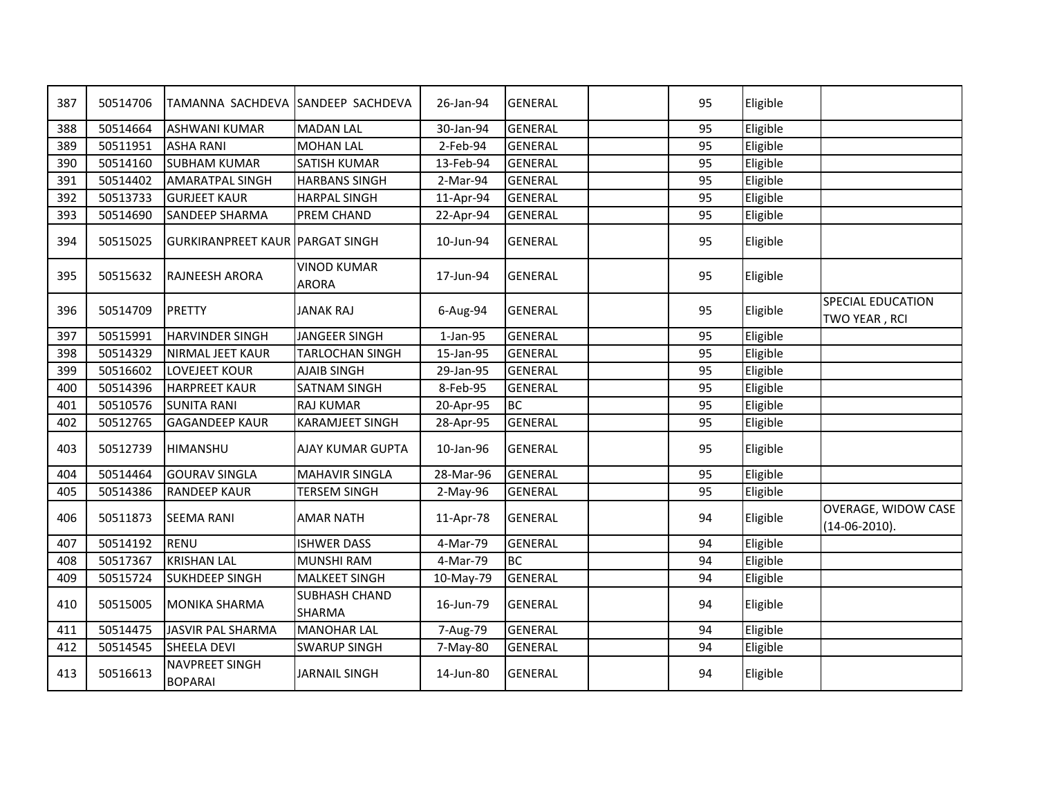| 387 | 50514706 | TAMANNA SACHDEVA | SANDEEP SACHDEVA | 26-Jan-94 | GENERAL | | 95 | Eligible | |
|---|---|---|---|---|---|---|---|---|---|
| 388 | 50514664 | ASHWANI KUMAR | MADAN LAL | 30-Jan-94 | GENERAL | | 95 | Eligible | |
| 389 | 50511951 | ASHA RANI | MOHAN LAL | 2-Feb-94 | GENERAL | | 95 | Eligible | |
| 390 | 50514160 | SUBHAM KUMAR | SATISH KUMAR | 13-Feb-94 | GENERAL | | 95 | Eligible | |
| 391 | 50514402 | AMARATPAL SINGH | HARBANS SINGH | 2-Mar-94 | GENERAL | | 95 | Eligible | |
| 392 | 50513733 | GURJEET KAUR | HARPAL SINGH | 11-Apr-94 | GENERAL | | 95 | Eligible | |
| 393 | 50514690 | SANDEEP SHARMA | PREM CHAND | 22-Apr-94 | GENERAL | | 95 | Eligible | |
| 394 | 50515025 | GURKIRANPREET KAUR | PARGAT SINGH | 10-Jun-94 | GENERAL | | 95 | Eligible | |
| 395 | 50515632 | RAJNEESH ARORA | VINOD KUMAR ARORA | 17-Jun-94 | GENERAL | | 95 | Eligible | |
| 396 | 50514709 | PRETTY | JANAK RAJ | 6-Aug-94 | GENERAL | | 95 | Eligible | SPECIAL EDUCATION TWO YEAR , RCI |
| 397 | 50515991 | HARVINDER SINGH | JANGEER SINGH | 1-Jan-95 | GENERAL | | 95 | Eligible | |
| 398 | 50514329 | NIRMAL JEET KAUR | TARLOCHAN SINGH | 15-Jan-95 | GENERAL | | 95 | Eligible | |
| 399 | 50516602 | LOVEJEET KOUR | AJAIB SINGH | 29-Jan-95 | GENERAL | | 95 | Eligible | |
| 400 | 50514396 | HARPREET KAUR | SATNAM SINGH | 8-Feb-95 | GENERAL | | 95 | Eligible | |
| 401 | 50510576 | SUNITA RANI | RAJ KUMAR | 20-Apr-95 | BC | | 95 | Eligible | |
| 402 | 50512765 | GAGANDEEP KAUR | KARAMJEET SINGH | 28-Apr-95 | GENERAL | | 95 | Eligible | |
| 403 | 50512739 | HIMANSHU | AJAY KUMAR GUPTA | 10-Jan-96 | GENERAL | | 95 | Eligible | |
| 404 | 50514464 | GOURAV SINGLA | MAHAVIR SINGLA | 28-Mar-96 | GENERAL | | 95 | Eligible | |
| 405 | 50514386 | RANDEEP KAUR | TERSEM SINGH | 2-May-96 | GENERAL | | 95 | Eligible | |
| 406 | 50511873 | SEEMA RANI | AMAR NATH | 11-Apr-78 | GENERAL | | 94 | Eligible | OVERAGE, WIDOW CASE (14-06-2010). |
| 407 | 50514192 | RENU | ISHWER DASS | 4-Mar-79 | GENERAL | | 94 | Eligible | |
| 408 | 50517367 | KRISHAN LAL | MUNSHI RAM | 4-Mar-79 | BC | | 94 | Eligible | |
| 409 | 50515724 | SUKHDEEP SINGH | MALKEET SINGH | 10-May-79 | GENERAL | | 94 | Eligible | |
| 410 | 50515005 | MONIKA SHARMA | SUBHASH CHAND SHARMA | 16-Jun-79 | GENERAL | | 94 | Eligible | |
| 411 | 50514475 | JASVIR PAL SHARMA | MANOHAR LAL | 7-Aug-79 | GENERAL | | 94 | Eligible | |
| 412 | 50514545 | SHEELA DEVI | SWARUP SINGH | 7-May-80 | GENERAL | | 94 | Eligible | |
| 413 | 50516613 | NAVPREET SINGH BOPARAI | JARNAIL SINGH | 14-Jun-80 | GENERAL | | 94 | Eligible | |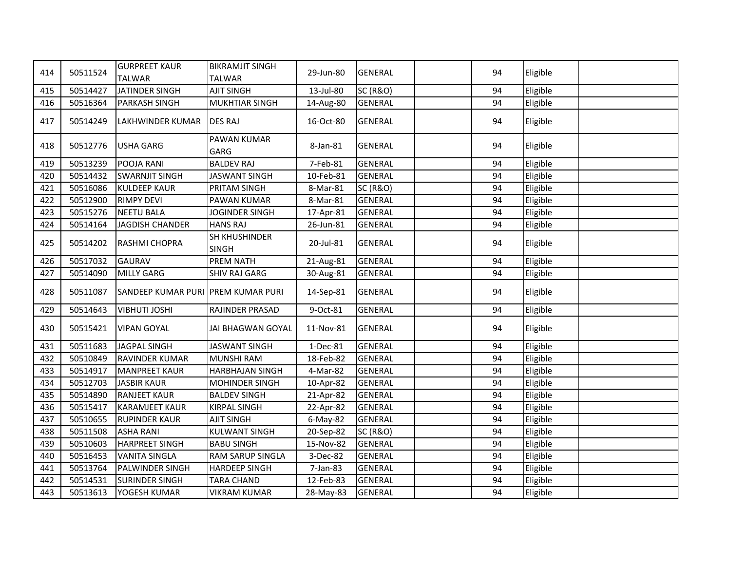| | | | | | | | | | |
|---|---|---|---|---|---|---|---|---|---|
| 414 | 50511524 | GURPREET KAUR TALWAR | BIKRAMJIT SINGH TALWAR | 29-Jun-80 | GENERAL | | 94 | Eligible | |
| 415 | 50514427 | JATINDER SINGH | AJIT SINGH | 13-Jul-80 | SC (R&O) | | 94 | Eligible | |
| 416 | 50516364 | PARKASH SINGH | MUKHTIAR SINGH | 14-Aug-80 | GENERAL | | 94 | Eligible | |
| 417 | 50514249 | LAKHWINDER KUMAR | DES RAJ | 16-Oct-80 | GENERAL | | 94 | Eligible | |
| 418 | 50512776 | USHA GARG | PAWAN KUMAR GARG | 8-Jan-81 | GENERAL | | 94 | Eligible | |
| 419 | 50513239 | POOJA RANI | BALDEV RAJ | 7-Feb-81 | GENERAL | | 94 | Eligible | |
| 420 | 50514432 | SWARNJIT SINGH | JASWANT SINGH | 10-Feb-81 | GENERAL | | 94 | Eligible | |
| 421 | 50516086 | KULDEEP KAUR | PRITAM SINGH | 8-Mar-81 | SC (R&O) | | 94 | Eligible | |
| 422 | 50512900 | RIMPY DEVI | PAWAN KUMAR | 8-Mar-81 | GENERAL | | 94 | Eligible | |
| 423 | 50515276 | NEETU BALA | JOGINDER SINGH | 17-Apr-81 | GENERAL | | 94 | Eligible | |
| 424 | 50514164 | JAGDISH CHANDER | HANS RAJ | 26-Jun-81 | GENERAL | | 94 | Eligible | |
| 425 | 50514202 | RASHMI CHOPRA | SH KHUSHINDER SINGH | 20-Jul-81 | GENERAL | | 94 | Eligible | |
| 426 | 50517032 | GAURAV | PREM NATH | 21-Aug-81 | GENERAL | | 94 | Eligible | |
| 427 | 50514090 | MILLY GARG | SHIV RAJ GARG | 30-Aug-81 | GENERAL | | 94 | Eligible | |
| 428 | 50511087 | SANDEEP KUMAR PURI | PREM KUMAR PURI | 14-Sep-81 | GENERAL | | 94 | Eligible | |
| 429 | 50514643 | VIBHUTI JOSHI | RAJINDER PRASAD | 9-Oct-81 | GENERAL | | 94 | Eligible | |
| 430 | 50515421 | VIPAN GOYAL | JAI BHAGWAN GOYAL | 11-Nov-81 | GENERAL | | 94 | Eligible | |
| 431 | 50511683 | JAGPAL SINGH | JASWANT SINGH | 1-Dec-81 | GENERAL | | 94 | Eligible | |
| 432 | 50510849 | RAVINDER KUMAR | MUNSHI RAM | 18-Feb-82 | GENERAL | | 94 | Eligible | |
| 433 | 50514917 | MANPREET KAUR | HARBHAJAN SINGH | 4-Mar-82 | GENERAL | | 94 | Eligible | |
| 434 | 50512703 | JASBIR KAUR | MOHINDER SINGH | 10-Apr-82 | GENERAL | | 94 | Eligible | |
| 435 | 50514890 | RANJEET KAUR | BALDEV SINGH | 21-Apr-82 | GENERAL | | 94 | Eligible | |
| 436 | 50515417 | KARAMJEET KAUR | KIRPAL SINGH | 22-Apr-82 | GENERAL | | 94 | Eligible | |
| 437 | 50510655 | RUPINDER KAUR | AJIT SINGH | 6-May-82 | GENERAL | | 94 | Eligible | |
| 438 | 50511508 | ASHA RANI | KULWANT SINGH | 20-Sep-82 | SC (R&O) | | 94 | Eligible | |
| 439 | 50510603 | HARPREET SINGH | BABU SINGH | 15-Nov-82 | GENERAL | | 94 | Eligible | |
| 440 | 50516453 | VANITA SINGLA | RAM SARUP SINGLA | 3-Dec-82 | GENERAL | | 94 | Eligible | |
| 441 | 50513764 | PALWINDER SINGH | HARDEEP SINGH | 7-Jan-83 | GENERAL | | 94 | Eligible | |
| 442 | 50514531 | SURINDER SINGH | TARA CHAND | 12-Feb-83 | GENERAL | | 94 | Eligible | |
| 443 | 50513613 | YOGESH KUMAR | VIKRAM KUMAR | 28-May-83 | GENERAL | | 94 | Eligible | |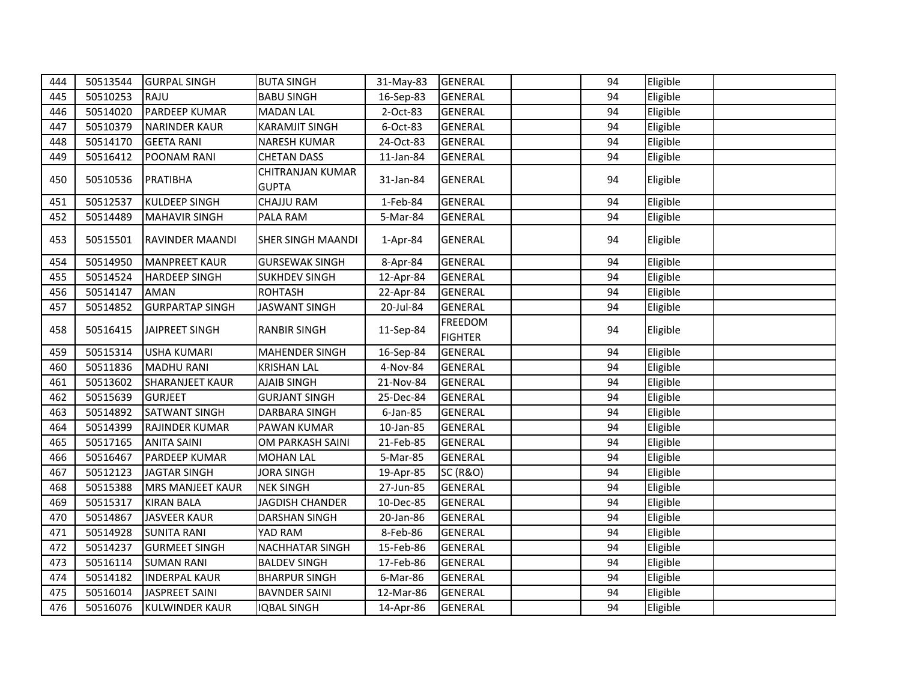| | | | | | | | | | |
|---|---|---|---|---|---|---|---|---|---|
| 444 | 50513544 | GURPAL SINGH | BUTA SINGH | 31-May-83 | GENERAL | | 94 | Eligible | |
| 445 | 50510253 | RAJU | BABU SINGH | 16-Sep-83 | GENERAL | | 94 | Eligible | |
| 446 | 50514020 | PARDEEP KUMAR | MADAN LAL | 2-Oct-83 | GENERAL | | 94 | Eligible | |
| 447 | 50510379 | NARINDER KAUR | KARAMJIT SINGH | 6-Oct-83 | GENERAL | | 94 | Eligible | |
| 448 | 50514170 | GEETA RANI | NARESH KUMAR | 24-Oct-83 | GENERAL | | 94 | Eligible | |
| 449 | 50516412 | POONAM RANI | CHETAN DASS | 11-Jan-84 | GENERAL | | 94 | Eligible | |
| 450 | 50510536 | PRATIBHA | CHITRANJAN KUMAR GUPTA | 31-Jan-84 | GENERAL | | 94 | Eligible | |
| 451 | 50512537 | KULDEEP SINGH | CHAJJU RAM | 1-Feb-84 | GENERAL | | 94 | Eligible | |
| 452 | 50514489 | MAHAVIR SINGH | PALA RAM | 5-Mar-84 | GENERAL | | 94 | Eligible | |
| 453 | 50515501 | RAVINDER MAANDI | SHER SINGH MAANDI | 1-Apr-84 | GENERAL | | 94 | Eligible | |
| 454 | 50514950 | MANPREET KAUR | GURSEWAK SINGH | 8-Apr-84 | GENERAL | | 94 | Eligible | |
| 455 | 50514524 | HARDEEP SINGH | SUKHDEV SINGH | 12-Apr-84 | GENERAL | | 94 | Eligible | |
| 456 | 50514147 | AMAN | ROHTASH | 22-Apr-84 | GENERAL | | 94 | Eligible | |
| 457 | 50514852 | GURPARTAP SINGH | JASWANT SINGH | 20-Jul-84 | GENERAL | | 94 | Eligible | |
| 458 | 50516415 | JAIPREET SINGH | RANBIR SINGH | 11-Sep-84 | FREEDOM FIGHTER | | 94 | Eligible | |
| 459 | 50515314 | USHA KUMARI | MAHENDER SINGH | 16-Sep-84 | GENERAL | | 94 | Eligible | |
| 460 | 50511836 | MADHU RANI | KRISHAN LAL | 4-Nov-84 | GENERAL | | 94 | Eligible | |
| 461 | 50513602 | SHARANJEET KAUR | AJAIB SINGH | 21-Nov-84 | GENERAL | | 94 | Eligible | |
| 462 | 50515639 | GURJEET | GURJANT SINGH | 25-Dec-84 | GENERAL | | 94 | Eligible | |
| 463 | 50514892 | SATWANT SINGH | DARBARA SINGH | 6-Jan-85 | GENERAL | | 94 | Eligible | |
| 464 | 50514399 | RAJINDER KUMAR | PAWAN KUMAR | 10-Jan-85 | GENERAL | | 94 | Eligible | |
| 465 | 50517165 | ANITA SAINI | OM PARKASH SAINI | 21-Feb-85 | GENERAL | | 94 | Eligible | |
| 466 | 50516467 | PARDEEP KUMAR | MOHAN LAL | 5-Mar-85 | GENERAL | | 94 | Eligible | |
| 467 | 50512123 | JAGTAR SINGH | JORA SINGH | 19-Apr-85 | SC (R&O) | | 94 | Eligible | |
| 468 | 50515388 | MRS MANJEET KAUR | NEK SINGH | 27-Jun-85 | GENERAL | | 94 | Eligible | |
| 469 | 50515317 | KIRAN BALA | JAGDISH CHANDER | 10-Dec-85 | GENERAL | | 94 | Eligible | |
| 470 | 50514867 | JASVEER KAUR | DARSHAN SINGH | 20-Jan-86 | GENERAL | | 94 | Eligible | |
| 471 | 50514928 | SUNITA RANI | YAD RAM | 8-Feb-86 | GENERAL | | 94 | Eligible | |
| 472 | 50514237 | GURMEET SINGH | NACHHATAR SINGH | 15-Feb-86 | GENERAL | | 94 | Eligible | |
| 473 | 50516114 | SUMAN RANI | BALDEV SINGH | 17-Feb-86 | GENERAL | | 94 | Eligible | |
| 474 | 50514182 | INDERPAL KAUR | BHARPUR SINGH | 6-Mar-86 | GENERAL | | 94 | Eligible | |
| 475 | 50516014 | JASPREET SAINI | BAVNDER SAINI | 12-Mar-86 | GENERAL | | 94 | Eligible | |
| 476 | 50516076 | KULWINDER KAUR | IQBAL SINGH | 14-Apr-86 | GENERAL | | 94 | Eligible | |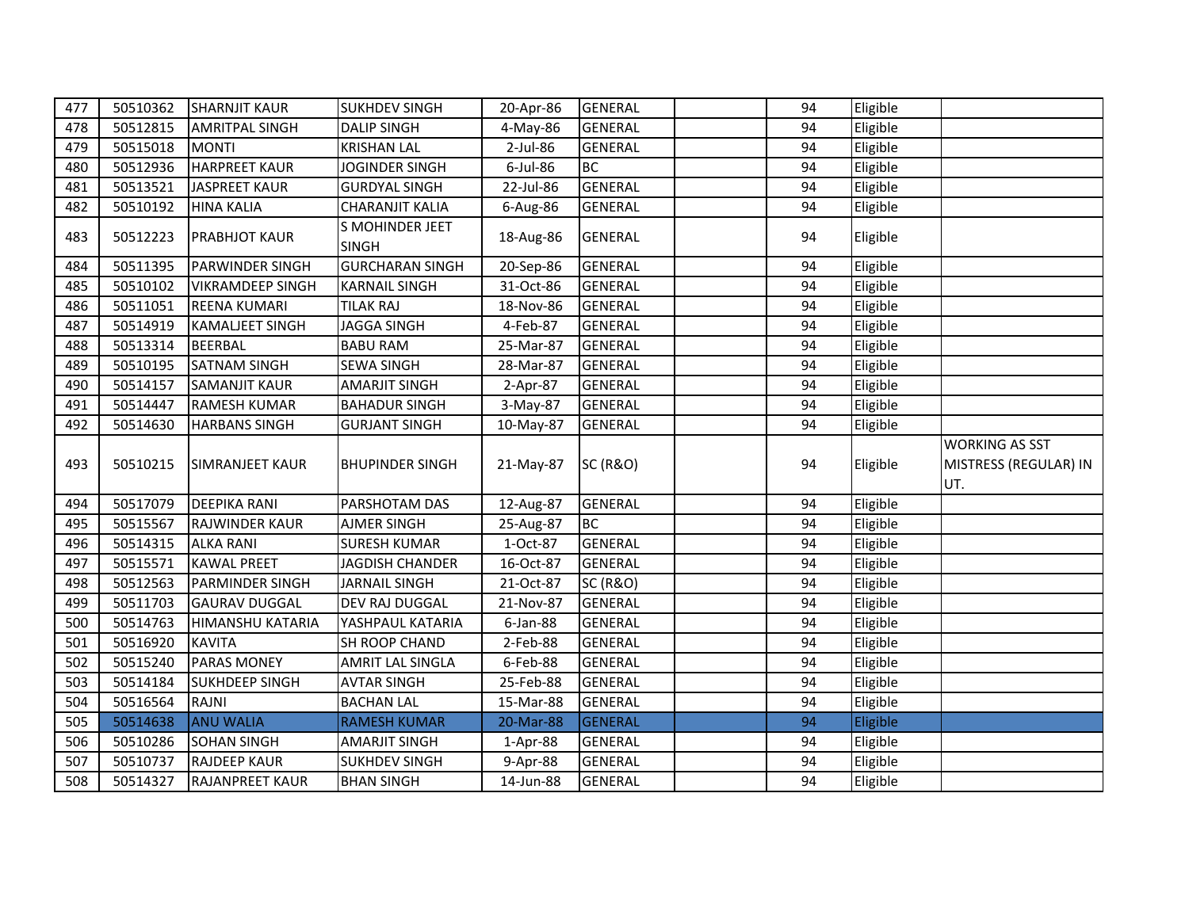| | | | | | | | | | |
|---|---|---|---|---|---|---|---|---|---|
| 477 | 50510362 | SHARNJIT KAUR | SUKHDEV SINGH | 20-Apr-86 | GENERAL | | 94 | Eligible | |
| 478 | 50512815 | AMRITPAL SINGH | DALIP SINGH | 4-May-86 | GENERAL | | 94 | Eligible | |
| 479 | 50515018 | MONTI | KRISHAN LAL | 2-Jul-86 | GENERAL | | 94 | Eligible | |
| 480 | 50512936 | HARPREET KAUR | JOGINDER SINGH | 6-Jul-86 | BC | | 94 | Eligible | |
| 481 | 50513521 | JASPREET KAUR | GURDYAL SINGH | 22-Jul-86 | GENERAL | | 94 | Eligible | |
| 482 | 50510192 | HINA KALIA | CHARANJIT KALIA | 6-Aug-86 | GENERAL | | 94 | Eligible | |
| 483 | 50512223 | PRABHJOT KAUR | S MOHINDER JEET SINGH | 18-Aug-86 | GENERAL | | 94 | Eligible | |
| 484 | 50511395 | PARWINDER SINGH | GURCHARAN SINGH | 20-Sep-86 | GENERAL | | 94 | Eligible | |
| 485 | 50510102 | VIKRAMDEEP SINGH | KARNAIL SINGH | 31-Oct-86 | GENERAL | | 94 | Eligible | |
| 486 | 50511051 | REENA KUMARI | TILAK RAJ | 18-Nov-86 | GENERAL | | 94 | Eligible | |
| 487 | 50514919 | KAMALJEET SINGH | JAGGA SINGH | 4-Feb-87 | GENERAL | | 94 | Eligible | |
| 488 | 50513314 | BEERBAL | BABU RAM | 25-Mar-87 | GENERAL | | 94 | Eligible | |
| 489 | 50510195 | SATNAM SINGH | SEWA SINGH | 28-Mar-87 | GENERAL | | 94 | Eligible | |
| 490 | 50514157 | SAMANJIT KAUR | AMARJIT SINGH | 2-Apr-87 | GENERAL | | 94 | Eligible | |
| 491 | 50514447 | RAMESH KUMAR | BAHADUR SINGH | 3-May-87 | GENERAL | | 94 | Eligible | |
| 492 | 50514630 | HARBANS SINGH | GURJANT SINGH | 10-May-87 | GENERAL | | 94 | Eligible | |
| 493 | 50510215 | SIMRANJEET KAUR | BHUPINDER SINGH | 21-May-87 | SC (R&O) | | 94 | Eligible | WORKING AS SST MISTRESS (REGULAR) IN UT. |
| 494 | 50517079 | DEEPIKA RANI | PARSHOTAM DAS | 12-Aug-87 | GENERAL | | 94 | Eligible | |
| 495 | 50515567 | RAJWINDER KAUR | AJMER SINGH | 25-Aug-87 | BC | | 94 | Eligible | |
| 496 | 50514315 | ALKA RANI | SURESH KUMAR | 1-Oct-87 | GENERAL | | 94 | Eligible | |
| 497 | 50515571 | KAWAL PREET | JAGDISH CHANDER | 16-Oct-87 | GENERAL | | 94 | Eligible | |
| 498 | 50512563 | PARMINDER SINGH | JARNAIL SINGH | 21-Oct-87 | SC (R&O) | | 94 | Eligible | |
| 499 | 50511703 | GAURAV DUGGAL | DEV RAJ DUGGAL | 21-Nov-87 | GENERAL | | 94 | Eligible | |
| 500 | 50514763 | HIMANSHU KATARIA | YASHPAUL KATARIA | 6-Jan-88 | GENERAL | | 94 | Eligible | |
| 501 | 50516920 | KAVITA | SH ROOP CHAND | 2-Feb-88 | GENERAL | | 94 | Eligible | |
| 502 | 50515240 | PARAS MONEY | AMRIT LAL SINGLA | 6-Feb-88 | GENERAL | | 94 | Eligible | |
| 503 | 50514184 | SUKHDEEP SINGH | AVTAR SINGH | 25-Feb-88 | GENERAL | | 94 | Eligible | |
| 504 | 50516564 | RAJNI | BACHAN LAL | 15-Mar-88 | GENERAL | | 94 | Eligible | |
| 505 | 50514638 | ANU WALIA | RAMESH KUMAR | 20-Mar-88 | GENERAL | | 94 | Eligible | |
| 506 | 50510286 | SOHAN SINGH | AMARJIT SINGH | 1-Apr-88 | GENERAL | | 94 | Eligible | |
| 507 | 50510737 | RAJDEEP KAUR | SUKHDEV SINGH | 9-Apr-88 | GENERAL | | 94 | Eligible | |
| 508 | 50514327 | RAJANPREET KAUR | BHAN SINGH | 14-Jun-88 | GENERAL | | 94 | Eligible | |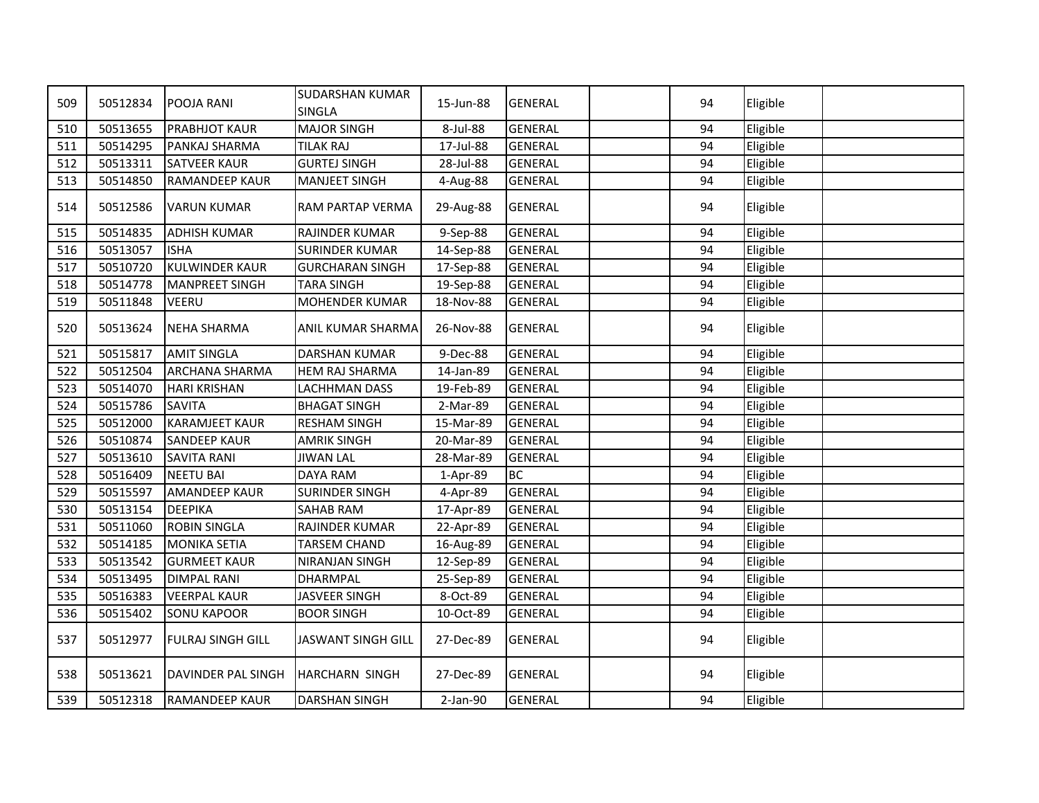| | | | | | | | | | |
|---|---|---|---|---|---|---|---|---|---|
| 509 | 50512834 | POOJA RANI | SUDARSHAN KUMAR SINGLA | 15-Jun-88 | GENERAL | | 94 | Eligible | |
| 510 | 50513655 | PRABHJOT KAUR | MAJOR SINGH | 8-Jul-88 | GENERAL | | 94 | Eligible | |
| 511 | 50514295 | PANKAJ SHARMA | TILAK RAJ | 17-Jul-88 | GENERAL | | 94 | Eligible | |
| 512 | 50513311 | SATVEER KAUR | GURTEJ SINGH | 28-Jul-88 | GENERAL | | 94 | Eligible | |
| 513 | 50514850 | RAMANDEEP KAUR | MANJEET SINGH | 4-Aug-88 | GENERAL | | 94 | Eligible | |
| 514 | 50512586 | VARUN KUMAR | RAM PARTAP VERMA | 29-Aug-88 | GENERAL | | 94 | Eligible | |
| 515 | 50514835 | ADHISH KUMAR | RAJINDER KUMAR | 9-Sep-88 | GENERAL | | 94 | Eligible | |
| 516 | 50513057 | ISHA | SURINDER KUMAR | 14-Sep-88 | GENERAL | | 94 | Eligible | |
| 517 | 50510720 | KULWINDER KAUR | GURCHARAN SINGH | 17-Sep-88 | GENERAL | | 94 | Eligible | |
| 518 | 50514778 | MANPREET SINGH | TARA SINGH | 19-Sep-88 | GENERAL | | 94 | Eligible | |
| 519 | 50511848 | VEERU | MOHENDER KUMAR | 18-Nov-88 | GENERAL | | 94 | Eligible | |
| 520 | 50513624 | NEHA SHARMA | ANIL KUMAR SHARMA | 26-Nov-88 | GENERAL | | 94 | Eligible | |
| 521 | 50515817 | AMIT SINGLA | DARSHAN KUMAR | 9-Dec-88 | GENERAL | | 94 | Eligible | |
| 522 | 50512504 | ARCHANA SHARMA | HEM RAJ SHARMA | 14-Jan-89 | GENERAL | | 94 | Eligible | |
| 523 | 50514070 | HARI KRISHAN | LACHHMAN DASS | 19-Feb-89 | GENERAL | | 94 | Eligible | |
| 524 | 50515786 | SAVITA | BHAGAT SINGH | 2-Mar-89 | GENERAL | | 94 | Eligible | |
| 525 | 50512000 | KARAMJEET KAUR | RESHAM SINGH | 15-Mar-89 | GENERAL | | 94 | Eligible | |
| 526 | 50510874 | SANDEEP KAUR | AMRIK SINGH | 20-Mar-89 | GENERAL | | 94 | Eligible | |
| 527 | 50513610 | SAVITA RANI | JIWAN LAL | 28-Mar-89 | GENERAL | | 94 | Eligible | |
| 528 | 50516409 | NEETU BAI | DAYA RAM | 1-Apr-89 | BC | | 94 | Eligible | |
| 529 | 50515597 | AMANDEEP KAUR | SURINDER SINGH | 4-Apr-89 | GENERAL | | 94 | Eligible | |
| 530 | 50513154 | DEEPIKA | SAHAB RAM | 17-Apr-89 | GENERAL | | 94 | Eligible | |
| 531 | 50511060 | ROBIN SINGLA | RAJINDER KUMAR | 22-Apr-89 | GENERAL | | 94 | Eligible | |
| 532 | 50514185 | MONIKA SETIA | TARSEM CHAND | 16-Aug-89 | GENERAL | | 94 | Eligible | |
| 533 | 50513542 | GURMEET KAUR | NIRANJAN SINGH | 12-Sep-89 | GENERAL | | 94 | Eligible | |
| 534 | 50513495 | DIMPAL RANI | DHARMPAL | 25-Sep-89 | GENERAL | | 94 | Eligible | |
| 535 | 50516383 | VEERPAL KAUR | JASVEER SINGH | 8-Oct-89 | GENERAL | | 94 | Eligible | |
| 536 | 50515402 | SONU KAPOOR | BOOR SINGH | 10-Oct-89 | GENERAL | | 94 | Eligible | |
| 537 | 50512977 | FULRAJ SINGH GILL | JASWANT SINGH GILL | 27-Dec-89 | GENERAL | | 94 | Eligible | |
| 538 | 50513621 | DAVINDER PAL SINGH | HARCHARN SINGH | 27-Dec-89 | GENERAL | | 94 | Eligible | |
| 539 | 50512318 | RAMANDEEP KAUR | DARSHAN SINGH | 2-Jan-90 | GENERAL | | 94 | Eligible | |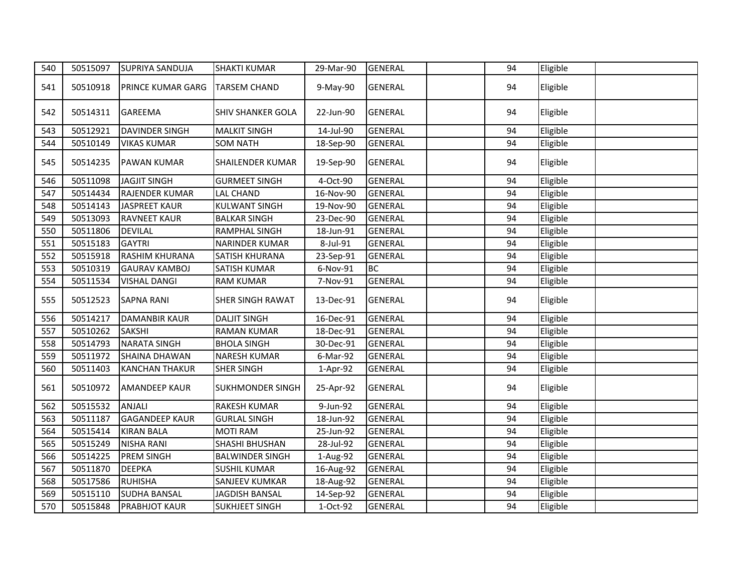| 540 | 50515097 | SUPRIYA SANDUJA | SHAKTI KUMAR | 29-Mar-90 | GENERAL | | 94 | Eligible | |
|---|---|---|---|---|---|---|---|---|---|
| 541 | 50510918 | PRINCE KUMAR GARG | TARSEM CHAND | 9-May-90 | GENERAL | | 94 | Eligible | |
| 542 | 50514311 | GAREEMA | SHIV SHANKER GOLA | 22-Jun-90 | GENERAL | | 94 | Eligible | |
| 543 | 50512921 | DAVINDER SINGH | MALKIT SINGH | 14-Jul-90 | GENERAL | | 94 | Eligible | |
| 544 | 50510149 | VIKAS KUMAR | SOM NATH | 18-Sep-90 | GENERAL | | 94 | Eligible | |
| 545 | 50514235 | PAWAN KUMAR | SHAILENDER KUMAR | 19-Sep-90 | GENERAL | | 94 | Eligible | |
| 546 | 50511098 | JAGJIT SINGH | GURMEET SINGH | 4-Oct-90 | GENERAL | | 94 | Eligible | |
| 547 | 50514434 | RAJENDER KUMAR | LAL CHAND | 16-Nov-90 | GENERAL | | 94 | Eligible | |
| 548 | 50514143 | JASPREET KAUR | KULWANT SINGH | 19-Nov-90 | GENERAL | | 94 | Eligible | |
| 549 | 50513093 | RAVNEET KAUR | BALKAR SINGH | 23-Dec-90 | GENERAL | | 94 | Eligible | |
| 550 | 50511806 | DEVILAL | RAMPHAL SINGH | 18-Jun-91 | GENERAL | | 94 | Eligible | |
| 551 | 50515183 | GAYTRI | NARINDER KUMAR | 8-Jul-91 | GENERAL | | 94 | Eligible | |
| 552 | 50515918 | RASHIM KHURANA | SATISH KHURANA | 23-Sep-91 | GENERAL | | 94 | Eligible | |
| 553 | 50510319 | GAURAV KAMBOJ | SATISH KUMAR | 6-Nov-91 | BC | | 94 | Eligible | |
| 554 | 50511534 | VISHAL DANGI | RAM KUMAR | 7-Nov-91 | GENERAL | | 94 | Eligible | |
| 555 | 50512523 | SAPNA RANI | SHER SINGH RAWAT | 13-Dec-91 | GENERAL | | 94 | Eligible | |
| 556 | 50514217 | DAMANBIR KAUR | DALJIT SINGH | 16-Dec-91 | GENERAL | | 94 | Eligible | |
| 557 | 50510262 | SAKSHI | RAMAN KUMAR | 18-Dec-91 | GENERAL | | 94 | Eligible | |
| 558 | 50514793 | NARATA SINGH | BHOLA SINGH | 30-Dec-91 | GENERAL | | 94 | Eligible | |
| 559 | 50511972 | SHAINA DHAWAN | NARESH KUMAR | 6-Mar-92 | GENERAL | | 94 | Eligible | |
| 560 | 50511403 | KANCHAN THAKUR | SHER SINGH | 1-Apr-92 | GENERAL | | 94 | Eligible | |
| 561 | 50510972 | AMANDEEP KAUR | SUKHMONDER SINGH | 25-Apr-92 | GENERAL | | 94 | Eligible | |
| 562 | 50515532 | ANJALI | RAKESH KUMAR | 9-Jun-92 | GENERAL | | 94 | Eligible | |
| 563 | 50511187 | GAGANDEEP KAUR | GURLAL SINGH | 18-Jun-92 | GENERAL | | 94 | Eligible | |
| 564 | 50515414 | KIRAN BALA | MOTI RAM | 25-Jun-92 | GENERAL | | 94 | Eligible | |
| 565 | 50515249 | NISHA RANI | SHASHI BHUSHAN | 28-Jul-92 | GENERAL | | 94 | Eligible | |
| 566 | 50514225 | PREM SINGH | BALWINDER SINGH | 1-Aug-92 | GENERAL | | 94 | Eligible | |
| 567 | 50511870 | DEEPKA | SUSHIL KUMAR | 16-Aug-92 | GENERAL | | 94 | Eligible | |
| 568 | 50517586 | RUHISHA | SANJEEV KUMKAR | 18-Aug-92 | GENERAL | | 94 | Eligible | |
| 569 | 50515110 | SUDHA BANSAL | JAGDISH BANSAL | 14-Sep-92 | GENERAL | | 94 | Eligible | |
| 570 | 50515848 | PRABHJOT KAUR | SUKHJEET SINGH | 1-Oct-92 | GENERAL | | 94 | Eligible | |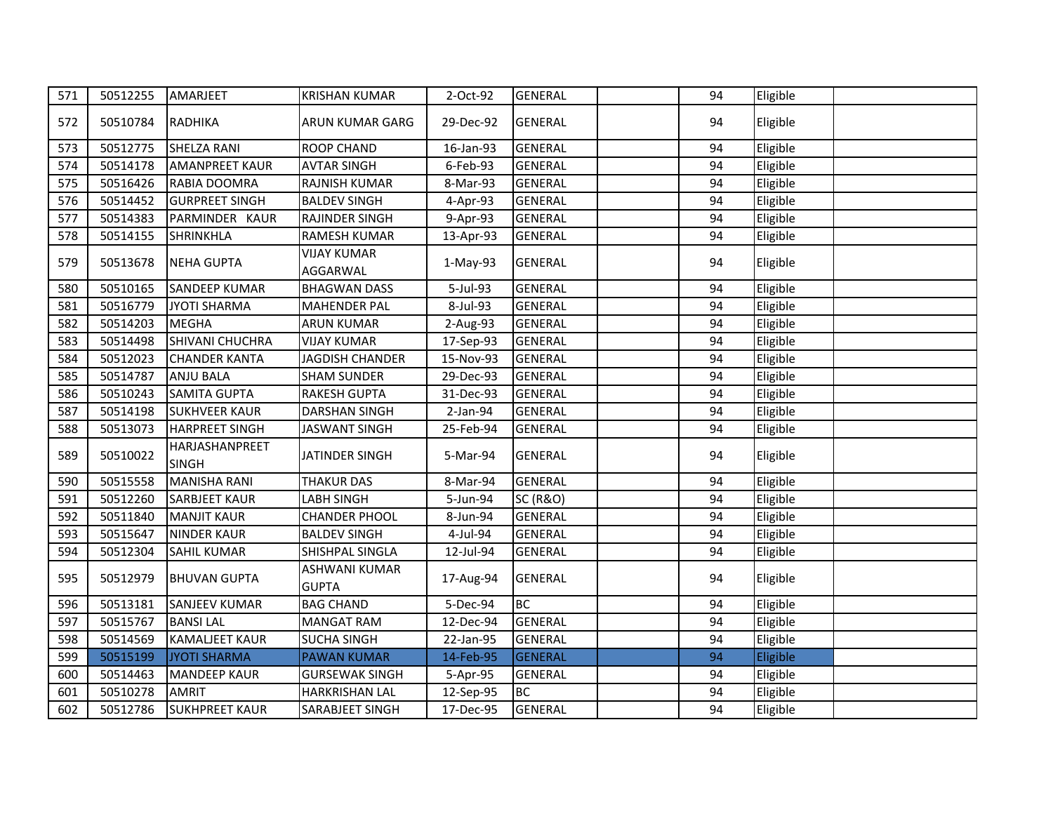| | | | | | | | | | |
|---|---|---|---|---|---|---|---|---|---|
| 571 | 50512255 | AMARJEET | KRISHAN KUMAR | 2-Oct-92 | GENERAL | | 94 | Eligible | |
| 572 | 50510784 | RADHIKA | ARUN KUMAR GARG | 29-Dec-92 | GENERAL | | 94 | Eligible | |
| 573 | 50512775 | SHELZA RANI | ROOP CHAND | 16-Jan-93 | GENERAL | | 94 | Eligible | |
| 574 | 50514178 | AMANPREET KAUR | AVTAR SINGH | 6-Feb-93 | GENERAL | | 94 | Eligible | |
| 575 | 50516426 | RABIA DOOMRA | RAJNISH KUMAR | 8-Mar-93 | GENERAL | | 94 | Eligible | |
| 576 | 50514452 | GURPREET SINGH | BALDEV SINGH | 4-Apr-93 | GENERAL | | 94 | Eligible | |
| 577 | 50514383 | PARMINDER KAUR | RAJINDER SINGH | 9-Apr-93 | GENERAL | | 94 | Eligible | |
| 578 | 50514155 | SHRINKHLA | RAMESH KUMAR | 13-Apr-93 | GENERAL | | 94 | Eligible | |
| 579 | 50513678 | NEHA GUPTA | VIJAY KUMAR AGGARWAL | 1-May-93 | GENERAL | | 94 | Eligible | |
| 580 | 50510165 | SANDEEP KUMAR | BHAGWAN DASS | 5-Jul-93 | GENERAL | | 94 | Eligible | |
| 581 | 50516779 | JYOTI SHARMA | MAHENDER PAL | 8-Jul-93 | GENERAL | | 94 | Eligible | |
| 582 | 50514203 | MEGHA | ARUN KUMAR | 2-Aug-93 | GENERAL | | 94 | Eligible | |
| 583 | 50514498 | SHIVANI CHUCHRA | VIJAY KUMAR | 17-Sep-93 | GENERAL | | 94 | Eligible | |
| 584 | 50512023 | CHANDER KANTA | JAGDISH CHANDER | 15-Nov-93 | GENERAL | | 94 | Eligible | |
| 585 | 50514787 | ANJU BALA | SHAM SUNDER | 29-Dec-93 | GENERAL | | 94 | Eligible | |
| 586 | 50510243 | SAMITA GUPTA | RAKESH GUPTA | 31-Dec-93 | GENERAL | | 94 | Eligible | |
| 587 | 50514198 | SUKHVEER KAUR | DARSHAN SINGH | 2-Jan-94 | GENERAL | | 94 | Eligible | |
| 588 | 50513073 | HARPREET SINGH | JASWANT SINGH | 25-Feb-94 | GENERAL | | 94 | Eligible | |
| 589 | 50510022 | HARJASHANPREET SINGH | JATINDER SINGH | 5-Mar-94 | GENERAL | | 94 | Eligible | |
| 590 | 50515558 | MANISHA RANI | THAKUR DAS | 8-Mar-94 | GENERAL | | 94 | Eligible | |
| 591 | 50512260 | SARBJEET KAUR | LABH SINGH | 5-Jun-94 | SC (R&O) | | 94 | Eligible | |
| 592 | 50511840 | MANJIT KAUR | CHANDER PHOOL | 8-Jun-94 | GENERAL | | 94 | Eligible | |
| 593 | 50515647 | NINDER KAUR | BALDEV SINGH | 4-Jul-94 | GENERAL | | 94 | Eligible | |
| 594 | 50512304 | SAHIL KUMAR | SHISHPAL SINGLA | 12-Jul-94 | GENERAL | | 94 | Eligible | |
| 595 | 50512979 | BHUVAN GUPTA | ASHWANI KUMAR GUPTA | 17-Aug-94 | GENERAL | | 94 | Eligible | |
| 596 | 50513181 | SANJEEV KUMAR | BAG CHAND | 5-Dec-94 | BC | | 94 | Eligible | |
| 597 | 50515767 | BANSI LAL | MANGAT RAM | 12-Dec-94 | GENERAL | | 94 | Eligible | |
| 598 | 50514569 | KAMALJEET KAUR | SUCHA SINGH | 22-Jan-95 | GENERAL | | 94 | Eligible | |
| 599 | 50515199 | JYOTI SHARMA | PAWAN KUMAR | 14-Feb-95 | GENERAL | | 94 | Eligible | |
| 600 | 50514463 | MANDEEP KAUR | GURSEWAK SINGH | 5-Apr-95 | GENERAL | | 94 | Eligible | |
| 601 | 50510278 | AMRIT | HARKRISHAN LAL | 12-Sep-95 | BC | | 94 | Eligible | |
| 602 | 50512786 | SUKHPREET KAUR | SARABJEET SINGH | 17-Dec-95 | GENERAL | | 94 | Eligible | |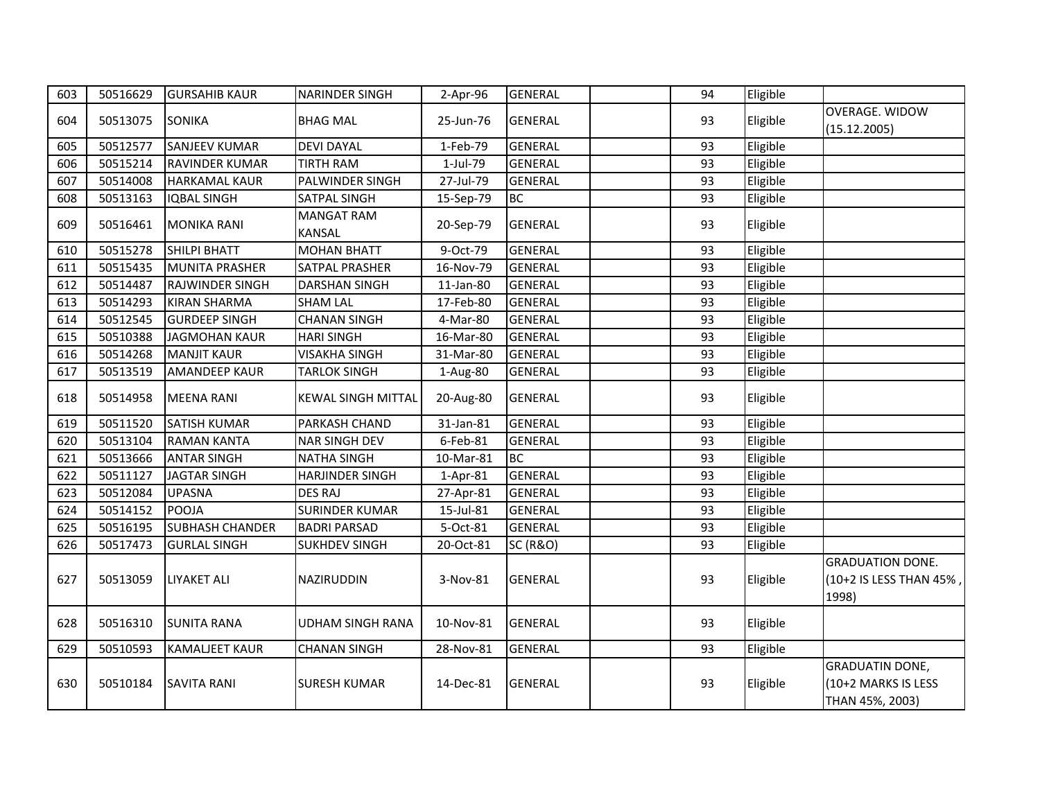| | | | | | | | | | |
|---|---|---|---|---|---|---|---|---|---|
| 603 | 50516629 | GURSAHIB KAUR | NARINDER SINGH | 2-Apr-96 | GENERAL | | 94 | Eligible | |
| 604 | 50513075 | SONIKA | BHAG MAL | 25-Jun-76 | GENERAL | | 93 | Eligible | OVERAGE. WIDOW (15.12.2005) |
| 605 | 50512577 | SANJEEV KUMAR | DEVI DAYAL | 1-Feb-79 | GENERAL | | 93 | Eligible | |
| 606 | 50515214 | RAVINDER KUMAR | TIRTH RAM | 1-Jul-79 | GENERAL | | 93 | Eligible | |
| 607 | 50514008 | HARKAMAL KAUR | PALWINDER SINGH | 27-Jul-79 | GENERAL | | 93 | Eligible | |
| 608 | 50513163 | IQBAL SINGH | SATPAL SINGH | 15-Sep-79 | BC | | 93 | Eligible | |
| 609 | 50516461 | MONIKA RANI | MANGAT RAM KANSAL | 20-Sep-79 | GENERAL | | 93 | Eligible | |
| 610 | 50515278 | SHILPI BHATT | MOHAN BHATT | 9-Oct-79 | GENERAL | | 93 | Eligible | |
| 611 | 50515435 | MUNITA PRASHER | SATPAL PRASHER | 16-Nov-79 | GENERAL | | 93 | Eligible | |
| 612 | 50514487 | RAJWINDER SINGH | DARSHAN SINGH | 11-Jan-80 | GENERAL | | 93 | Eligible | |
| 613 | 50514293 | KIRAN SHARMA | SHAM LAL | 17-Feb-80 | GENERAL | | 93 | Eligible | |
| 614 | 50512545 | GURDEEP SINGH | CHANAN SINGH | 4-Mar-80 | GENERAL | | 93 | Eligible | |
| 615 | 50510388 | JAGMOHAN KAUR | HARI SINGH | 16-Mar-80 | GENERAL | | 93 | Eligible | |
| 616 | 50514268 | MANJIT KAUR | VISAKHA SINGH | 31-Mar-80 | GENERAL | | 93 | Eligible | |
| 617 | 50513519 | AMANDEEP KAUR | TARLOK SINGH | 1-Aug-80 | GENERAL | | 93 | Eligible | |
| 618 | 50514958 | MEENA RANI | KEWAL SINGH MITTAL | 20-Aug-80 | GENERAL | | 93 | Eligible | |
| 619 | 50511520 | SATISH KUMAR | PARKASH CHAND | 31-Jan-81 | GENERAL | | 93 | Eligible | |
| 620 | 50513104 | RAMAN KANTA | NAR SINGH DEV | 6-Feb-81 | GENERAL | | 93 | Eligible | |
| 621 | 50513666 | ANTAR SINGH | NATHA SINGH | 10-Mar-81 | BC | | 93 | Eligible | |
| 622 | 50511127 | JAGTAR SINGH | HARJINDER SINGH | 1-Apr-81 | GENERAL | | 93 | Eligible | |
| 623 | 50512084 | UPASNA | DES RAJ | 27-Apr-81 | GENERAL | | 93 | Eligible | |
| 624 | 50514152 | POOJA | SURINDER KUMAR | 15-Jul-81 | GENERAL | | 93 | Eligible | |
| 625 | 50516195 | SUBHASH CHANDER | BADRI PARSAD | 5-Oct-81 | GENERAL | | 93 | Eligible | |
| 626 | 50517473 | GURLAL SINGH | SUKHDEV SINGH | 20-Oct-81 | SC (R&O) | | 93 | Eligible | |
| 627 | 50513059 | LIYAKET ALI | NAZIRUDDIN | 3-Nov-81 | GENERAL | | 93 | Eligible | GRADUATION DONE. (10+2 IS LESS THAN 45% , 1998) |
| 628 | 50516310 | SUNITA RANA | UDHAM SINGH RANA | 10-Nov-81 | GENERAL | | 93 | Eligible | |
| 629 | 50510593 | KAMALJEET KAUR | CHANAN SINGH | 28-Nov-81 | GENERAL | | 93 | Eligible | |
| 630 | 50510184 | SAVITA RANI | SURESH KUMAR | 14-Dec-81 | GENERAL | | 93 | Eligible | GRADUATIN DONE, (10+2 MARKS IS LESS THAN 45%, 2003) |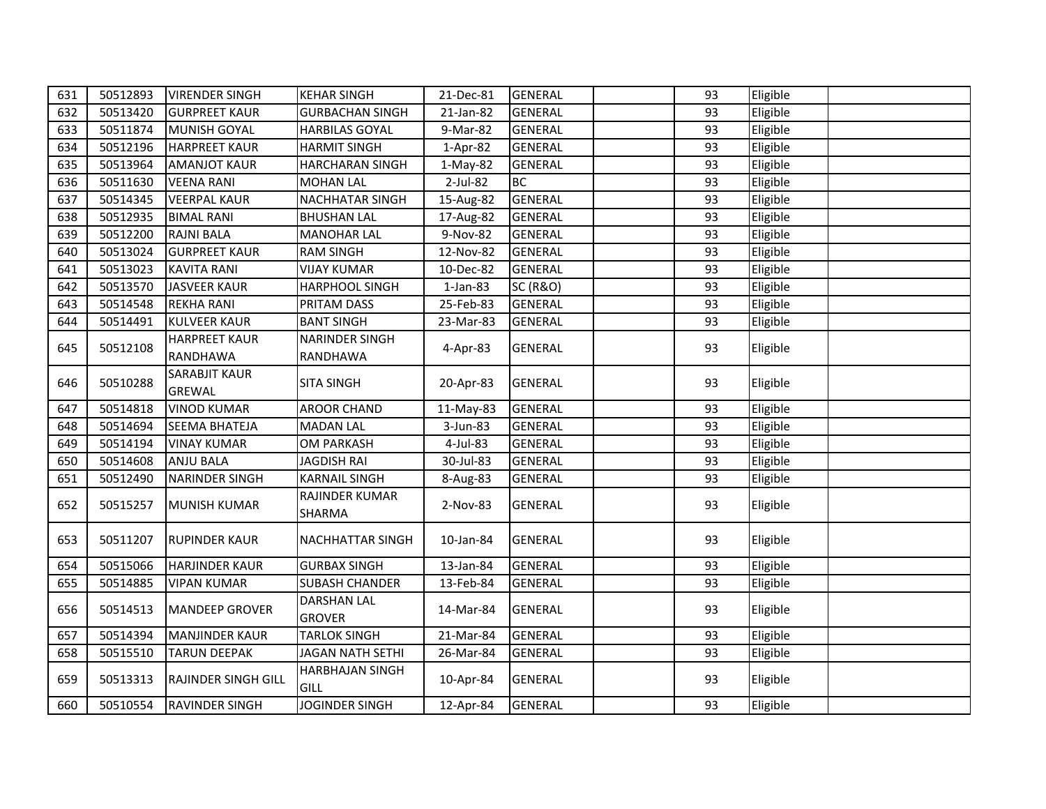| | | | | | | | | | |
|---|---|---|---|---|---|---|---|---|---|
| 631 | 50512893 | VIRENDER SINGH | KEHAR SINGH | 21-Dec-81 | GENERAL | | 93 | Eligible | |
| 632 | 50513420 | GURPREET KAUR | GURBACHAN SINGH | 21-Jan-82 | GENERAL | | 93 | Eligible | |
| 633 | 50511874 | MUNISH GOYAL | HARBILAS GOYAL | 9-Mar-82 | GENERAL | | 93 | Eligible | |
| 634 | 50512196 | HARPREET KAUR | HARMIT SINGH | 1-Apr-82 | GENERAL | | 93 | Eligible | |
| 635 | 50513964 | AMANJOT KAUR | HARCHARAN SINGH | 1-May-82 | GENERAL | | 93 | Eligible | |
| 636 | 50511630 | VEENA RANI | MOHAN LAL | 2-Jul-82 | BC | | 93 | Eligible | |
| 637 | 50514345 | VEERPAL KAUR | NACHHATAR SINGH | 15-Aug-82 | GENERAL | | 93 | Eligible | |
| 638 | 50512935 | BIMAL RANI | BHUSHAN LAL | 17-Aug-82 | GENERAL | | 93 | Eligible | |
| 639 | 50512200 | RAJNI BALA | MANOHAR LAL | 9-Nov-82 | GENERAL | | 93 | Eligible | |
| 640 | 50513024 | GURPREET KAUR | RAM SINGH | 12-Nov-82 | GENERAL | | 93 | Eligible | |
| 641 | 50513023 | KAVITA RANI | VIJAY KUMAR | 10-Dec-82 | GENERAL | | 93 | Eligible | |
| 642 | 50513570 | JASVEER KAUR | HARPHOOL SINGH | 1-Jan-83 | SC (R&O) | | 93 | Eligible | |
| 643 | 50514548 | REKHA RANI | PRITAM DASS | 25-Feb-83 | GENERAL | | 93 | Eligible | |
| 644 | 50514491 | KULVEER KAUR | BANT SINGH | 23-Mar-83 | GENERAL | | 93 | Eligible | |
| 645 | 50512108 | HARPREET KAUR RANDHAWA | NARINDER SINGH RANDHAWA | 4-Apr-83 | GENERAL | | 93 | Eligible | |
| 646 | 50510288 | SARABJIT KAUR GREWAL | SITA SINGH | 20-Apr-83 | GENERAL | | 93 | Eligible | |
| 647 | 50514818 | VINOD KUMAR | AROOR CHAND | 11-May-83 | GENERAL | | 93 | Eligible | |
| 648 | 50514694 | SEEMA BHATEJA | MADAN LAL | 3-Jun-83 | GENERAL | | 93 | Eligible | |
| 649 | 50514194 | VINAY KUMAR | OM PARKASH | 4-Jul-83 | GENERAL | | 93 | Eligible | |
| 650 | 50514608 | ANJU BALA | JAGDISH RAI | 30-Jul-83 | GENERAL | | 93 | Eligible | |
| 651 | 50512490 | NARINDER SINGH | KARNAIL SINGH | 8-Aug-83 | GENERAL | | 93 | Eligible | |
| 652 | 50515257 | MUNISH KUMAR | RAJINDER KUMAR SHARMA | 2-Nov-83 | GENERAL | | 93 | Eligible | |
| 653 | 50511207 | RUPINDER KAUR | NACHHATTAR SINGH | 10-Jan-84 | GENERAL | | 93 | Eligible | |
| 654 | 50515066 | HARJINDER KAUR | GURBAX SINGH | 13-Jan-84 | GENERAL | | 93 | Eligible | |
| 655 | 50514885 | VIPAN KUMAR | SUBASH CHANDER | 13-Feb-84 | GENERAL | | 93 | Eligible | |
| 656 | 50514513 | MANDEEP GROVER | DARSHAN LAL GROVER | 14-Mar-84 | GENERAL | | 93 | Eligible | |
| 657 | 50514394 | MANJINDER KAUR | TARLOK SINGH | 21-Mar-84 | GENERAL | | 93 | Eligible | |
| 658 | 50515510 | TARUN DEEPAK | JAGAN NATH SETHI | 26-Mar-84 | GENERAL | | 93 | Eligible | |
| 659 | 50513313 | RAJINDER SINGH GILL | HARBHAJAN SINGH GILL | 10-Apr-84 | GENERAL | | 93 | Eligible | |
| 660 | 50510554 | RAVINDER SINGH | JOGINDER SINGH | 12-Apr-84 | GENERAL | | 93 | Eligible | |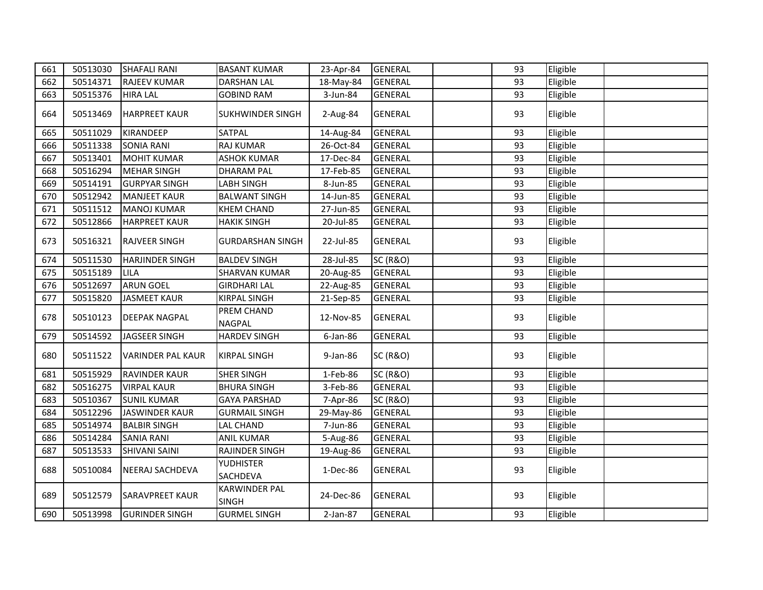| 661 | 50513030 | SHAFALI RANI | BASANT KUMAR | 23-Apr-84 | GENERAL | | 93 | Eligible | |
|---|---|---|---|---|---|---|---|---|---|
| 662 | 50514371 | RAJEEV KUMAR | DARSHAN LAL | 18-May-84 | GENERAL | | 93 | Eligible | |
| 663 | 50515376 | HIRA LAL | GOBIND RAM | 3-Jun-84 | GENERAL | | 93 | Eligible | |
| 664 | 50513469 | HARPREET KAUR | SUKHWINDER SINGH | 2-Aug-84 | GENERAL | | 93 | Eligible | |
| 665 | 50511029 | KIRANDEEP | SATPAL | 14-Aug-84 | GENERAL | | 93 | Eligible | |
| 666 | 50511338 | SONIA RANI | RAJ KUMAR | 26-Oct-84 | GENERAL | | 93 | Eligible | |
| 667 | 50513401 | MOHIT KUMAR | ASHOK KUMAR | 17-Dec-84 | GENERAL | | 93 | Eligible | |
| 668 | 50516294 | MEHAR SINGH | DHARAM PAL | 17-Feb-85 | GENERAL | | 93 | Eligible | |
| 669 | 50514191 | GURPYAR SINGH | LABH SINGH | 8-Jun-85 | GENERAL | | 93 | Eligible | |
| 670 | 50512942 | MANJEET KAUR | BALWANT SINGH | 14-Jun-85 | GENERAL | | 93 | Eligible | |
| 671 | 50511512 | MANOJ KUMAR | KHEM CHAND | 27-Jun-85 | GENERAL | | 93 | Eligible | |
| 672 | 50512866 | HARPREET KAUR | HAKIK SINGH | 20-Jul-85 | GENERAL | | 93 | Eligible | |
| 673 | 50516321 | RAJVEER SINGH | GURDARSHAN SINGH | 22-Jul-85 | GENERAL | | 93 | Eligible | |
| 674 | 50511530 | HARJINDER SINGH | BALDEV SINGH | 28-Jul-85 | SC (R&O) | | 93 | Eligible | |
| 675 | 50515189 | LILA | SHARVAN KUMAR | 20-Aug-85 | GENERAL | | 93 | Eligible | |
| 676 | 50512697 | ARUN GOEL | GIRDHARI LAL | 22-Aug-85 | GENERAL | | 93 | Eligible | |
| 677 | 50515820 | JASMEET KAUR | KIRPAL SINGH | 21-Sep-85 | GENERAL | | 93 | Eligible | |
| 678 | 50510123 | DEEPAK NAGPAL | PREM CHAND NAGPAL | 12-Nov-85 | GENERAL | | 93 | Eligible | |
| 679 | 50514592 | JAGSEER SINGH | HARDEV SINGH | 6-Jan-86 | GENERAL | | 93 | Eligible | |
| 680 | 50511522 | VARINDER PAL KAUR | KIRPAL SINGH | 9-Jan-86 | SC (R&O) | | 93 | Eligible | |
| 681 | 50515929 | RAVINDER KAUR | SHER SINGH | 1-Feb-86 | SC (R&O) | | 93 | Eligible | |
| 682 | 50516275 | VIRPAL KAUR | BHURA SINGH | 3-Feb-86 | GENERAL | | 93 | Eligible | |
| 683 | 50510367 | SUNIL KUMAR | GAYA PARSHAD | 7-Apr-86 | SC (R&O) | | 93 | Eligible | |
| 684 | 50512296 | JASWINDER KAUR | GURMAIL SINGH | 29-May-86 | GENERAL | | 93 | Eligible | |
| 685 | 50514974 | BALBIR SINGH | LAL CHAND | 7-Jun-86 | GENERAL | | 93 | Eligible | |
| 686 | 50514284 | SANIA RANI | ANIL KUMAR | 5-Aug-86 | GENERAL | | 93 | Eligible | |
| 687 | 50513533 | SHIVANI SAINI | RAJINDER SINGH | 19-Aug-86 | GENERAL | | 93 | Eligible | |
| 688 | 50510084 | NEERAJ SACHDEVA | YUDHISTER SACHDEVA | 1-Dec-86 | GENERAL | | 93 | Eligible | |
| 689 | 50512579 | SARAVPREET KAUR | KARWINDER PAL SINGH | 24-Dec-86 | GENERAL | | 93 | Eligible | |
| 690 | 50513998 | GURINDER SINGH | GURMEL SINGH | 2-Jan-87 | GENERAL | | 93 | Eligible | |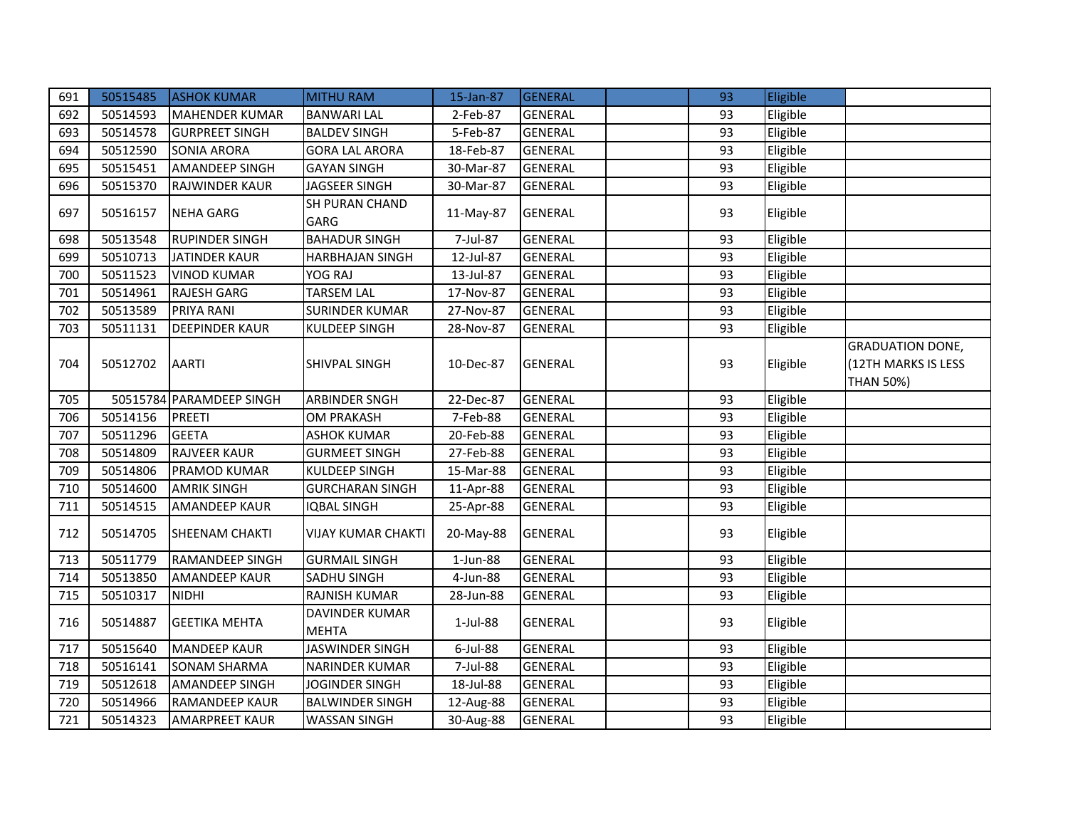| | | | | | | | | | |
|---|---|---|---|---|---|---|---|---|---|
| 691 | 50515485 | ASHOK KUMAR | MITHU RAM | 15-Jan-87 | GENERAL | | 93 | Eligible | |
| 692 | 50514593 | MAHENDER KUMAR | BANWARI LAL | 2-Feb-87 | GENERAL | | 93 | Eligible | |
| 693 | 50514578 | GURPREET SINGH | BALDEV SINGH | 5-Feb-87 | GENERAL | | 93 | Eligible | |
| 694 | 50512590 | SONIA ARORA | GORA LAL ARORA | 18-Feb-87 | GENERAL | | 93 | Eligible | |
| 695 | 50515451 | AMANDEEP SINGH | GAYAN SINGH | 30-Mar-87 | GENERAL | | 93 | Eligible | |
| 696 | 50515370 | RAJWINDER KAUR | JAGSEER SINGH | 30-Mar-87 | GENERAL | | 93 | Eligible | |
| 697 | 50516157 | NEHA GARG | SH PURAN CHAND GARG | 11-May-87 | GENERAL | | 93 | Eligible | |
| 698 | 50513548 | RUPINDER SINGH | BAHADUR SINGH | 7-Jul-87 | GENERAL | | 93 | Eligible | |
| 699 | 50510713 | JATINDER KAUR | HARBHAJAN SINGH | 12-Jul-87 | GENERAL | | 93 | Eligible | |
| 700 | 50511523 | VINOD KUMAR | YOG RAJ | 13-Jul-87 | GENERAL | | 93 | Eligible | |
| 701 | 50514961 | RAJESH GARG | TARSEM LAL | 17-Nov-87 | GENERAL | | 93 | Eligible | |
| 702 | 50513589 | PRIYA RANI | SURINDER KUMAR | 27-Nov-87 | GENERAL | | 93 | Eligible | |
| 703 | 50511131 | DEEPINDER KAUR | KULDEEP SINGH | 28-Nov-87 | GENERAL | | 93 | Eligible | |
| 704 | 50512702 | AARTI | SHIVPAL SINGH | 10-Dec-87 | GENERAL | | 93 | Eligible | GRADUATION DONE, (12TH MARKS IS LESS THAN 50%) |
| 705 | 50515784 | PARAMDEEP SINGH | ARBINDER SNGH | 22-Dec-87 | GENERAL | | 93 | Eligible | |
| 706 | 50514156 | PREETI | OM PRAKASH | 7-Feb-88 | GENERAL | | 93 | Eligible | |
| 707 | 50511296 | GEETA | ASHOK KUMAR | 20-Feb-88 | GENERAL | | 93 | Eligible | |
| 708 | 50514809 | RAJVEER KAUR | GURMEET SINGH | 27-Feb-88 | GENERAL | | 93 | Eligible | |
| 709 | 50514806 | PRAMOD KUMAR | KULDEEP SINGH | 15-Mar-88 | GENERAL | | 93 | Eligible | |
| 710 | 50514600 | AMRIK SINGH | GURCHARAN SINGH | 11-Apr-88 | GENERAL | | 93 | Eligible | |
| 711 | 50514515 | AMANDEEP KAUR | IQBAL SINGH | 25-Apr-88 | GENERAL | | 93 | Eligible | |
| 712 | 50514705 | SHEENAM CHAKTI | VIJAY KUMAR CHAKTI | 20-May-88 | GENERAL | | 93 | Eligible | |
| 713 | 50511779 | RAMANDEEP SINGH | GURMAIL SINGH | 1-Jun-88 | GENERAL | | 93 | Eligible | |
| 714 | 50513850 | AMANDEEP KAUR | SADHU SINGH | 4-Jun-88 | GENERAL | | 93 | Eligible | |
| 715 | 50510317 | NIDHI | RAJNISH KUMAR | 28-Jun-88 | GENERAL | | 93 | Eligible | |
| 716 | 50514887 | GEETIKA MEHTA | DAVINDER KUMAR MEHTA | 1-Jul-88 | GENERAL | | 93 | Eligible | |
| 717 | 50515640 | MANDEEP KAUR | JASWINDER SINGH | 6-Jul-88 | GENERAL | | 93 | Eligible | |
| 718 | 50516141 | SONAM SHARMA | NARINDER KUMAR | 7-Jul-88 | GENERAL | | 93 | Eligible | |
| 719 | 50512618 | AMANDEEP SINGH | JOGINDER SINGH | 18-Jul-88 | GENERAL | | 93 | Eligible | |
| 720 | 50514966 | RAMANDEEP KAUR | BALWINDER SINGH | 12-Aug-88 | GENERAL | | 93 | Eligible | |
| 721 | 50514323 | AMARPREET KAUR | WASSAN SINGH | 30-Aug-88 | GENERAL | | 93 | Eligible | |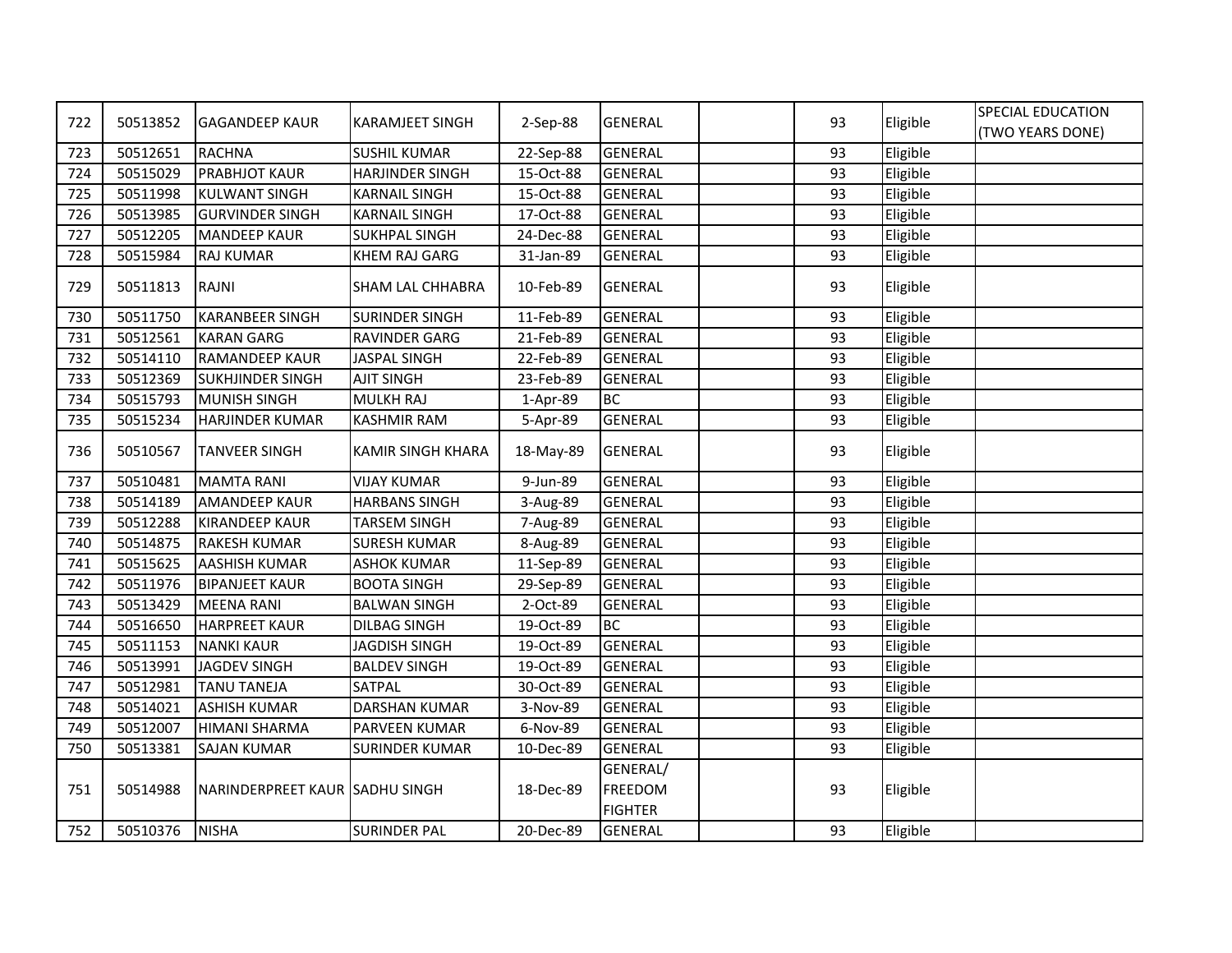| 722 | 50513852 | GAGANDEEP KAUR | KARAMJEET SINGH | 2-Sep-88 | GENERAL | | 93 | Eligible | SPECIAL EDUCATION (TWO YEARS DONE) |
|---|---|---|---|---|---|---|---|---|---|
| 723 | 50512651 | RACHNA | SUSHIL KUMAR | 22-Sep-88 | GENERAL | | 93 | Eligible | |
| 724 | 50515029 | PRABHJOT KAUR | HARJINDER SINGH | 15-Oct-88 | GENERAL | | 93 | Eligible | |
| 725 | 50511998 | KULWANT SINGH | KARNAIL SINGH | 15-Oct-88 | GENERAL | | 93 | Eligible | |
| 726 | 50513985 | GURVINDER SINGH | KARNAIL SINGH | 17-Oct-88 | GENERAL | | 93 | Eligible | |
| 727 | 50512205 | MANDEEP KAUR | SUKHPAL SINGH | 24-Dec-88 | GENERAL | | 93 | Eligible | |
| 728 | 50515984 | RAJ KUMAR | KHEM RAJ GARG | 31-Jan-89 | GENERAL | | 93 | Eligible | |
| 729 | 50511813 | RAJNI | SHAM LAL CHHABRA | 10-Feb-89 | GENERAL | | 93 | Eligible | |
| 730 | 50511750 | KARANBEER SINGH | SURINDER SINGH | 11-Feb-89 | GENERAL | | 93 | Eligible | |
| 731 | 50512561 | KARAN GARG | RAVINDER GARG | 21-Feb-89 | GENERAL | | 93 | Eligible | |
| 732 | 50514110 | RAMANDEEP KAUR | JASPAL SINGH | 22-Feb-89 | GENERAL | | 93 | Eligible | |
| 733 | 50512369 | SUKHJINDER SINGH | AJIT SINGH | 23-Feb-89 | GENERAL | | 93 | Eligible | |
| 734 | 50515793 | MUNISH SINGH | MULKH RAJ | 1-Apr-89 | BC | | 93 | Eligible | |
| 735 | 50515234 | HARJINDER KUMAR | KASHMIR RAM | 5-Apr-89 | GENERAL | | 93 | Eligible | |
| 736 | 50510567 | TANVEER SINGH | KAMIR SINGH KHARA | 18-May-89 | GENERAL | | 93 | Eligible | |
| 737 | 50510481 | MAMTA RANI | VIJAY KUMAR | 9-Jun-89 | GENERAL | | 93 | Eligible | |
| 738 | 50514189 | AMANDEEP KAUR | HARBANS SINGH | 3-Aug-89 | GENERAL | | 93 | Eligible | |
| 739 | 50512288 | KIRANDEEP KAUR | TARSEM SINGH | 7-Aug-89 | GENERAL | | 93 | Eligible | |
| 740 | 50514875 | RAKESH KUMAR | SURESH KUMAR | 8-Aug-89 | GENERAL | | 93 | Eligible | |
| 741 | 50515625 | AASHISH KUMAR | ASHOK KUMAR | 11-Sep-89 | GENERAL | | 93 | Eligible | |
| 742 | 50511976 | BIPANJEET KAUR | BOOTA SINGH | 29-Sep-89 | GENERAL | | 93 | Eligible | |
| 743 | 50513429 | MEENA RANI | BALWAN SINGH | 2-Oct-89 | GENERAL | | 93 | Eligible | |
| 744 | 50516650 | HARPREET KAUR | DILBAG SINGH | 19-Oct-89 | BC | | 93 | Eligible | |
| 745 | 50511153 | NANKI KAUR | JAGDISH SINGH | 19-Oct-89 | GENERAL | | 93 | Eligible | |
| 746 | 50513991 | JAGDEV SINGH | BALDEV SINGH | 19-Oct-89 | GENERAL | | 93 | Eligible | |
| 747 | 50512981 | TANU TANEJA | SATPAL | 30-Oct-89 | GENERAL | | 93 | Eligible | |
| 748 | 50514021 | ASHISH KUMAR | DARSHAN KUMAR | 3-Nov-89 | GENERAL | | 93 | Eligible | |
| 749 | 50512007 | HIMANI SHARMA | PARVEEN KUMAR | 6-Nov-89 | GENERAL | | 93 | Eligible | |
| 750 | 50513381 | SAJAN KUMAR | SURINDER KUMAR | 10-Dec-89 | GENERAL | | 93 | Eligible | |
| 751 | 50514988 | NARINDERPREET KAUR | SADHU SINGH | 18-Dec-89 | GENERAL/ FREEDOM FIGHTER | | 93 | Eligible | |
| 752 | 50510376 | NISHA | SURINDER PAL | 20-Dec-89 | GENERAL | | 93 | Eligible | |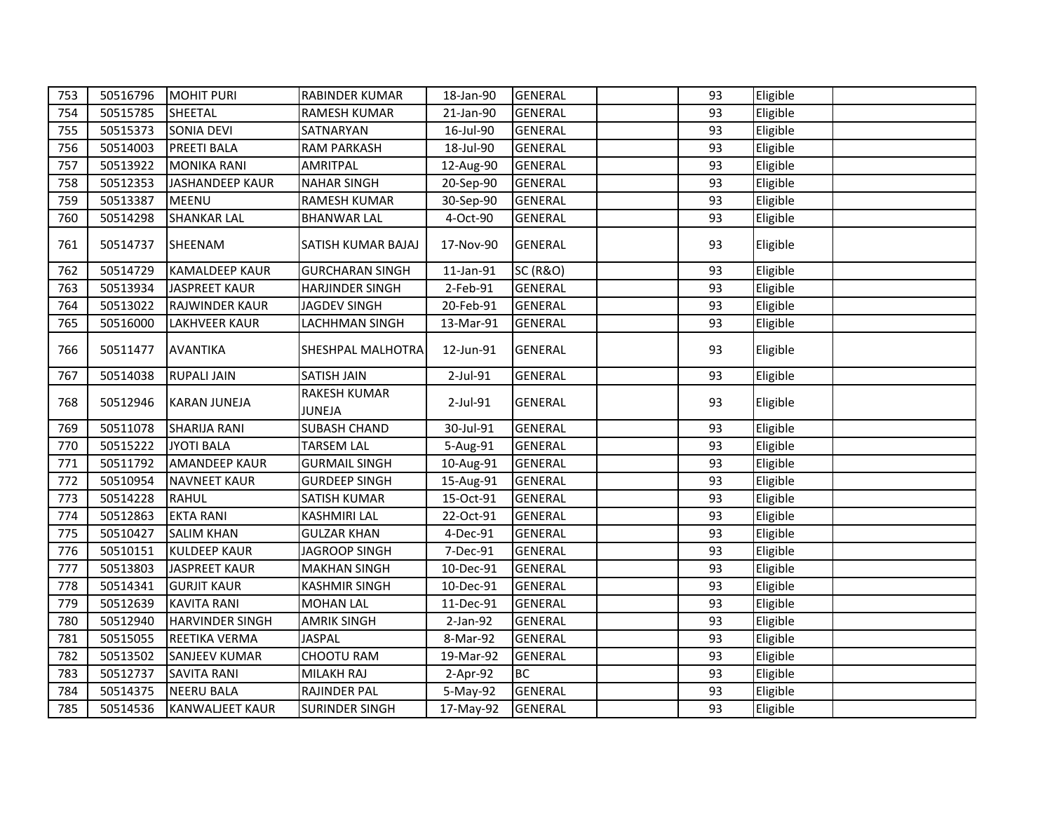| | | | | | | | | | |
|---|---|---|---|---|---|---|---|---|---|
| 753 | 50516796 | MOHIT PURI | RABINDER KUMAR | 18-Jan-90 | GENERAL | | 93 | Eligible | |
| 754 | 50515785 | SHEETAL | RAMESH KUMAR | 21-Jan-90 | GENERAL | | 93 | Eligible | |
| 755 | 50515373 | SONIA DEVI | SATNARYAN | 16-Jul-90 | GENERAL | | 93 | Eligible | |
| 756 | 50514003 | PREETI BALA | RAM PARKASH | 18-Jul-90 | GENERAL | | 93 | Eligible | |
| 757 | 50513922 | MONIKA RANI | AMRITPAL | 12-Aug-90 | GENERAL | | 93 | Eligible | |
| 758 | 50512353 | JASHANDEEP KAUR | NAHAR SINGH | 20-Sep-90 | GENERAL | | 93 | Eligible | |
| 759 | 50513387 | MEENU | RAMESH KUMAR | 30-Sep-90 | GENERAL | | 93 | Eligible | |
| 760 | 50514298 | SHANKAR LAL | BHANWAR LAL | 4-Oct-90 | GENERAL | | 93 | Eligible | |
| 761 | 50514737 | SHEENAM | SATISH KUMAR BAJAJ | 17-Nov-90 | GENERAL | | 93 | Eligible | |
| 762 | 50514729 | KAMALDEEP KAUR | GURCHARAN SINGH | 11-Jan-91 | SC (R&O) | | 93 | Eligible | |
| 763 | 50513934 | JASPREET KAUR | HARJINDER SINGH | 2-Feb-91 | GENERAL | | 93 | Eligible | |
| 764 | 50513022 | RAJWINDER KAUR | JAGDEV SINGH | 20-Feb-91 | GENERAL | | 93 | Eligible | |
| 765 | 50516000 | LAKHVEER KAUR | LACHHMAN SINGH | 13-Mar-91 | GENERAL | | 93 | Eligible | |
| 766 | 50511477 | AVANTIKA | SHESHPAL MALHOTRA | 12-Jun-91 | GENERAL | | 93 | Eligible | |
| 767 | 50514038 | RUPALI JAIN | SATISH JAIN | 2-Jul-91 | GENERAL | | 93 | Eligible | |
| 768 | 50512946 | KARAN JUNEJA | RAKESH KUMAR JUNEJA | 2-Jul-91 | GENERAL | | 93 | Eligible | |
| 769 | 50511078 | SHARIJA RANI | SUBASH CHAND | 30-Jul-91 | GENERAL | | 93 | Eligible | |
| 770 | 50515222 | JYOTI BALA | TARSEM LAL | 5-Aug-91 | GENERAL | | 93 | Eligible | |
| 771 | 50511792 | AMANDEEP KAUR | GURMAIL SINGH | 10-Aug-91 | GENERAL | | 93 | Eligible | |
| 772 | 50510954 | NAVNEET KAUR | GURDEEP SINGH | 15-Aug-91 | GENERAL | | 93 | Eligible | |
| 773 | 50514228 | RAHUL | SATISH KUMAR | 15-Oct-91 | GENERAL | | 93 | Eligible | |
| 774 | 50512863 | EKTA RANI | KASHMIRI LAL | 22-Oct-91 | GENERAL | | 93 | Eligible | |
| 775 | 50510427 | SALIM KHAN | GULZAR KHAN | 4-Dec-91 | GENERAL | | 93 | Eligible | |
| 776 | 50510151 | KULDEEP KAUR | JAGROOP SINGH | 7-Dec-91 | GENERAL | | 93 | Eligible | |
| 777 | 50513803 | JASPREET KAUR | MAKHAN SINGH | 10-Dec-91 | GENERAL | | 93 | Eligible | |
| 778 | 50514341 | GURJIT KAUR | KASHMIR SINGH | 10-Dec-91 | GENERAL | | 93 | Eligible | |
| 779 | 50512639 | KAVITA RANI | MOHAN LAL | 11-Dec-91 | GENERAL | | 93 | Eligible | |
| 780 | 50512940 | HARVINDER SINGH | AMRIK SINGH | 2-Jan-92 | GENERAL | | 93 | Eligible | |
| 781 | 50515055 | REETIKA VERMA | JASPAL | 8-Mar-92 | GENERAL | | 93 | Eligible | |
| 782 | 50513502 | SANJEEV KUMAR | CHOOTU RAM | 19-Mar-92 | GENERAL | | 93 | Eligible | |
| 783 | 50512737 | SAVITA RANI | MILAKH RAJ | 2-Apr-92 | BC | | 93 | Eligible | |
| 784 | 50514375 | NEERU BALA | RAJINDER PAL | 5-May-92 | GENERAL | | 93 | Eligible | |
| 785 | 50514536 | KANWALJEET KAUR | SURINDER SINGH | 17-May-92 | GENERAL | | 93 | Eligible | |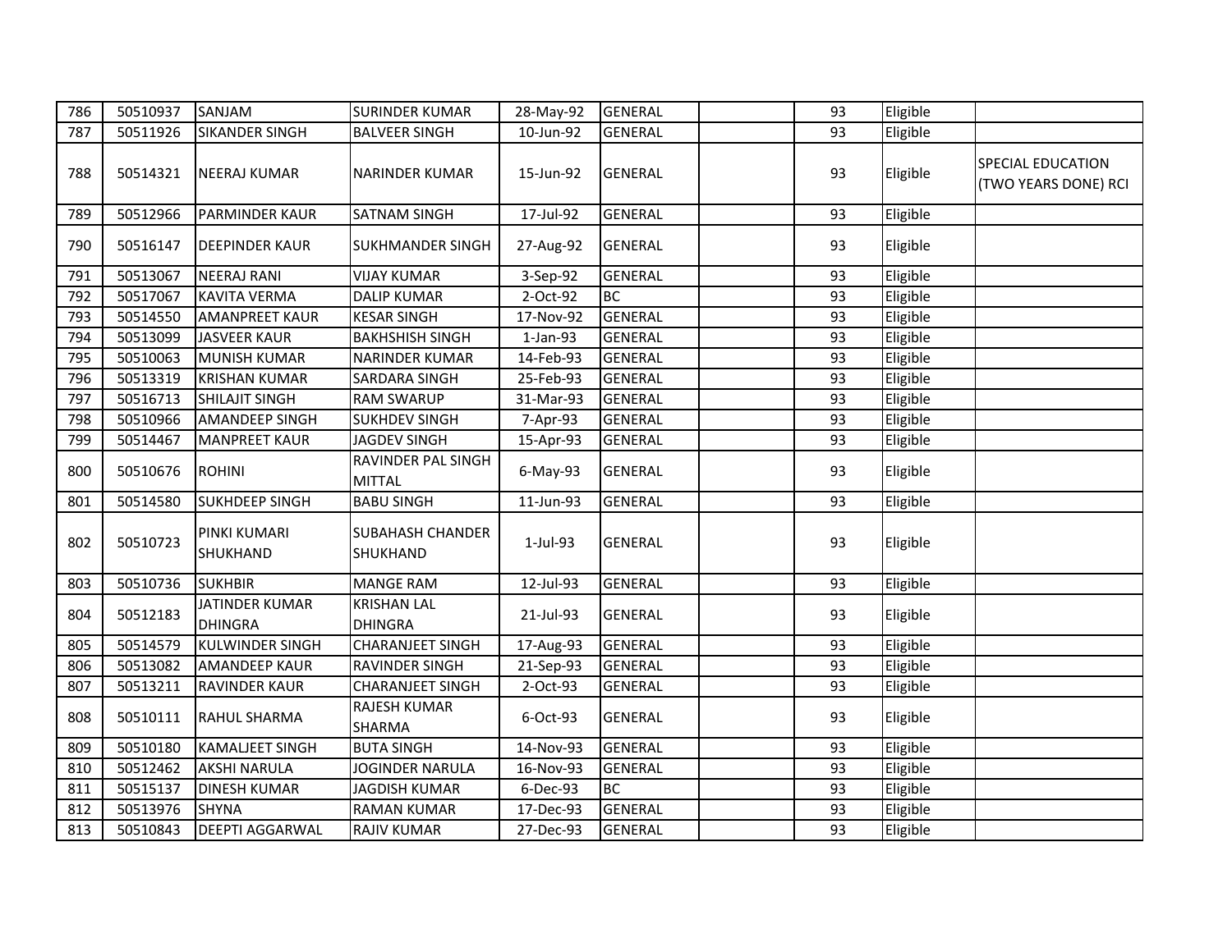| 786 | 50510937 | SANJAM | SURINDER KUMAR | 28-May-92 | GENERAL | | 93 | Eligible | |
|---|---|---|---|---|---|---|---|---|---|
| 787 | 50511926 | SIKANDER SINGH | BALVEER SINGH | 10-Jun-92 | GENERAL | | 93 | Eligible | |
| 788 | 50514321 | NEERAJ KUMAR | NARINDER KUMAR | 15-Jun-92 | GENERAL | | 93 | Eligible | SPECIAL EDUCATION (TWO YEARS DONE) RCI |
| 789 | 50512966 | PARMINDER KAUR | SATNAM SINGH | 17-Jul-92 | GENERAL | | 93 | Eligible | |
| 790 | 50516147 | DEEPINDER KAUR | SUKHMANDER SINGH | 27-Aug-92 | GENERAL | | 93 | Eligible | |
| 791 | 50513067 | NEERAJ RANI | VIJAY KUMAR | 3-Sep-92 | GENERAL | | 93 | Eligible | |
| 792 | 50517067 | KAVITA VERMA | DALIP KUMAR | 2-Oct-92 | BC | | 93 | Eligible | |
| 793 | 50514550 | AMANPREET KAUR | KESAR SINGH | 17-Nov-92 | GENERAL | | 93 | Eligible | |
| 794 | 50513099 | JASVEER KAUR | BAKHSHISH SINGH | 1-Jan-93 | GENERAL | | 93 | Eligible | |
| 795 | 50510063 | MUNISH KUMAR | NARINDER KUMAR | 14-Feb-93 | GENERAL | | 93 | Eligible | |
| 796 | 50513319 | KRISHAN KUMAR | SARDARA SINGH | 25-Feb-93 | GENERAL | | 93 | Eligible | |
| 797 | 50516713 | SHILAJIT SINGH | RAM SWARUP | 31-Mar-93 | GENERAL | | 93 | Eligible | |
| 798 | 50510966 | AMANDEEP SINGH | SUKHDEV SINGH | 7-Apr-93 | GENERAL | | 93 | Eligible | |
| 799 | 50514467 | MANPREET KAUR | JAGDEV SINGH | 15-Apr-93 | GENERAL | | 93 | Eligible | |
| 800 | 50510676 | ROHINI | RAVINDER PAL SINGH MITTAL | 6-May-93 | GENERAL | | 93 | Eligible | |
| 801 | 50514580 | SUKHDEEP SINGH | BABU SINGH | 11-Jun-93 | GENERAL | | 93 | Eligible | |
| 802 | 50510723 | PINKI KUMARI SHUKHAND | SUBAHASH CHANDER SHUKHAND | 1-Jul-93 | GENERAL | | 93 | Eligible | |
| 803 | 50510736 | SUKHBIR | MANGE RAM | 12-Jul-93 | GENERAL | | 93 | Eligible | |
| 804 | 50512183 | JATINDER KUMAR DHINGRA | KRISHAN LAL DHINGRA | 21-Jul-93 | GENERAL | | 93 | Eligible | |
| 805 | 50514579 | KULWINDER SINGH | CHARANJEET SINGH | 17-Aug-93 | GENERAL | | 93 | Eligible | |
| 806 | 50513082 | AMANDEEP KAUR | RAVINDER SINGH | 21-Sep-93 | GENERAL | | 93 | Eligible | |
| 807 | 50513211 | RAVINDER KAUR | CHARANJEET SINGH | 2-Oct-93 | GENERAL | | 93 | Eligible | |
| 808 | 50510111 | RAHUL SHARMA | RAJESH KUMAR SHARMA | 6-Oct-93 | GENERAL | | 93 | Eligible | |
| 809 | 50510180 | KAMALJEET SINGH | BUTA SINGH | 14-Nov-93 | GENERAL | | 93 | Eligible | |
| 810 | 50512462 | AKSHI NARULA | JOGINDER NARULA | 16-Nov-93 | GENERAL | | 93 | Eligible | |
| 811 | 50515137 | DINESH KUMAR | JAGDISH KUMAR | 6-Dec-93 | BC | | 93 | Eligible | |
| 812 | 50513976 | SHYNA | RAMAN KUMAR | 17-Dec-93 | GENERAL | | 93 | Eligible | |
| 813 | 50510843 | DEEPTI AGGARWAL | RAJIV KUMAR | 27-Dec-93 | GENERAL | | 93 | Eligible | |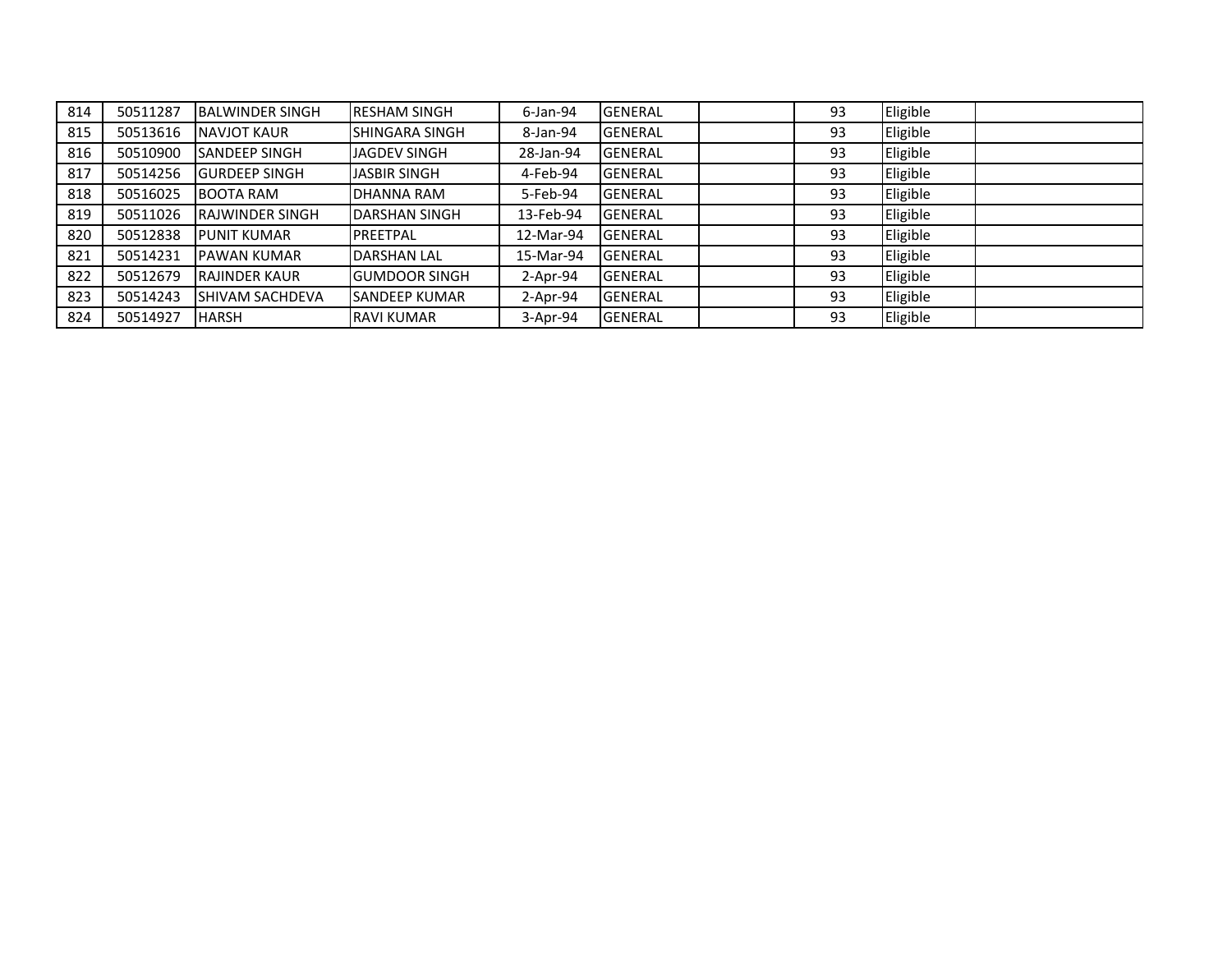| | | | | | | | | | |
|---|---|---|---|---|---|---|---|---|---|
| 814 | 50511287 | BALWINDER SINGH | RESHAM SINGH | 6-Jan-94 | GENERAL | | 93 | Eligible | |
| 815 | 50513616 | NAVJOT KAUR | SHINGARA SINGH | 8-Jan-94 | GENERAL | | 93 | Eligible | |
| 816 | 50510900 | SANDEEP SINGH | JAGDEV SINGH | 28-Jan-94 | GENERAL | | 93 | Eligible | |
| 817 | 50514256 | GURDEEP SINGH | JASBIR SINGH | 4-Feb-94 | GENERAL | | 93 | Eligible | |
| 818 | 50516025 | BOOTA RAM | DHANNA RAM | 5-Feb-94 | GENERAL | | 93 | Eligible | |
| 819 | 50511026 | RAJWINDER SINGH | DARSHAN SINGH | 13-Feb-94 | GENERAL | | 93 | Eligible | |
| 820 | 50512838 | PUNIT KUMAR | PREETPAL | 12-Mar-94 | GENERAL | | 93 | Eligible | |
| 821 | 50514231 | PAWAN KUMAR | DARSHAN LAL | 15-Mar-94 | GENERAL | | 93 | Eligible | |
| 822 | 50512679 | RAJINDER KAUR | GUMDOOR SINGH | 2-Apr-94 | GENERAL | | 93 | Eligible | |
| 823 | 50514243 | SHIVAM SACHDEVA | SANDEEP KUMAR | 2-Apr-94 | GENERAL | | 93 | Eligible | |
| 824 | 50514927 | HARSH | RAVI KUMAR | 3-Apr-94 | GENERAL | | 93 | Eligible | |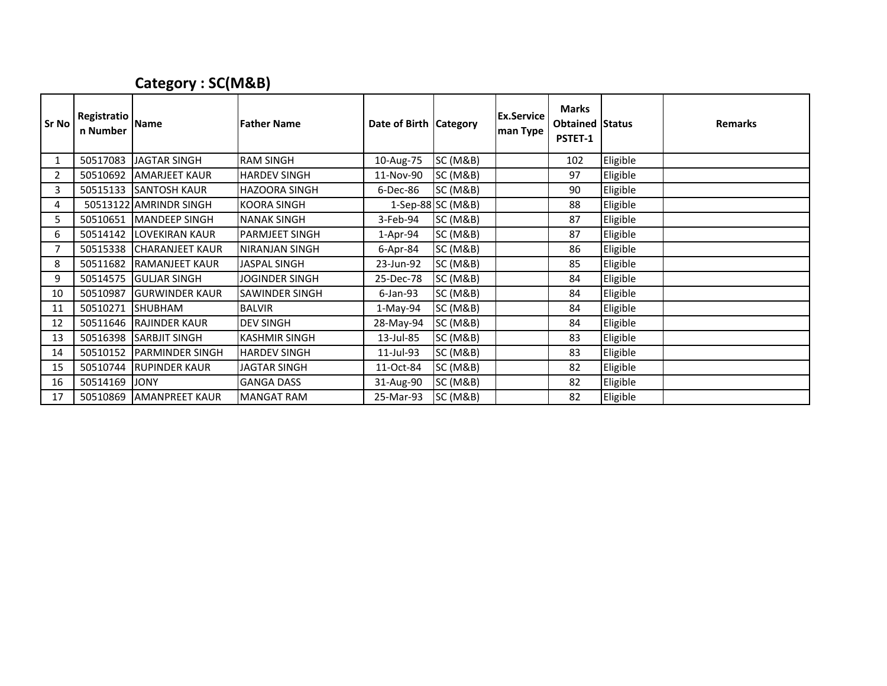## Category : SC(M&B)

| Sr No | Registration Number | Name | Father Name | Date of Birth | Category | Ex.Serviceman Type | Marks Obtained PSTET-1 | Status | Remarks |
|---|---|---|---|---|---|---|---|---|---|
| 1 | 50517083 | JAGTAR SINGH | RAM SINGH | 10-Aug-75 | SC (M&B) | | 102 | Eligible | |
| 2 | 50510692 | AMARJEET KAUR | HARDEV SINGH | 11-Nov-90 | SC (M&B) | | 97 | Eligible | |
| 3 | 50515133 | SANTOSH KAUR | HAZOORA SINGH | 6-Dec-86 | SC (M&B) | | 90 | Eligible | |
| 4 | 50513122 | AMRINDR SINGH | KOORA SINGH | 1-Sep-88 | SC (M&B) | | 88 | Eligible | |
| 5 | 50510651 | MANDEEP SINGH | NANAK SINGH | 3-Feb-94 | SC (M&B) | | 87 | Eligible | |
| 6 | 50514142 | LOVEKIRAN KAUR | PARMJEET SINGH | 1-Apr-94 | SC (M&B) | | 87 | Eligible | |
| 7 | 50515338 | CHARANJEET KAUR | NIRANJAN SINGH | 6-Apr-84 | SC (M&B) | | 86 | Eligible | |
| 8 | 50511682 | RAMANJEET KAUR | JASPAL SINGH | 23-Jun-92 | SC (M&B) | | 85 | Eligible | |
| 9 | 50514575 | GULJAR SINGH | JOGINDER SINGH | 25-Dec-78 | SC (M&B) | | 84 | Eligible | |
| 10 | 50510987 | GURWINDER KAUR | SAWINDER SINGH | 6-Jan-93 | SC (M&B) | | 84 | Eligible | |
| 11 | 50510271 | SHUBHAM | BALVIR | 1-May-94 | SC (M&B) | | 84 | Eligible | |
| 12 | 50511646 | RAJINDER KAUR | DEV SINGH | 28-May-94 | SC (M&B) | | 84 | Eligible | |
| 13 | 50516398 | SARBJIT SINGH | KASHMIR SINGH | 13-Jul-85 | SC (M&B) | | 83 | Eligible | |
| 14 | 50510152 | PARMINDER SINGH | HARDEV SINGH | 11-Jul-93 | SC (M&B) | | 83 | Eligible | |
| 15 | 50510744 | RUPINDER KAUR | JAGTAR SINGH | 11-Oct-84 | SC (M&B) | | 82 | Eligible | |
| 16 | 50514169 | JONY | GANGA DASS | 31-Aug-90 | SC (M&B) | | 82 | Eligible | |
| 17 | 50510869 | AMANPREET KAUR | MANGAT RAM | 25-Mar-93 | SC (M&B) | | 82 | Eligible | |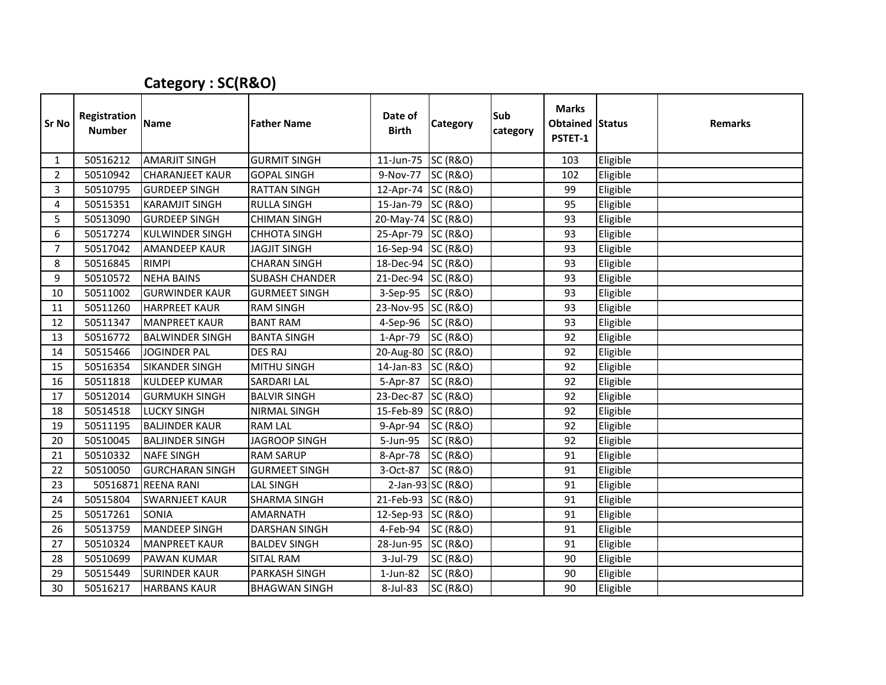## Category : SC(R&O)

| Sr No | Registration Number | Name | Father Name | Date of Birth | Category | Sub category | Marks Obtained PSTET-1 | Status | Remarks |
|---|---|---|---|---|---|---|---|---|---|
| 1 | 50516212 | AMARJIT SINGH | GURMIT SINGH | 11-Jun-75 | SC (R&O) | | 103 | Eligible | |
| 2 | 50510942 | CHARANJEET KAUR | GOPAL SINGH | 9-Nov-77 | SC (R&O) | | 102 | Eligible | |
| 3 | 50510795 | GURDEEP SINGH | RATTAN SINGH | 12-Apr-74 | SC (R&O) | | 99 | Eligible | |
| 4 | 50515351 | KARAMJIT SINGH | RULLA SINGH | 15-Jan-79 | SC (R&O) | | 95 | Eligible | |
| 5 | 50513090 | GURDEEP SINGH | CHIMAN SINGH | 20-May-74 | SC (R&O) | | 93 | Eligible | |
| 6 | 50517274 | KULWINDER SINGH | CHHOTA SINGH | 25-Apr-79 | SC (R&O) | | 93 | Eligible | |
| 7 | 50517042 | AMANDEEP KAUR | JAGJIT SINGH | 16-Sep-94 | SC (R&O) | | 93 | Eligible | |
| 8 | 50516845 | RIMPI | CHARAN SINGH | 18-Dec-94 | SC (R&O) | | 93 | Eligible | |
| 9 | 50510572 | NEHA BAINS | SUBASH CHANDER | 21-Dec-94 | SC (R&O) | | 93 | Eligible | |
| 10 | 50511002 | GURWINDER KAUR | GURMEET SINGH | 3-Sep-95 | SC (R&O) | | 93 | Eligible | |
| 11 | 50511260 | HARPREET KAUR | RAM SINGH | 23-Nov-95 | SC (R&O) | | 93 | Eligible | |
| 12 | 50511347 | MANPREET KAUR | BANT RAM | 4-Sep-96 | SC (R&O) | | 93 | Eligible | |
| 13 | 50516772 | BALWINDER SINGH | BANTA SINGH | 1-Apr-79 | SC (R&O) | | 92 | Eligible | |
| 14 | 50515466 | JOGINDER PAL | DES RAJ | 20-Aug-80 | SC (R&O) | | 92 | Eligible | |
| 15 | 50516354 | SIKANDER SINGH | MITHU SINGH | 14-Jan-83 | SC (R&O) | | 92 | Eligible | |
| 16 | 50511818 | KULDEEP KUMAR | SARDARI LAL | 5-Apr-87 | SC (R&O) | | 92 | Eligible | |
| 17 | 50512014 | GURMUKH SINGH | BALVIR SINGH | 23-Dec-87 | SC (R&O) | | 92 | Eligible | |
| 18 | 50514518 | LUCKY SINGH | NIRMAL SINGH | 15-Feb-89 | SC (R&O) | | 92 | Eligible | |
| 19 | 50511195 | BALJINDER KAUR | RAM LAL | 9-Apr-94 | SC (R&O) | | 92 | Eligible | |
| 20 | 50510045 | BALJINDER SINGH | JAGROOP SINGH | 5-Jun-95 | SC (R&O) | | 92 | Eligible | |
| 21 | 50510332 | NAFE SINGH | RAM SARUP | 8-Apr-78 | SC (R&O) | | 91 | Eligible | |
| 22 | 50510050 | GURCHARAN SINGH | GURMEET SINGH | 3-Oct-87 | SC (R&O) | | 91 | Eligible | |
| 23 | 50516871 | REENA RANI | LAL SINGH | 2-Jan-93 | SC (R&O) | | 91 | Eligible | |
| 24 | 50515804 | SWARNJEET KAUR | SHARMA SINGH | 21-Feb-93 | SC (R&O) | | 91 | Eligible | |
| 25 | 50517261 | SONIA | AMARNATH | 12-Sep-93 | SC (R&O) | | 91 | Eligible | |
| 26 | 50513759 | MANDEEP SINGH | DARSHAN SINGH | 4-Feb-94 | SC (R&O) | | 91 | Eligible | |
| 27 | 50510324 | MANPREET KAUR | BALDEV SINGH | 28-Jun-95 | SC (R&O) | | 91 | Eligible | |
| 28 | 50510699 | PAWAN KUMAR | SITAL RAM | 3-Jul-79 | SC (R&O) | | 90 | Eligible | |
| 29 | 50515449 | SURINDER KAUR | PARKASH SINGH | 1-Jun-82 | SC (R&O) | | 90 | Eligible | |
| 30 | 50516217 | HARBANS KAUR | BHAGWAN SINGH | 8-Jul-83 | SC (R&O) | | 90 | Eligible | |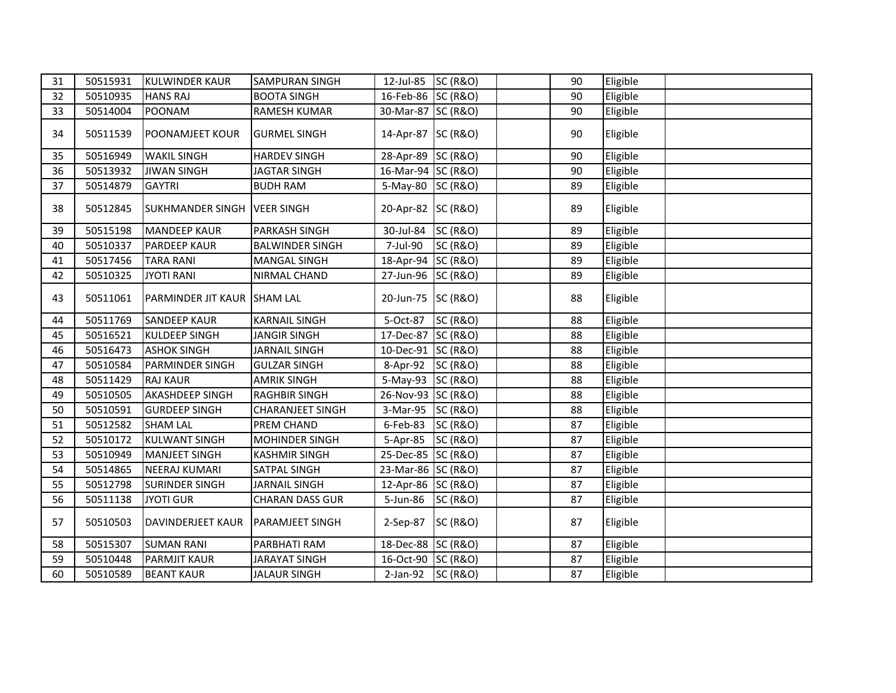| | | | | | | | | | |
|---|---|---|---|---|---|---|---|---|---|
| 31 | 50515931 | KULWINDER KAUR | SAMPURAN SINGH | 12-Jul-85 | SC (R&O) | | 90 | Eligible | |
| 32 | 50510935 | HANS RAJ | BOOTA SINGH | 16-Feb-86 | SC (R&O) | | 90 | Eligible | |
| 33 | 50514004 | POONAM | RAMESH KUMAR | 30-Mar-87 | SC (R&O) | | 90 | Eligible | |
| 34 | 50511539 | POONAMJEET KOUR | GURMEL SINGH | 14-Apr-87 | SC (R&O) | | 90 | Eligible | |
| 35 | 50516949 | WAKIL SINGH | HARDEV SINGH | 28-Apr-89 | SC (R&O) | | 90 | Eligible | |
| 36 | 50513932 | JIWAN SINGH | JAGTAR SINGH | 16-Mar-94 | SC (R&O) | | 90 | Eligible | |
| 37 | 50514879 | GAYTRI | BUDH RAM | 5-May-80 | SC (R&O) | | 89 | Eligible | |
| 38 | 50512845 | SUKHMANDER SINGH | VEER SINGH | 20-Apr-82 | SC (R&O) | | 89 | Eligible | |
| 39 | 50515198 | MANDEEP KAUR | PARKASH SINGH | 30-Jul-84 | SC (R&O) | | 89 | Eligible | |
| 40 | 50510337 | PARDEEP KAUR | BALWINDER SINGH | 7-Jul-90 | SC (R&O) | | 89 | Eligible | |
| 41 | 50517456 | TARA RANI | MANGAL SINGH | 18-Apr-94 | SC (R&O) | | 89 | Eligible | |
| 42 | 50510325 | JYOTI RANI | NIRMAL CHAND | 27-Jun-96 | SC (R&O) | | 89 | Eligible | |
| 43 | 50511061 | PARMINDER JIT KAUR | SHAM LAL | 20-Jun-75 | SC (R&O) | | 88 | Eligible | |
| 44 | 50511769 | SANDEEP KAUR | KARNAIL SINGH | 5-Oct-87 | SC (R&O) | | 88 | Eligible | |
| 45 | 50516521 | KULDEEP SINGH | JANGIR SINGH | 17-Dec-87 | SC (R&O) | | 88 | Eligible | |
| 46 | 50516473 | ASHOK SINGH | JARNAIL SINGH | 10-Dec-91 | SC (R&O) | | 88 | Eligible | |
| 47 | 50510584 | PARMINDER SINGH | GULZAR SINGH | 8-Apr-92 | SC (R&O) | | 88 | Eligible | |
| 48 | 50511429 | RAJ KAUR | AMRIK SINGH | 5-May-93 | SC (R&O) | | 88 | Eligible | |
| 49 | 50510505 | AKASHDEEP SINGH | RAGHBIR SINGH | 26-Nov-93 | SC (R&O) | | 88 | Eligible | |
| 50 | 50510591 | GURDEEP SINGH | CHARANJEET SINGH | 3-Mar-95 | SC (R&O) | | 88 | Eligible | |
| 51 | 50512582 | SHAM LAL | PREM CHAND | 6-Feb-83 | SC (R&O) | | 87 | Eligible | |
| 52 | 50510172 | KULWANT SINGH | MOHINDER SINGH | 5-Apr-85 | SC (R&O) | | 87 | Eligible | |
| 53 | 50510949 | MANJEET SINGH | KASHMIR SINGH | 25-Dec-85 | SC (R&O) | | 87 | Eligible | |
| 54 | 50514865 | NEERAJ KUMARI | SATPAL SINGH | 23-Mar-86 | SC (R&O) | | 87 | Eligible | |
| 55 | 50512798 | SURINDER SINGH | JARNAIL SINGH | 12-Apr-86 | SC (R&O) | | 87 | Eligible | |
| 56 | 50511138 | JYOTI GUR | CHARAN DASS GUR | 5-Jun-86 | SC (R&O) | | 87 | Eligible | |
| 57 | 50510503 | DAVINDERJEET KAUR | PARAMJEET SINGH | 2-Sep-87 | SC (R&O) | | 87 | Eligible | |
| 58 | 50515307 | SUMAN RANI | PARBHATI RAM | 18-Dec-88 | SC (R&O) | | 87 | Eligible | |
| 59 | 50510448 | PARMJIT KAUR | JARAYAT SINGH | 16-Oct-90 | SC (R&O) | | 87 | Eligible | |
| 60 | 50510589 | BEANT KAUR | JALAUR SINGH | 2-Jan-92 | SC (R&O) | | 87 | Eligible | |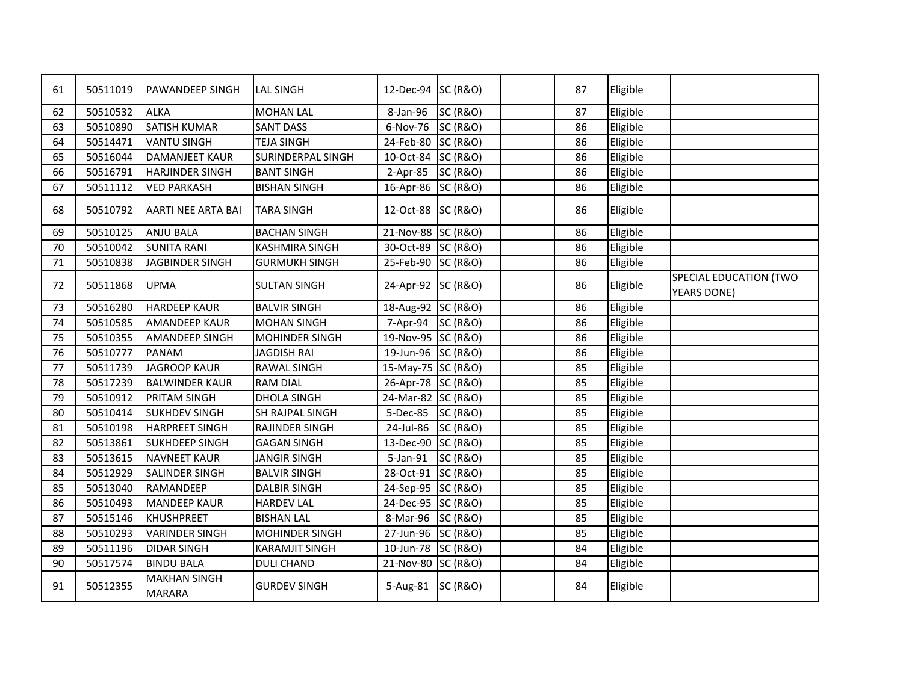| | | | | | | | | | |
|---|---|---|---|---|---|---|---|---|---|
| 61 | 50511019 | PAWANDEEP SINGH | LAL SINGH | 12-Dec-94 | SC (R&O) | | 87 | Eligible | |
| 62 | 50510532 | ALKA | MOHAN LAL | 8-Jan-96 | SC (R&O) | | 87 | Eligible | |
| 63 | 50510890 | SATISH KUMAR | SANT DASS | 6-Nov-76 | SC (R&O) | | 86 | Eligible | |
| 64 | 50514471 | VANTU SINGH | TEJA SINGH | 24-Feb-80 | SC (R&O) | | 86 | Eligible | |
| 65 | 50516044 | DAMANJEET KAUR | SURINDERPAL SINGH | 10-Oct-84 | SC (R&O) | | 86 | Eligible | |
| 66 | 50516791 | HARJINDER SINGH | BANT SINGH | 2-Apr-85 | SC (R&O) | | 86 | Eligible | |
| 67 | 50511112 | VED PARKASH | BISHAN SINGH | 16-Apr-86 | SC (R&O) | | 86 | Eligible | |
| 68 | 50510792 | AARTI NEE ARTA BAI | TARA SINGH | 12-Oct-88 | SC (R&O) | | 86 | Eligible | |
| 69 | 50510125 | ANJU BALA | BACHAN SINGH | 21-Nov-88 | SC (R&O) | | 86 | Eligible | |
| 70 | 50510042 | SUNITA RANI | KASHMIRA SINGH | 30-Oct-89 | SC (R&O) | | 86 | Eligible | |
| 71 | 50510838 | JAGBINDER SINGH | GURMUKH SINGH | 25-Feb-90 | SC (R&O) | | 86 | Eligible | |
| 72 | 50511868 | UPMA | SULTAN SINGH | 24-Apr-92 | SC (R&O) | | 86 | Eligible | SPECIAL EDUCATION (TWO YEARS DONE) |
| 73 | 50516280 | HARDEEP KAUR | BALVIR SINGH | 18-Aug-92 | SC (R&O) | | 86 | Eligible | |
| 74 | 50510585 | AMANDEEP KAUR | MOHAN SINGH | 7-Apr-94 | SC (R&O) | | 86 | Eligible | |
| 75 | 50510355 | AMANDEEP SINGH | MOHINDER SINGH | 19-Nov-95 | SC (R&O) | | 86 | Eligible | |
| 76 | 50510777 | PANAM | JAGDISH RAI | 19-Jun-96 | SC (R&O) | | 86 | Eligible | |
| 77 | 50511739 | JAGROOP KAUR | RAWAL SINGH | 15-May-75 | SC (R&O) | | 85 | Eligible | |
| 78 | 50517239 | BALWINDER KAUR | RAM DIAL | 26-Apr-78 | SC (R&O) | | 85 | Eligible | |
| 79 | 50510912 | PRITAM SINGH | DHOLA SINGH | 24-Mar-82 | SC (R&O) | | 85 | Eligible | |
| 80 | 50510414 | SUKHDEV SINGH | SH RAJPAL SINGH | 5-Dec-85 | SC (R&O) | | 85 | Eligible | |
| 81 | 50510198 | HARPREET SINGH | RAJINDER SINGH | 24-Jul-86 | SC (R&O) | | 85 | Eligible | |
| 82 | 50513861 | SUKHDEEP SINGH | GAGAN SINGH | 13-Dec-90 | SC (R&O) | | 85 | Eligible | |
| 83 | 50513615 | NAVNEET KAUR | JANGIR SINGH | 5-Jan-91 | SC (R&O) | | 85 | Eligible | |
| 84 | 50512929 | SALINDER SINGH | BALVIR SINGH | 28-Oct-91 | SC (R&O) | | 85 | Eligible | |
| 85 | 50513040 | RAMANDEEP | DALBIR SINGH | 24-Sep-95 | SC (R&O) | | 85 | Eligible | |
| 86 | 50510493 | MANDEEP KAUR | HARDEV LAL | 24-Dec-95 | SC (R&O) | | 85 | Eligible | |
| 87 | 50515146 | KHUSHPREET | BISHAN LAL | 8-Mar-96 | SC (R&O) | | 85 | Eligible | |
| 88 | 50510293 | VARINDER SINGH | MOHINDER SINGH | 27-Jun-96 | SC (R&O) | | 85 | Eligible | |
| 89 | 50511196 | DIDAR SINGH | KARAMJIT SINGH | 10-Jun-78 | SC (R&O) | | 84 | Eligible | |
| 90 | 50517574 | BINDU BALA | DULI CHAND | 21-Nov-80 | SC (R&O) | | 84 | Eligible | |
| 91 | 50512355 | MAKHAN SINGH MARARA | GURDEV SINGH | 5-Aug-81 | SC (R&O) | | 84 | Eligible | |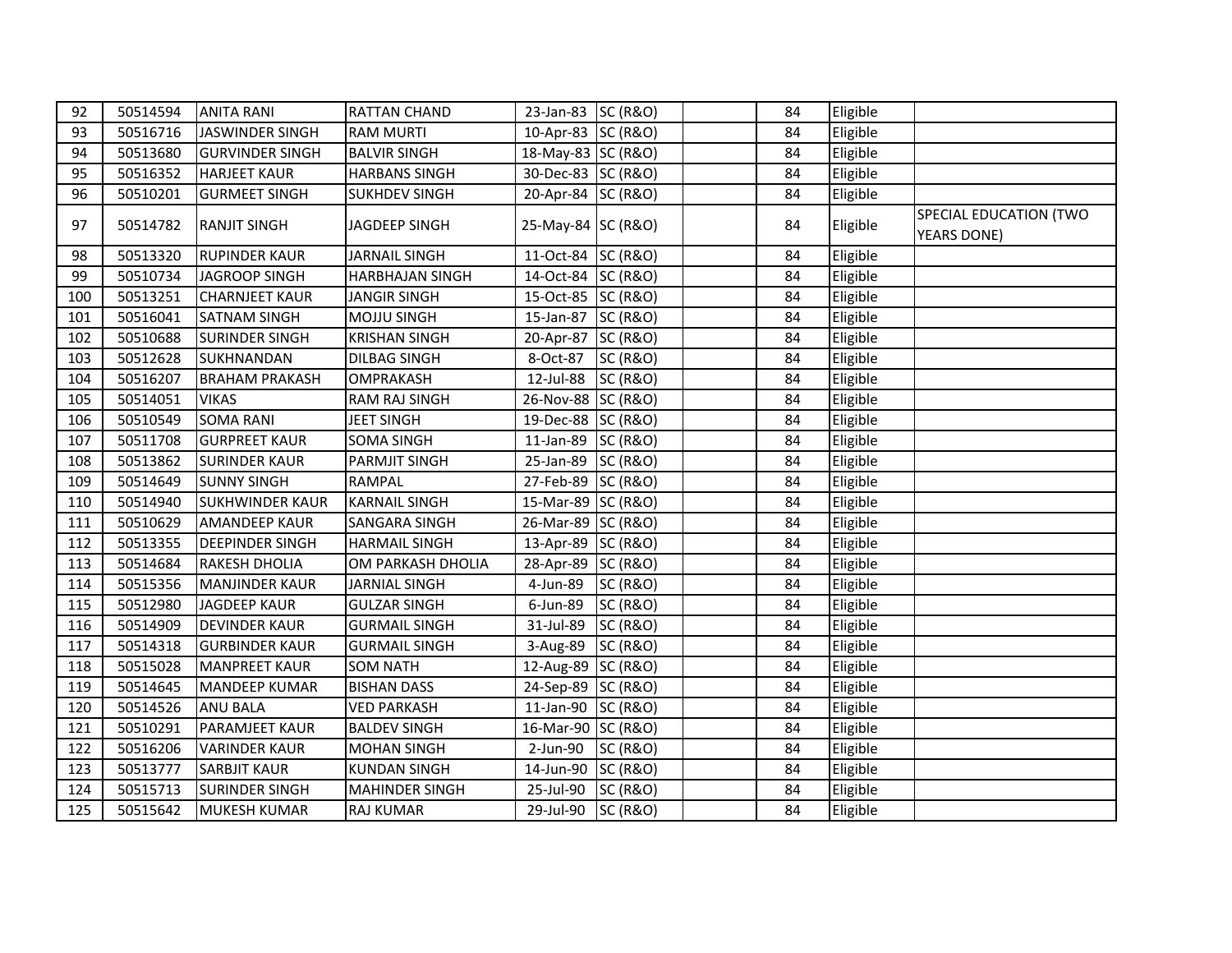| | | | | | | | | | |
|---|---|---|---|---|---|---|---|---|---|
| 92 | 50514594 | ANITA RANI | RATTAN CHAND | 23-Jan-83 | SC (R&O) | | 84 | Eligible | |
| 93 | 50516716 | JASWINDER SINGH | RAM MURTI | 10-Apr-83 | SC (R&O) | | 84 | Eligible | |
| 94 | 50513680 | GURVINDER SINGH | BALVIR SINGH | 18-May-83 | SC (R&O) | | 84 | Eligible | |
| 95 | 50516352 | HARJEET KAUR | HARBANS SINGH | 30-Dec-83 | SC (R&O) | | 84 | Eligible | |
| 96 | 50510201 | GURMEET SINGH | SUKHDEV SINGH | 20-Apr-84 | SC (R&O) | | 84 | Eligible | |
| 97 | 50514782 | RANJIT SINGH | JAGDEEP SINGH | 25-May-84 | SC (R&O) | | 84 | Eligible | SPECIAL EDUCATION (TWO YEARS DONE) |
| 98 | 50513320 | RUPINDER KAUR | JARNAIL SINGH | 11-Oct-84 | SC (R&O) | | 84 | Eligible | |
| 99 | 50510734 | JAGROOP SINGH | HARBHAJAN SINGH | 14-Oct-84 | SC (R&O) | | 84 | Eligible | |
| 100 | 50513251 | CHARNJEET KAUR | JANGIR SINGH | 15-Oct-85 | SC (R&O) | | 84 | Eligible | |
| 101 | 50516041 | SATNAM SINGH | MOJJU SINGH | 15-Jan-87 | SC (R&O) | | 84 | Eligible | |
| 102 | 50510688 | SURINDER SINGH | KRISHAN SINGH | 20-Apr-87 | SC (R&O) | | 84 | Eligible | |
| 103 | 50512628 | SUKHNANDAN | DILBAG SINGH | 8-Oct-87 | SC (R&O) | | 84 | Eligible | |
| 104 | 50516207 | BRAHAM PRAKASH | OMPRAKASH | 12-Jul-88 | SC (R&O) | | 84 | Eligible | |
| 105 | 50514051 | VIKAS | RAM RAJ SINGH | 26-Nov-88 | SC (R&O) | | 84 | Eligible | |
| 106 | 50510549 | SOMA RANI | JEET SINGH | 19-Dec-88 | SC (R&O) | | 84 | Eligible | |
| 107 | 50511708 | GURPREET KAUR | SOMA SINGH | 11-Jan-89 | SC (R&O) | | 84 | Eligible | |
| 108 | 50513862 | SURINDER KAUR | PARMJIT SINGH | 25-Jan-89 | SC (R&O) | | 84 | Eligible | |
| 109 | 50514649 | SUNNY SINGH | RAMPAL | 27-Feb-89 | SC (R&O) | | 84 | Eligible | |
| 110 | 50514940 | SUKHWINDER KAUR | KARNAIL SINGH | 15-Mar-89 | SC (R&O) | | 84 | Eligible | |
| 111 | 50510629 | AMANDEEP KAUR | SANGARA SINGH | 26-Mar-89 | SC (R&O) | | 84 | Eligible | |
| 112 | 50513355 | DEEPINDER SINGH | HARMAIL SINGH | 13-Apr-89 | SC (R&O) | | 84 | Eligible | |
| 113 | 50514684 | RAKESH DHOLIA | OM PARKASH DHOLIA | 28-Apr-89 | SC (R&O) | | 84 | Eligible | |
| 114 | 50515356 | MANJINDER KAUR | JARNIAL SINGH | 4-Jun-89 | SC (R&O) | | 84 | Eligible | |
| 115 | 50512980 | JAGDEEP KAUR | GULZAR SINGH | 6-Jun-89 | SC (R&O) | | 84 | Eligible | |
| 116 | 50514909 | DEVINDER KAUR | GURMAIL SINGH | 31-Jul-89 | SC (R&O) | | 84 | Eligible | |
| 117 | 50514318 | GURBINDER KAUR | GURMAIL SINGH | 3-Aug-89 | SC (R&O) | | 84 | Eligible | |
| 118 | 50515028 | MANPREET KAUR | SOM NATH | 12-Aug-89 | SC (R&O) | | 84 | Eligible | |
| 119 | 50514645 | MANDEEP KUMAR | BISHAN DASS | 24-Sep-89 | SC (R&O) | | 84 | Eligible | |
| 120 | 50514526 | ANU BALA | VED PARKASH | 11-Jan-90 | SC (R&O) | | 84 | Eligible | |
| 121 | 50510291 | PARAMJEET KAUR | BALDEV SINGH | 16-Mar-90 | SC (R&O) | | 84 | Eligible | |
| 122 | 50516206 | VARINDER KAUR | MOHAN SINGH | 2-Jun-90 | SC (R&O) | | 84 | Eligible | |
| 123 | 50513777 | SARBJIT KAUR | KUNDAN SINGH | 14-Jun-90 | SC (R&O) | | 84 | Eligible | |
| 124 | 50515713 | SURINDER SINGH | MAHINDER SINGH | 25-Jul-90 | SC (R&O) | | 84 | Eligible | |
| 125 | 50515642 | MUKESH KUMAR | RAJ KUMAR | 29-Jul-90 | SC (R&O) | | 84 | Eligible | |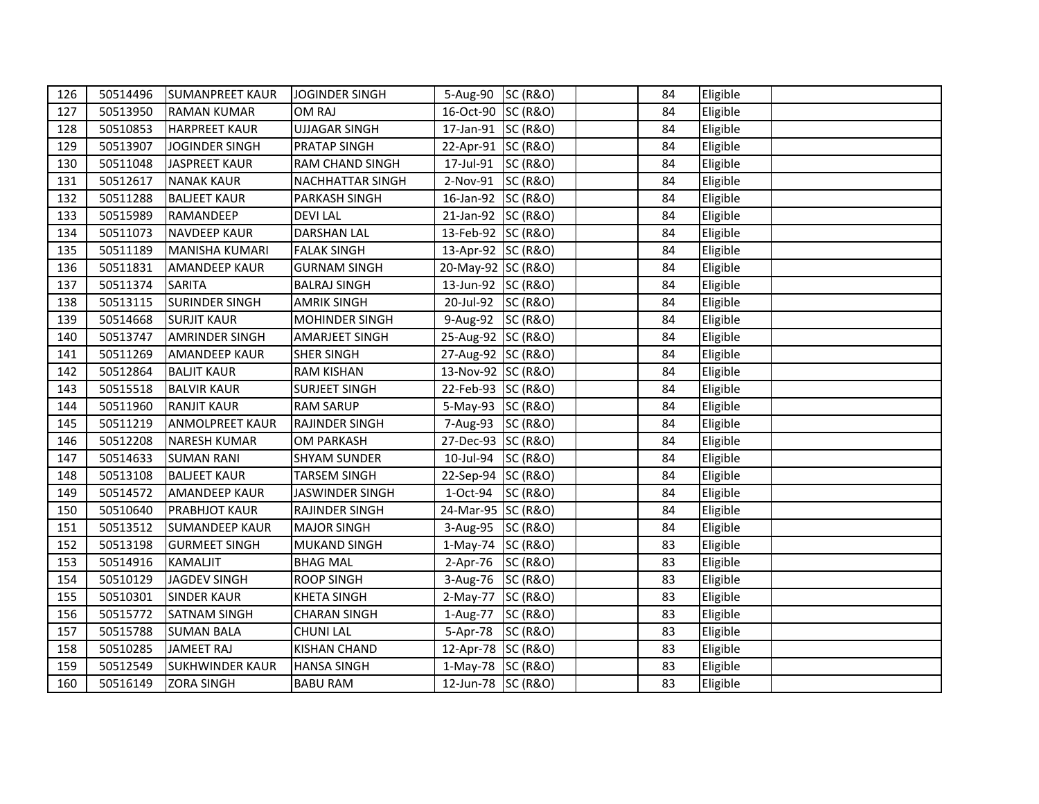| | | | | | | | | | |
|---|---|---|---|---|---|---|---|---|---|
| 126 | 50514496 | SUMANPREET KAUR | JOGINDER SINGH | 5-Aug-90 | SC (R&O) | | 84 | Eligible | |
| 127 | 50513950 | RAMAN KUMAR | OM RAJ | 16-Oct-90 | SC (R&O) | | 84 | Eligible | |
| 128 | 50510853 | HARPREET KAUR | UJJAGAR SINGH | 17-Jan-91 | SC (R&O) | | 84 | Eligible | |
| 129 | 50513907 | JOGINDER SINGH | PRATAP SINGH | 22-Apr-91 | SC (R&O) | | 84 | Eligible | |
| 130 | 50511048 | JASPREET KAUR | RAM CHAND SINGH | 17-Jul-91 | SC (R&O) | | 84 | Eligible | |
| 131 | 50512617 | NANAK KAUR | NACHHATTAR SINGH | 2-Nov-91 | SC (R&O) | | 84 | Eligible | |
| 132 | 50511288 | BALJEET KAUR | PARKASH SINGH | 16-Jan-92 | SC (R&O) | | 84 | Eligible | |
| 133 | 50515989 | RAMANDEEP | DEVI LAL | 21-Jan-92 | SC (R&O) | | 84 | Eligible | |
| 134 | 50511073 | NAVDEEP KAUR | DARSHAN LAL | 13-Feb-92 | SC (R&O) | | 84 | Eligible | |
| 135 | 50511189 | MANISHA KUMARI | FALAK SINGH | 13-Apr-92 | SC (R&O) | | 84 | Eligible | |
| 136 | 50511831 | AMANDEEP KAUR | GURNAM SINGH | 20-May-92 | SC (R&O) | | 84 | Eligible | |
| 137 | 50511374 | SARITA | BALRAJ SINGH | 13-Jun-92 | SC (R&O) | | 84 | Eligible | |
| 138 | 50513115 | SURINDER SINGH | AMRIK SINGH | 20-Jul-92 | SC (R&O) | | 84 | Eligible | |
| 139 | 50514668 | SURJIT KAUR | MOHINDER SINGH | 9-Aug-92 | SC (R&O) | | 84 | Eligible | |
| 140 | 50513747 | AMRINDER SINGH | AMARJEET SINGH | 25-Aug-92 | SC (R&O) | | 84 | Eligible | |
| 141 | 50511269 | AMANDEEP KAUR | SHER SINGH | 27-Aug-92 | SC (R&O) | | 84 | Eligible | |
| 142 | 50512864 | BALJIT KAUR | RAM KISHAN | 13-Nov-92 | SC (R&O) | | 84 | Eligible | |
| 143 | 50515518 | BALVIR KAUR | SURJEET SINGH | 22-Feb-93 | SC (R&O) | | 84 | Eligible | |
| 144 | 50511960 | RANJIT KAUR | RAM SARUP | 5-May-93 | SC (R&O) | | 84 | Eligible | |
| 145 | 50511219 | ANMOLPREET KAUR | RAJINDER SINGH | 7-Aug-93 | SC (R&O) | | 84 | Eligible | |
| 146 | 50512208 | NARESH KUMAR | OM PARKASH | 27-Dec-93 | SC (R&O) | | 84 | Eligible | |
| 147 | 50514633 | SUMAN RANI | SHYAM SUNDER | 10-Jul-94 | SC (R&O) | | 84 | Eligible | |
| 148 | 50513108 | BALJEET KAUR | TARSEM SINGH | 22-Sep-94 | SC (R&O) | | 84 | Eligible | |
| 149 | 50514572 | AMANDEEP KAUR | JASWINDER SINGH | 1-Oct-94 | SC (R&O) | | 84 | Eligible | |
| 150 | 50510640 | PRABHJOT KAUR | RAJINDER SINGH | 24-Mar-95 | SC (R&O) | | 84 | Eligible | |
| 151 | 50513512 | SUMANDEEP KAUR | MAJOR SINGH | 3-Aug-95 | SC (R&O) | | 84 | Eligible | |
| 152 | 50513198 | GURMEET SINGH | MUKAND SINGH | 1-May-74 | SC (R&O) | | 83 | Eligible | |
| 153 | 50514916 | KAMALJIT | BHAG MAL | 2-Apr-76 | SC (R&O) | | 83 | Eligible | |
| 154 | 50510129 | JAGDEV SINGH | ROOP SINGH | 3-Aug-76 | SC (R&O) | | 83 | Eligible | |
| 155 | 50510301 | SINDER KAUR | KHETA SINGH | 2-May-77 | SC (R&O) | | 83 | Eligible | |
| 156 | 50515772 | SATNAM SINGH | CHARAN SINGH | 1-Aug-77 | SC (R&O) | | 83 | Eligible | |
| 157 | 50515788 | SUMAN BALA | CHUNI LAL | 5-Apr-78 | SC (R&O) | | 83 | Eligible | |
| 158 | 50510285 | JAMEET RAJ | KISHAN CHAND | 12-Apr-78 | SC (R&O) | | 83 | Eligible | |
| 159 | 50512549 | SUKHWINDER KAUR | HANSA SINGH | 1-May-78 | SC (R&O) | | 83 | Eligible | |
| 160 | 50516149 | ZORA SINGH | BABU RAM | 12-Jun-78 | SC (R&O) | | 83 | Eligible | |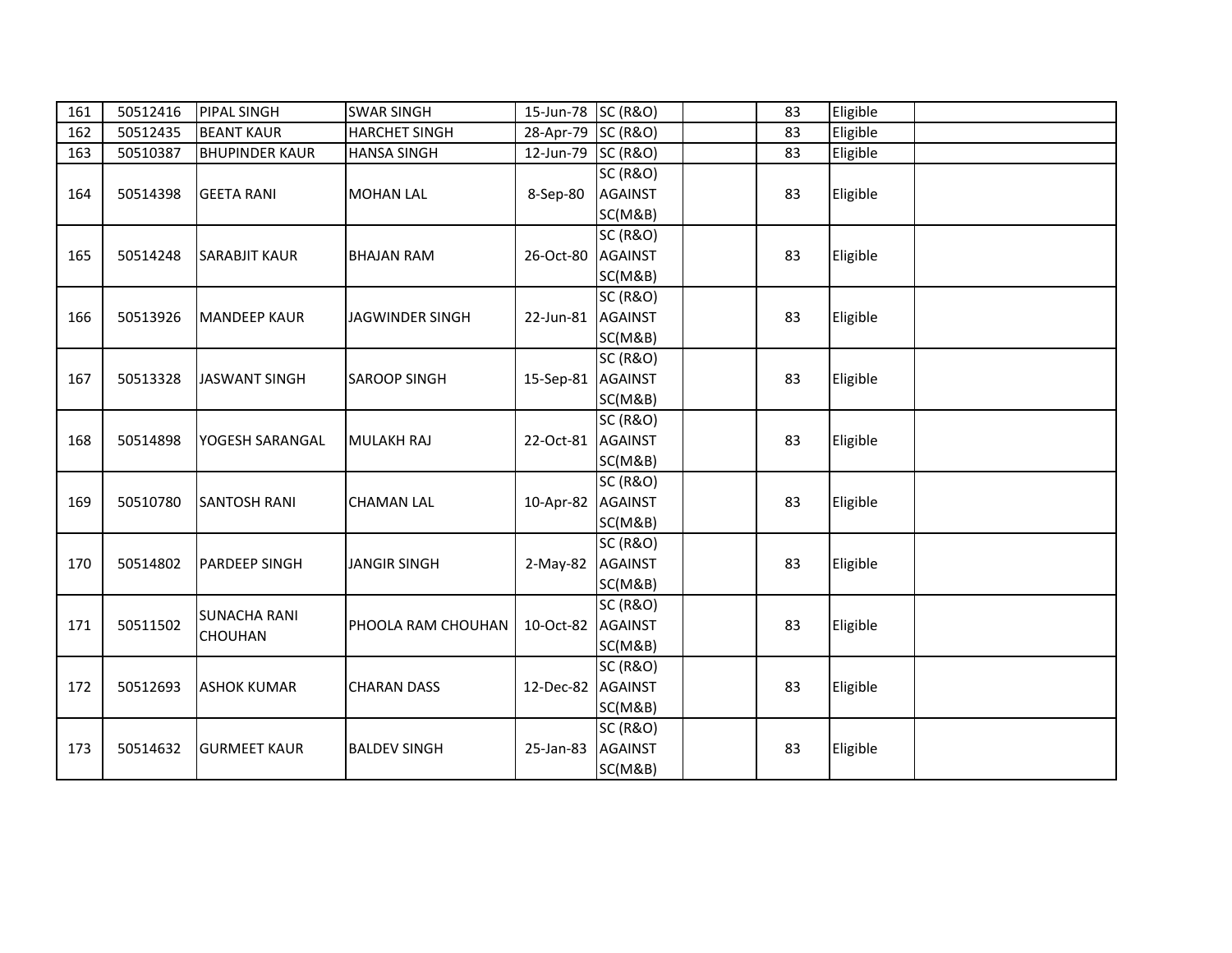| | | | | | | | | | |
|---|---|---|---|---|---|---|---|---|---|
| 161 | 50512416 | PIPAL SINGH | SWAR SINGH | 15-Jun-78 | SC (R&O) | | 83 | Eligible | |
| 162 | 50512435 | BEANT KAUR | HARCHET SINGH | 28-Apr-79 | SC (R&O) | | 83 | Eligible | |
| 163 | 50510387 | BHUPINDER KAUR | HANSA SINGH | 12-Jun-79 | SC (R&O) | | 83 | Eligible | |
| 164 | 50514398 | GEETA RANI | MOHAN LAL | 8-Sep-80 | SC (R&O) AGAINST SC(M&B) | | 83 | Eligible | |
| 165 | 50514248 | SARABJIT KAUR | BHAJAN RAM | 26-Oct-80 | SC (R&O) AGAINST SC(M&B) | | 83 | Eligible | |
| 166 | 50513926 | MANDEEP KAUR | JAGWINDER SINGH | 22-Jun-81 | SC (R&O) AGAINST SC(M&B) | | 83 | Eligible | |
| 167 | 50513328 | JASWANT SINGH | SAROOP SINGH | 15-Sep-81 | SC (R&O) AGAINST SC(M&B) | | 83 | Eligible | |
| 168 | 50514898 | YOGESH SARANGAL | MULAKH RAJ | 22-Oct-81 | SC (R&O) AGAINST SC(M&B) | | 83 | Eligible | |
| 169 | 50510780 | SANTOSH RANI | CHAMAN LAL | 10-Apr-82 | SC (R&O) AGAINST SC(M&B) | | 83 | Eligible | |
| 170 | 50514802 | PARDEEP SINGH | JANGIR SINGH | 2-May-82 | SC (R&O) AGAINST SC(M&B) | | 83 | Eligible | |
| 171 | 50511502 | SUNACHA RANI CHOUHAN | PHOOLA RAM CHOUHAN | 10-Oct-82 | SC (R&O) AGAINST SC(M&B) | | 83 | Eligible | |
| 172 | 50512693 | ASHOK KUMAR | CHARAN DASS | 12-Dec-82 | SC (R&O) AGAINST SC(M&B) | | 83 | Eligible | |
| 173 | 50514632 | GURMEET KAUR | BALDEV SINGH | 25-Jan-83 | SC (R&O) AGAINST SC(M&B) | | 83 | Eligible | |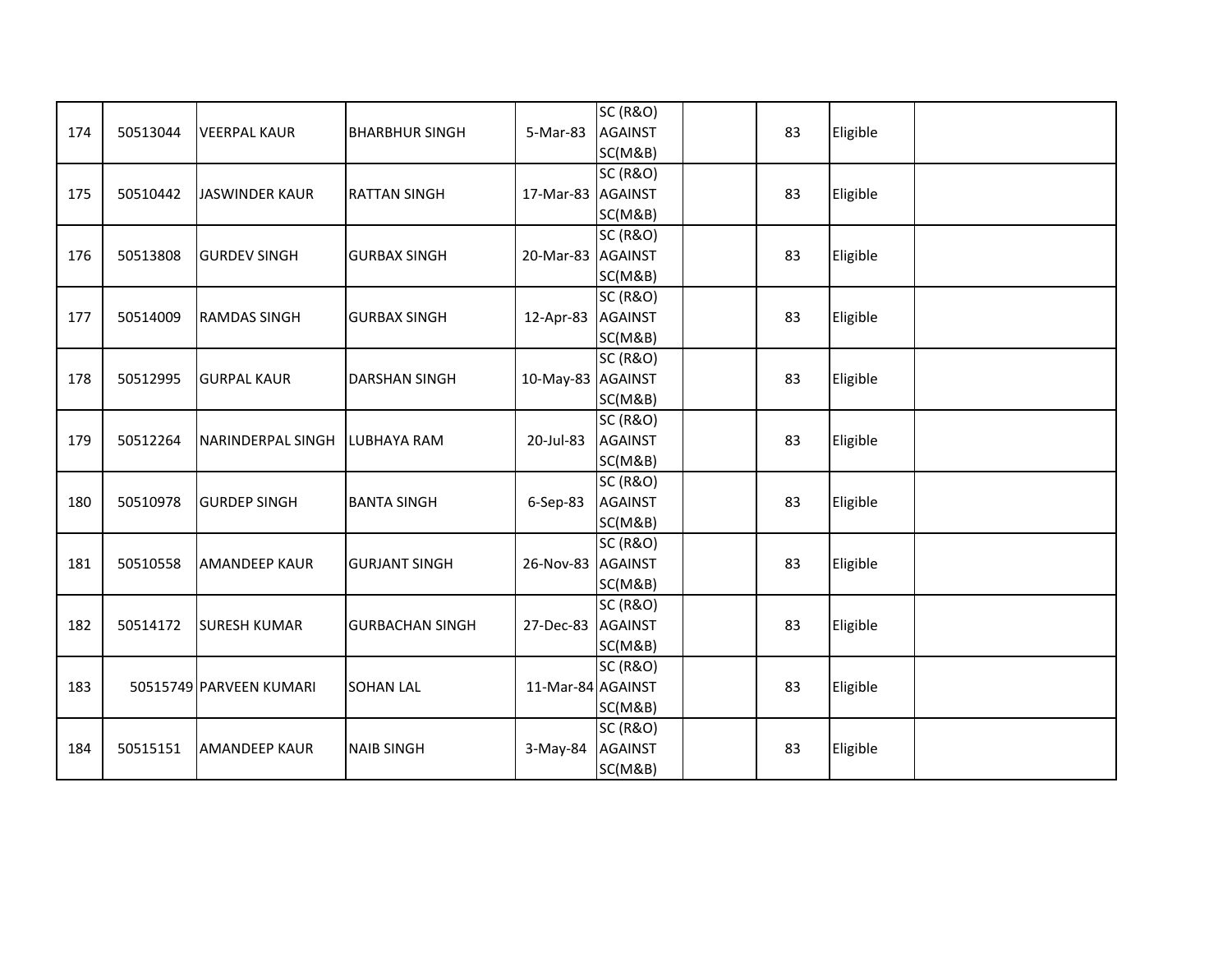| | | | | | | | | | |
|---|---|---|---|---|---|---|---|---|---|
| 174 | 50513044 | VEERPAL KAUR | BHARBHUR SINGH | 5-Mar-83 | SC (R&O) AGAINST SC(M&B) | | 83 | Eligible | |
| 175 | 50510442 | JASWINDER KAUR | RATTAN SINGH | 17-Mar-83 | SC (R&O) AGAINST SC(M&B) | | 83 | Eligible | |
| 176 | 50513808 | GURDEV SINGH | GURBAX SINGH | 20-Mar-83 | SC (R&O) AGAINST SC(M&B) | | 83 | Eligible | |
| 177 | 50514009 | RAMDAS SINGH | GURBAX SINGH | 12-Apr-83 | SC (R&O) AGAINST SC(M&B) | | 83 | Eligible | |
| 178 | 50512995 | GURPAL KAUR | DARSHAN SINGH | 10-May-83 | SC (R&O) AGAINST SC(M&B) | | 83 | Eligible | |
| 179 | 50512264 | NARINDERPAL SINGH | LUBHAYA RAM | 20-Jul-83 | SC (R&O) AGAINST SC(M&B) | | 83 | Eligible | |
| 180 | 50510978 | GURDEP SINGH | BANTA SINGH | 6-Sep-83 | SC (R&O) AGAINST SC(M&B) | | 83 | Eligible | |
| 181 | 50510558 | AMANDEEP KAUR | GURJANT SINGH | 26-Nov-83 | SC (R&O) AGAINST SC(M&B) | | 83 | Eligible | |
| 182 | 50514172 | SURESH KUMAR | GURBACHAN SINGH | 27-Dec-83 | SC (R&O) AGAINST SC(M&B) | | 83 | Eligible | |
| 183 | 50515749 | PARVEEN KUMARI | SOHAN LAL | 11-Mar-84 | SC (R&O) AGAINST SC(M&B) | | 83 | Eligible | |
| 184 | 50515151 | AMANDEEP KAUR | NAIB SINGH | 3-May-84 | SC (R&O) AGAINST SC(M&B) | | 83 | Eligible | |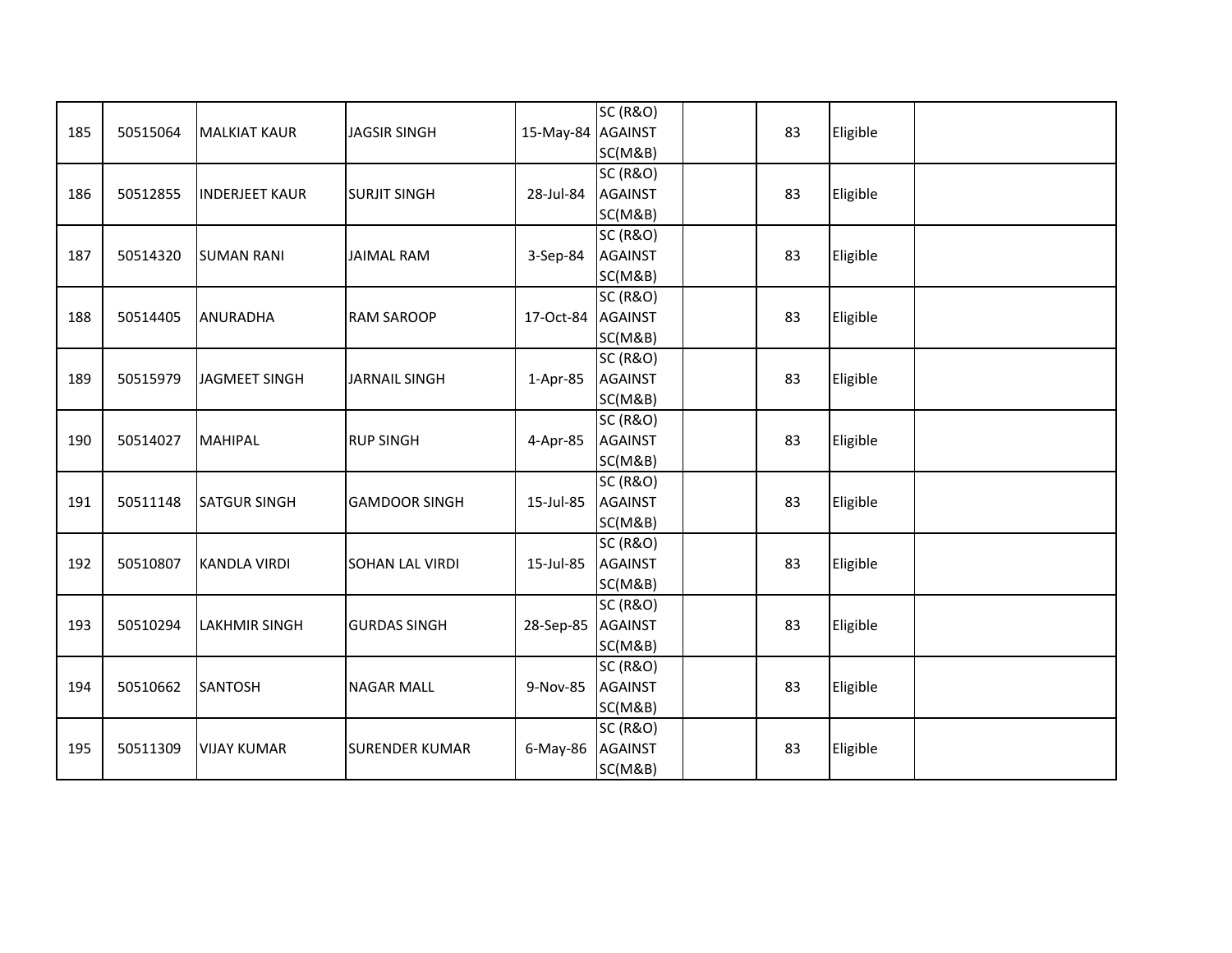| | | | | | | | | | |
|---|---|---|---|---|---|---|---|---|---|
| 185 | 50515064 | MALKIAT KAUR | JAGSIR SINGH | 15-May-84 | SC (R&O) AGAINST SC(M&B) | | 83 | Eligible | |
| 186 | 50512855 | INDERJEET KAUR | SURJIT SINGH | 28-Jul-84 | SC (R&O) AGAINST SC(M&B) | | 83 | Eligible | |
| 187 | 50514320 | SUMAN RANI | JAIMAL RAM | 3-Sep-84 | SC (R&O) AGAINST SC(M&B) | | 83 | Eligible | |
| 188 | 50514405 | ANURADHA | RAM SAROOP | 17-Oct-84 | SC (R&O) AGAINST SC(M&B) | | 83 | Eligible | |
| 189 | 50515979 | JAGMEET SINGH | JARNAIL SINGH | 1-Apr-85 | SC (R&O) AGAINST SC(M&B) | | 83 | Eligible | |
| 190 | 50514027 | MAHIPAL | RUP SINGH | 4-Apr-85 | SC (R&O) AGAINST SC(M&B) | | 83 | Eligible | |
| 191 | 50511148 | SATGUR SINGH | GAMDOOR SINGH | 15-Jul-85 | SC (R&O) AGAINST SC(M&B) | | 83 | Eligible | |
| 192 | 50510807 | KANDLA VIRDI | SOHAN LAL VIRDI | 15-Jul-85 | SC (R&O) AGAINST SC(M&B) | | 83 | Eligible | |
| 193 | 50510294 | LAKHMIR SINGH | GURDAS SINGH | 28-Sep-85 | SC (R&O) AGAINST SC(M&B) | | 83 | Eligible | |
| 194 | 50510662 | SANTOSH | NAGAR MALL | 9-Nov-85 | SC (R&O) AGAINST SC(M&B) | | 83 | Eligible | |
| 195 | 50511309 | VIJAY KUMAR | SURENDER KUMAR | 6-May-86 | SC (R&O) AGAINST SC(M&B) | | 83 | Eligible | |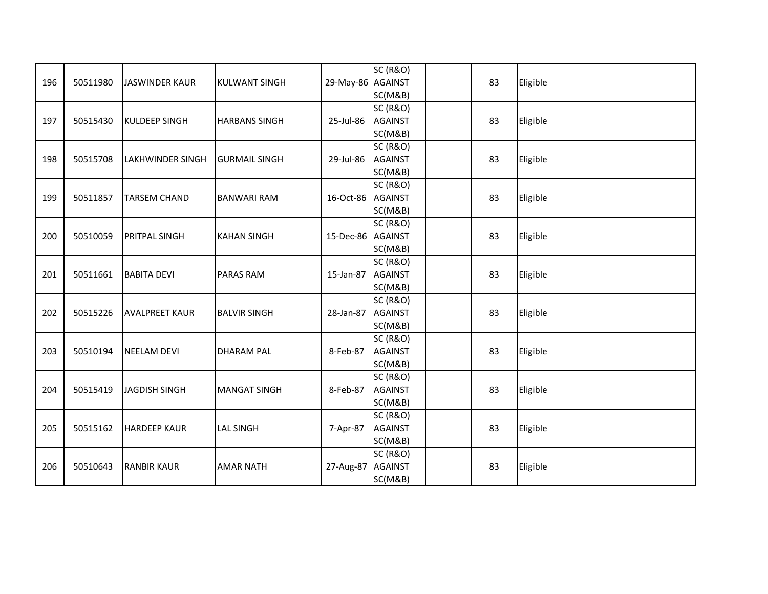| | | | | | | | | | |
|---|---|---|---|---|---|---|---|---|---|
| 196 | 50511980 | JASWINDER KAUR | KULWANT SINGH | 29-May-86 | SC (R&O) AGAINST SC(M&B) | | 83 | Eligible | |
| 197 | 50515430 | KULDEEP SINGH | HARBANS SINGH | 25-Jul-86 | SC (R&O) AGAINST SC(M&B) | | 83 | Eligible | |
| 198 | 50515708 | LAKHWINDER SINGH | GURMAIL SINGH | 29-Jul-86 | SC (R&O) AGAINST SC(M&B) | | 83 | Eligible | |
| 199 | 50511857 | TARSEM CHAND | BANWARI RAM | 16-Oct-86 | SC (R&O) AGAINST SC(M&B) | | 83 | Eligible | |
| 200 | 50510059 | PRITPAL SINGH | KAHAN SINGH | 15-Dec-86 | SC (R&O) AGAINST SC(M&B) | | 83 | Eligible | |
| 201 | 50511661 | BABITA DEVI | PARAS RAM | 15-Jan-87 | SC (R&O) AGAINST SC(M&B) | | 83 | Eligible | |
| 202 | 50515226 | AVALPREET KAUR | BALVIR SINGH | 28-Jan-87 | SC (R&O) AGAINST SC(M&B) | | 83 | Eligible | |
| 203 | 50510194 | NEELAM DEVI | DHARAM PAL | 8-Feb-87 | SC (R&O) AGAINST SC(M&B) | | 83 | Eligible | |
| 204 | 50515419 | JAGDISH SINGH | MANGAT SINGH | 8-Feb-87 | SC (R&O) AGAINST SC(M&B) | | 83 | Eligible | |
| 205 | 50515162 | HARDEEP KAUR | LAL SINGH | 7-Apr-87 | SC (R&O) AGAINST SC(M&B) | | 83 | Eligible | |
| 206 | 50510643 | RANBIR KAUR | AMAR NATH | 27-Aug-87 | SC (R&O) AGAINST SC(M&B) | | 83 | Eligible | |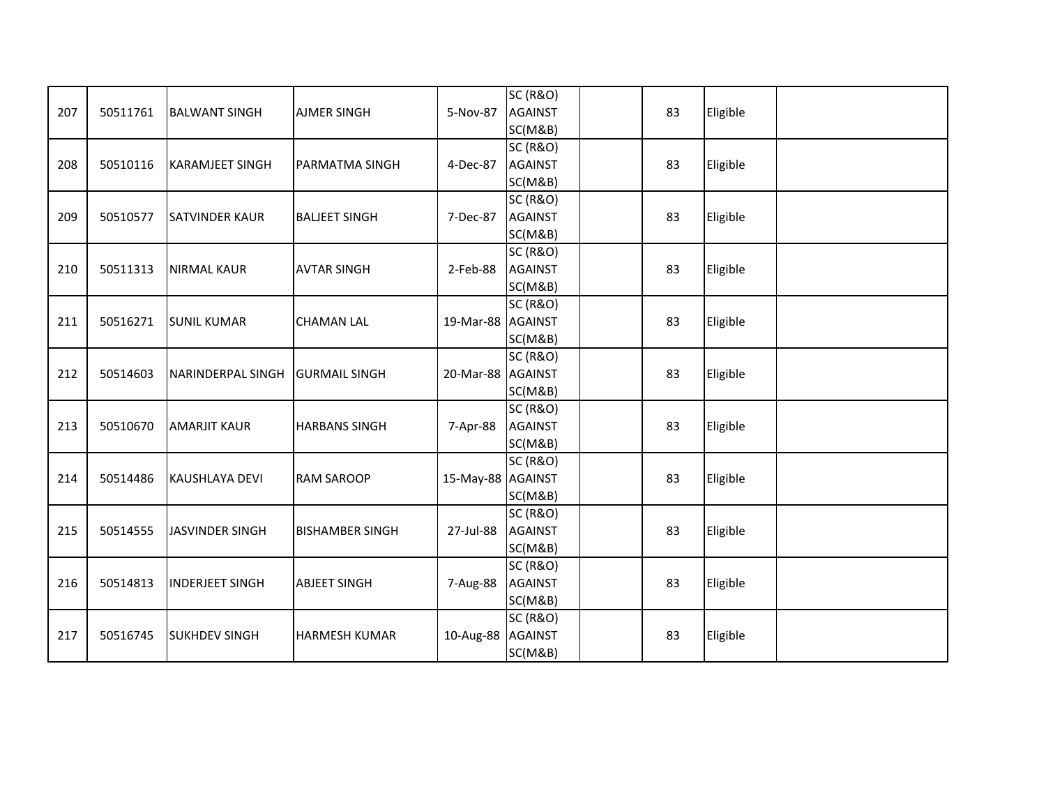| | | | | | | | | | |
|---|---|---|---|---|---|---|---|---|---|
| 207 | 50511761 | BALWANT SINGH | AJMER SINGH | 5-Nov-87 | SC (R&O) AGAINST SC(M&B) | | 83 | Eligible | |
| 208 | 50510116 | KARAMJEET SINGH | PARMATMA SINGH | 4-Dec-87 | SC (R&O) AGAINST SC(M&B) | | 83 | Eligible | |
| 209 | 50510577 | SATVINDER KAUR | BALJEET SINGH | 7-Dec-87 | SC (R&O) AGAINST SC(M&B) | | 83 | Eligible | |
| 210 | 50511313 | NIRMAL KAUR | AVTAR SINGH | 2-Feb-88 | SC (R&O) AGAINST SC(M&B) | | 83 | Eligible | |
| 211 | 50516271 | SUNIL KUMAR | CHAMAN LAL | 19-Mar-88 | SC (R&O) AGAINST SC(M&B) | | 83 | Eligible | |
| 212 | 50514603 | NARINDERPAL SINGH | GURMAIL SINGH | 20-Mar-88 | SC (R&O) AGAINST SC(M&B) | | 83 | Eligible | |
| 213 | 50510670 | AMARJIT KAUR | HARBANS SINGH | 7-Apr-88 | SC (R&O) AGAINST SC(M&B) | | 83 | Eligible | |
| 214 | 50514486 | KAUSHLAYA DEVI | RAM SAROOP | 15-May-88 | SC (R&O) AGAINST SC(M&B) | | 83 | Eligible | |
| 215 | 50514555 | JASVINDER SINGH | BISHAMBER SINGH | 27-Jul-88 | SC (R&O) AGAINST SC(M&B) | | 83 | Eligible | |
| 216 | 50514813 | INDERJEET SINGH | ABJEET SINGH | 7-Aug-88 | SC (R&O) AGAINST SC(M&B) | | 83 | Eligible | |
| 217 | 50516745 | SUKHDEV SINGH | HARMESH KUMAR | 10-Aug-88 | SC (R&O) AGAINST SC(M&B) | | 83 | Eligible | |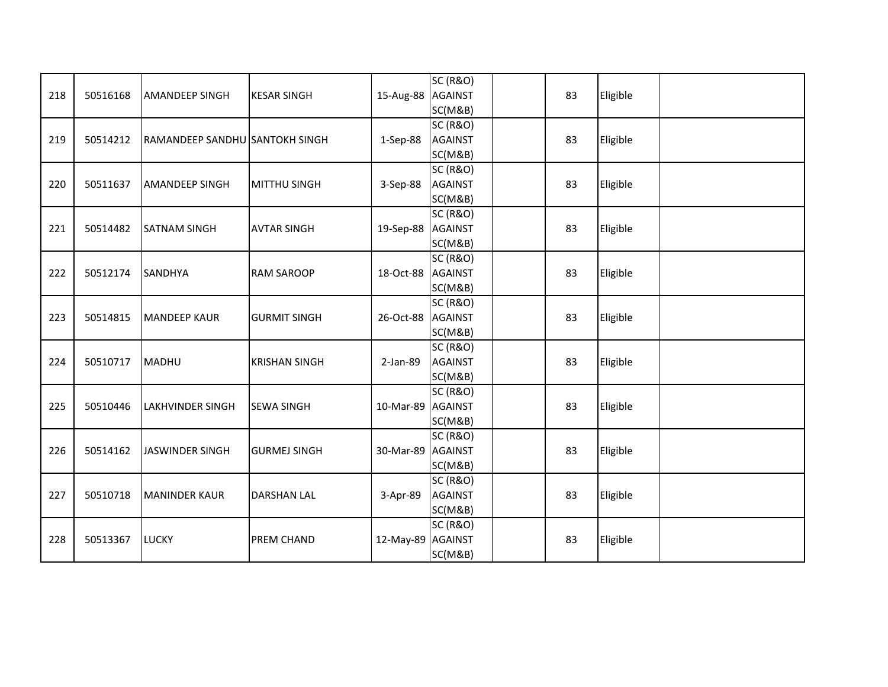| | | | | | | | | | |
|---|---|---|---|---|---|---|---|---|---|
| 218 | 50516168 | AMANDEEP SINGH | KESAR SINGH | 15-Aug-88 | SC (R&O) AGAINST SC(M&B) | | 83 | Eligible | |
| 219 | 50514212 | RAMANDEEP SANDHU | SANTOKH SINGH | 1-Sep-88 | SC (R&O) AGAINST SC(M&B) | | 83 | Eligible | |
| 220 | 50511637 | AMANDEEP SINGH | MITTHU SINGH | 3-Sep-88 | SC (R&O) AGAINST SC(M&B) | | 83 | Eligible | |
| 221 | 50514482 | SATNAM SINGH | AVTAR SINGH | 19-Sep-88 | SC (R&O) AGAINST SC(M&B) | | 83 | Eligible | |
| 222 | 50512174 | SANDHYA | RAM SAROOP | 18-Oct-88 | SC (R&O) AGAINST SC(M&B) | | 83 | Eligible | |
| 223 | 50514815 | MANDEEP KAUR | GURMIT SINGH | 26-Oct-88 | SC (R&O) AGAINST SC(M&B) | | 83 | Eligible | |
| 224 | 50510717 | MADHU | KRISHAN SINGH | 2-Jan-89 | SC (R&O) AGAINST SC(M&B) | | 83 | Eligible | |
| 225 | 50510446 | LAKHVINDER SINGH | SEWA SINGH | 10-Mar-89 | SC (R&O) AGAINST SC(M&B) | | 83 | Eligible | |
| 226 | 50514162 | JASWINDER SINGH | GURMEJ SINGH | 30-Mar-89 | SC (R&O) AGAINST SC(M&B) | | 83 | Eligible | |
| 227 | 50510718 | MANINDER KAUR | DARSHAN LAL | 3-Apr-89 | SC (R&O) AGAINST SC(M&B) | | 83 | Eligible | |
| 228 | 50513367 | LUCKY | PREM CHAND | 12-May-89 | SC (R&O) AGAINST SC(M&B) | | 83 | Eligible | |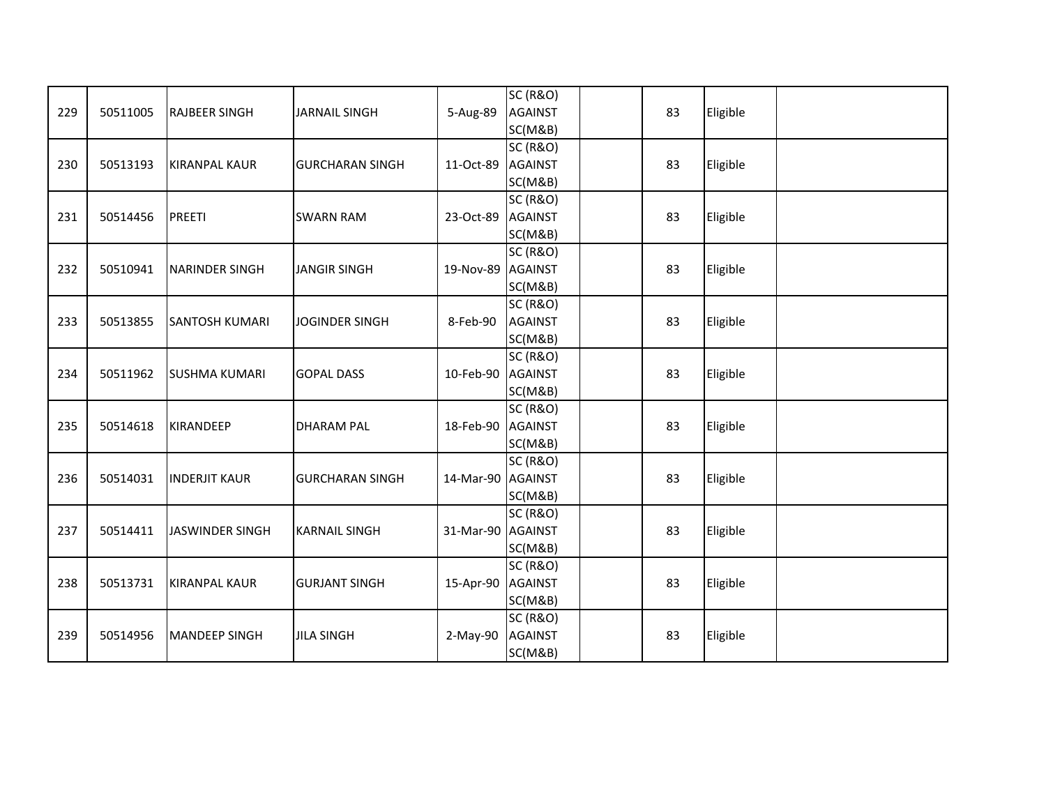| | | | | | | | | | |
|---|---|---|---|---|---|---|---|---|---|
| 229 | 50511005 | RAJBEER SINGH | JARNAIL SINGH | 5-Aug-89 | SC (R&O) AGAINST SC(M&B) | | 83 | Eligible | |
| 230 | 50513193 | KIRANPAL KAUR | GURCHARAN SINGH | 11-Oct-89 | SC (R&O) AGAINST SC(M&B) | | 83 | Eligible | |
| 231 | 50514456 | PREETI | SWARN RAM | 23-Oct-89 | SC (R&O) AGAINST SC(M&B) | | 83 | Eligible | |
| 232 | 50510941 | NARINDER SINGH | JANGIR SINGH | 19-Nov-89 | SC (R&O) AGAINST SC(M&B) | | 83 | Eligible | |
| 233 | 50513855 | SANTOSH KUMARI | JOGINDER SINGH | 8-Feb-90 | SC (R&O) AGAINST SC(M&B) | | 83 | Eligible | |
| 234 | 50511962 | SUSHMA KUMARI | GOPAL DASS | 10-Feb-90 | SC (R&O) AGAINST SC(M&B) | | 83 | Eligible | |
| 235 | 50514618 | KIRANDEEP | DHARAM PAL | 18-Feb-90 | SC (R&O) AGAINST SC(M&B) | | 83 | Eligible | |
| 236 | 50514031 | INDERJIT KAUR | GURCHARAN SINGH | 14-Mar-90 | SC (R&O) AGAINST SC(M&B) | | 83 | Eligible | |
| 237 | 50514411 | JASWINDER SINGH | KARNAIL SINGH | 31-Mar-90 | SC (R&O) AGAINST SC(M&B) | | 83 | Eligible | |
| 238 | 50513731 | KIRANPAL KAUR | GURJANT SINGH | 15-Apr-90 | SC (R&O) AGAINST SC(M&B) | | 83 | Eligible | |
| 239 | 50514956 | MANDEEP SINGH | JILA SINGH | 2-May-90 | SC (R&O) AGAINST SC(M&B) | | 83 | Eligible | |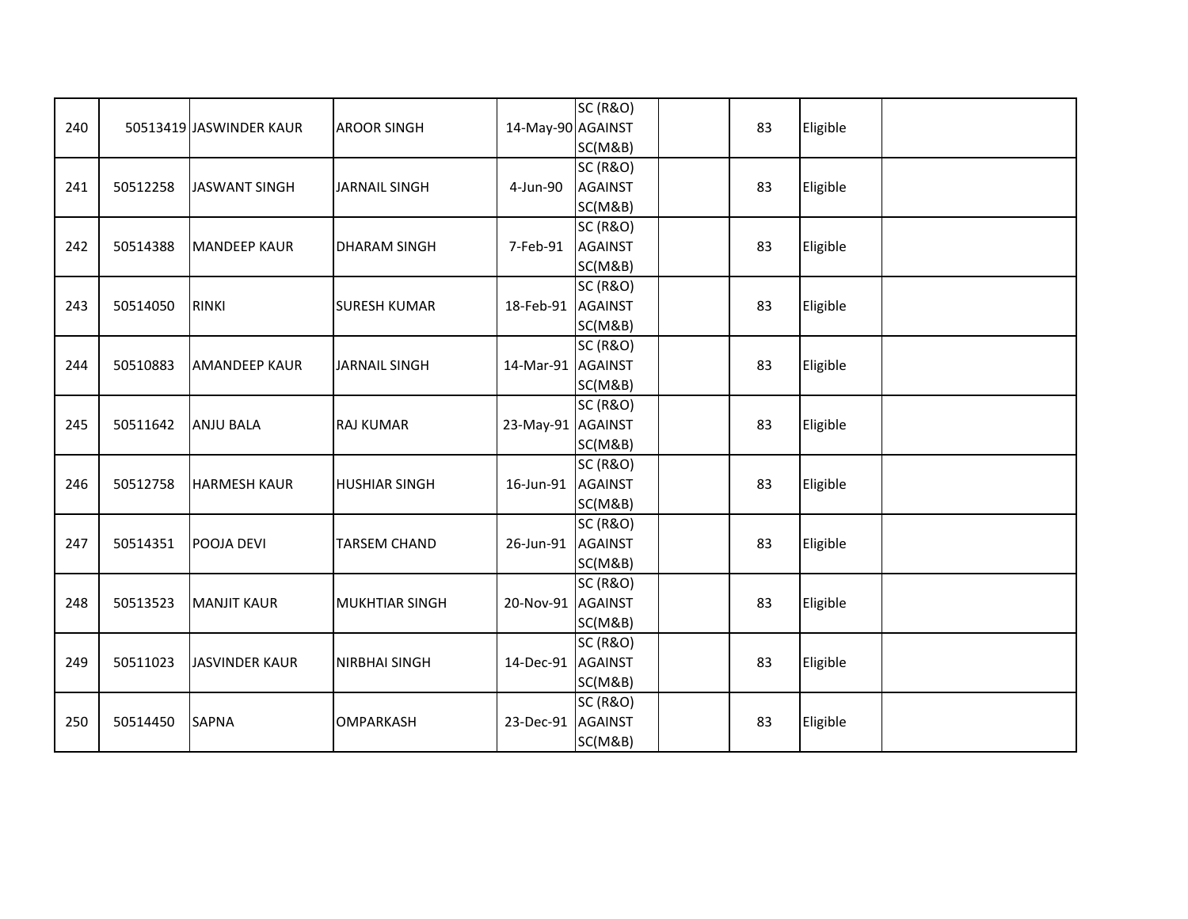| | | | | | | | | | |
|---|---|---|---|---|---|---|---|---|---|
| 240 | 50513419 | JASWINDER KAUR | AROOR SINGH | 14-May-90 | SC (R&O) AGAINST SC(M&B) | | 83 | Eligible | |
| 241 | 50512258 | JASWANT SINGH | JARNAIL SINGH | 4-Jun-90 | SC (R&O) AGAINST SC(M&B) | | 83 | Eligible | |
| 242 | 50514388 | MANDEEP KAUR | DHARAM SINGH | 7-Feb-91 | SC (R&O) AGAINST SC(M&B) | | 83 | Eligible | |
| 243 | 50514050 | RINKI | SURESH KUMAR | 18-Feb-91 | SC (R&O) AGAINST SC(M&B) | | 83 | Eligible | |
| 244 | 50510883 | AMANDEEP KAUR | JARNAIL SINGH | 14-Mar-91 | SC (R&O) AGAINST SC(M&B) | | 83 | Eligible | |
| 245 | 50511642 | ANJU BALA | RAJ KUMAR | 23-May-91 | SC (R&O) AGAINST SC(M&B) | | 83 | Eligible | |
| 246 | 50512758 | HARMESH KAUR | HUSHIAR SINGH | 16-Jun-91 | SC (R&O) AGAINST SC(M&B) | | 83 | Eligible | |
| 247 | 50514351 | POOJA DEVI | TARSEM CHAND | 26-Jun-91 | SC (R&O) AGAINST SC(M&B) | | 83 | Eligible | |
| 248 | 50513523 | MANJIT KAUR | MUKHTIAR SINGH | 20-Nov-91 | SC (R&O) AGAINST SC(M&B) | | 83 | Eligible | |
| 249 | 50511023 | JASVINDER KAUR | NIRBHAI SINGH | 14-Dec-91 | SC (R&O) AGAINST SC(M&B) | | 83 | Eligible | |
| 250 | 50514450 | SAPNA | OMPARKASH | 23-Dec-91 | SC (R&O) AGAINST SC(M&B) | | 83 | Eligible | |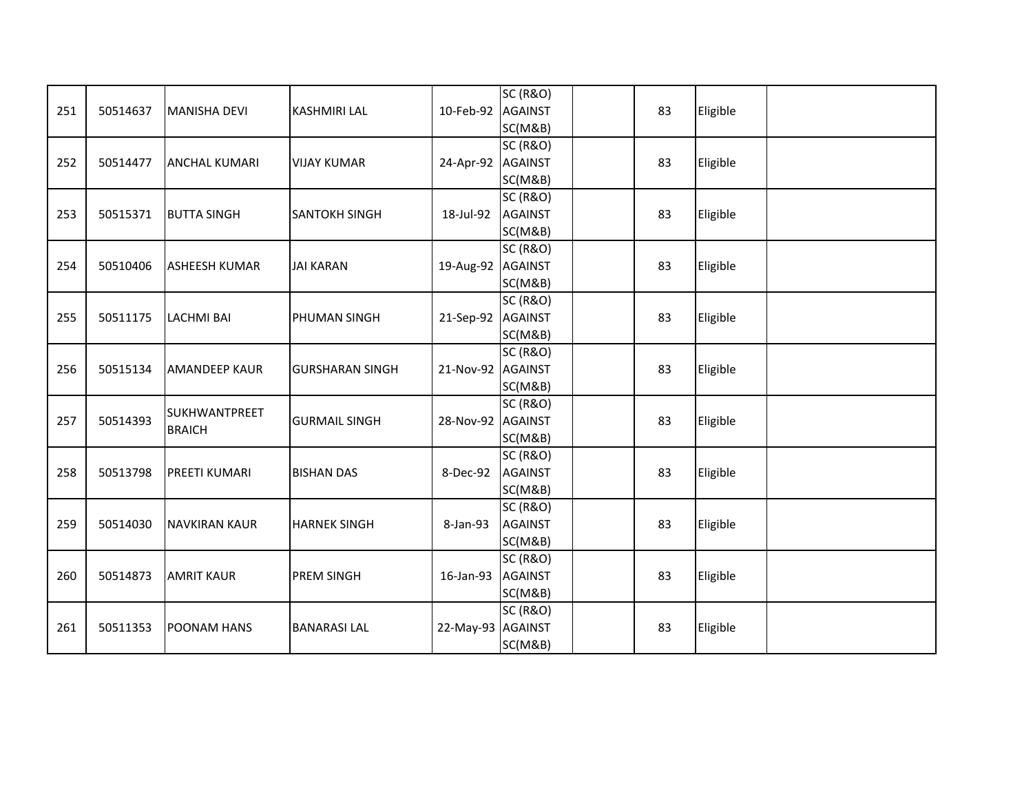| | | | | | | | | | |
|---|---|---|---|---|---|---|---|---|---|
| 251 | 50514637 | MANISHA DEVI | KASHMIRI LAL | 10-Feb-92 | SC (R&O) AGAINST SC(M&B) | | 83 | Eligible | |
| 252 | 50514477 | ANCHAL KUMARI | VIJAY KUMAR | 24-Apr-92 | SC (R&O) AGAINST SC(M&B) | | 83 | Eligible | |
| 253 | 50515371 | BUTTA SINGH | SANTOKH SINGH | 18-Jul-92 | SC (R&O) AGAINST SC(M&B) | | 83 | Eligible | |
| 254 | 50510406 | ASHEESH KUMAR | JAI KARAN | 19-Aug-92 | SC (R&O) AGAINST SC(M&B) | | 83 | Eligible | |
| 255 | 50511175 | LACHMI BAI | PHUMAN SINGH | 21-Sep-92 | SC (R&O) AGAINST SC(M&B) | | 83 | Eligible | |
| 256 | 50515134 | AMANDEEP KAUR | GURSHARAN SINGH | 21-Nov-92 | SC (R&O) AGAINST SC(M&B) | | 83 | Eligible | |
| 257 | 50514393 | SUKHWANTPREET BRAICH | GURMAIL SINGH | 28-Nov-92 | SC (R&O) AGAINST SC(M&B) | | 83 | Eligible | |
| 258 | 50513798 | PREETI KUMARI | BISHAN DAS | 8-Dec-92 | SC (R&O) AGAINST SC(M&B) | | 83 | Eligible | |
| 259 | 50514030 | NAVKIRAN KAUR | HARNEK SINGH | 8-Jan-93 | SC (R&O) AGAINST SC(M&B) | | 83 | Eligible | |
| 260 | 50514873 | AMRIT KAUR | PREM SINGH | 16-Jan-93 | SC (R&O) AGAINST SC(M&B) | | 83 | Eligible | |
| 261 | 50511353 | POONAM HANS | BANARASI LAL | 22-May-93 | SC (R&O) AGAINST SC(M&B) | | 83 | Eligible | |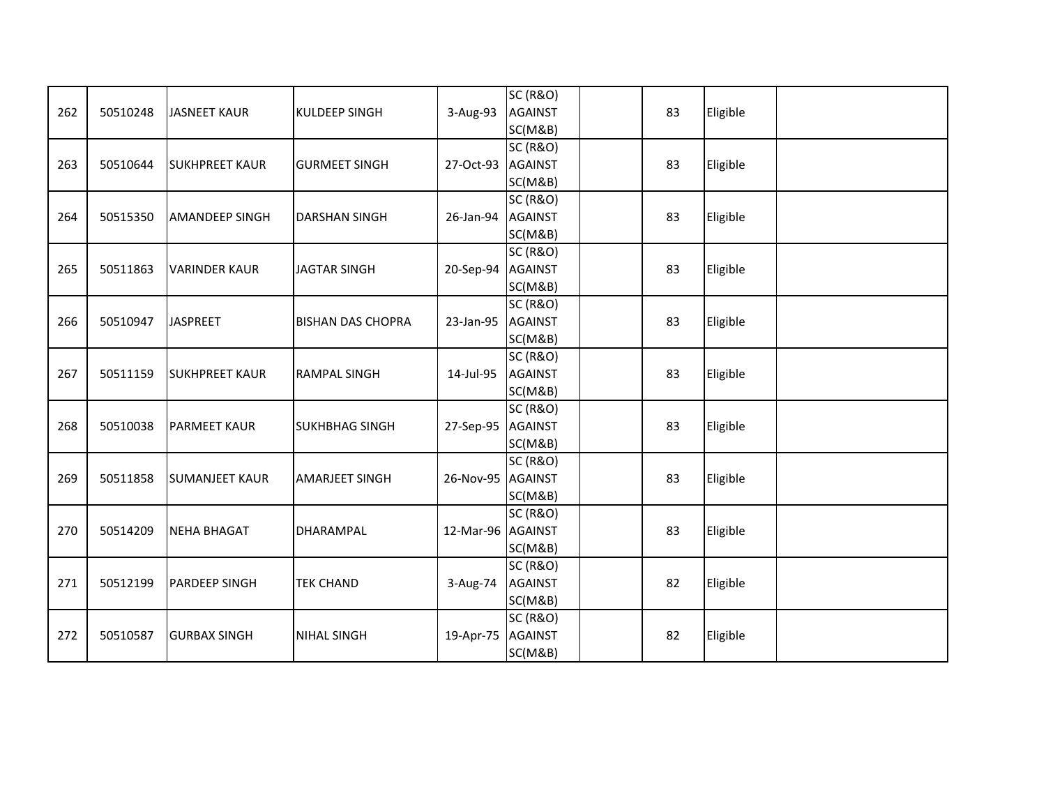| | | | | | | | | | |
|---|---|---|---|---|---|---|---|---|---|
| 262 | 50510248 | JASNEET KAUR | KULDEEP SINGH | 3-Aug-93 | SC (R&O) AGAINST SC(M&B) | | 83 | Eligible | |
| 263 | 50510644 | SUKHPREET KAUR | GURMEET SINGH | 27-Oct-93 | SC (R&O) AGAINST SC(M&B) | | 83 | Eligible | |
| 264 | 50515350 | AMANDEEP SINGH | DARSHAN SINGH | 26-Jan-94 | SC (R&O) AGAINST SC(M&B) | | 83 | Eligible | |
| 265 | 50511863 | VARINDER KAUR | JAGTAR SINGH | 20-Sep-94 | SC (R&O) AGAINST SC(M&B) | | 83 | Eligible | |
| 266 | 50510947 | JASPREET | BISHAN DAS CHOPRA | 23-Jan-95 | SC (R&O) AGAINST SC(M&B) | | 83 | Eligible | |
| 267 | 50511159 | SUKHPREET KAUR | RAMPAL SINGH | 14-Jul-95 | SC (R&O) AGAINST SC(M&B) | | 83 | Eligible | |
| 268 | 50510038 | PARMEET KAUR | SUKHBHAG SINGH | 27-Sep-95 | SC (R&O) AGAINST SC(M&B) | | 83 | Eligible | |
| 269 | 50511858 | SUMANJEET KAUR | AMARJEET SINGH | 26-Nov-95 | SC (R&O) AGAINST SC(M&B) | | 83 | Eligible | |
| 270 | 50514209 | NEHA BHAGAT | DHARAMPAL | 12-Mar-96 | SC (R&O) AGAINST SC(M&B) | | 83 | Eligible | |
| 271 | 50512199 | PARDEEP SINGH | TEK CHAND | 3-Aug-74 | SC (R&O) AGAINST SC(M&B) | | 82 | Eligible | |
| 272 | 50510587 | GURBAX SINGH | NIHAL SINGH | 19-Apr-75 | SC (R&O) AGAINST SC(M&B) | | 82 | Eligible | |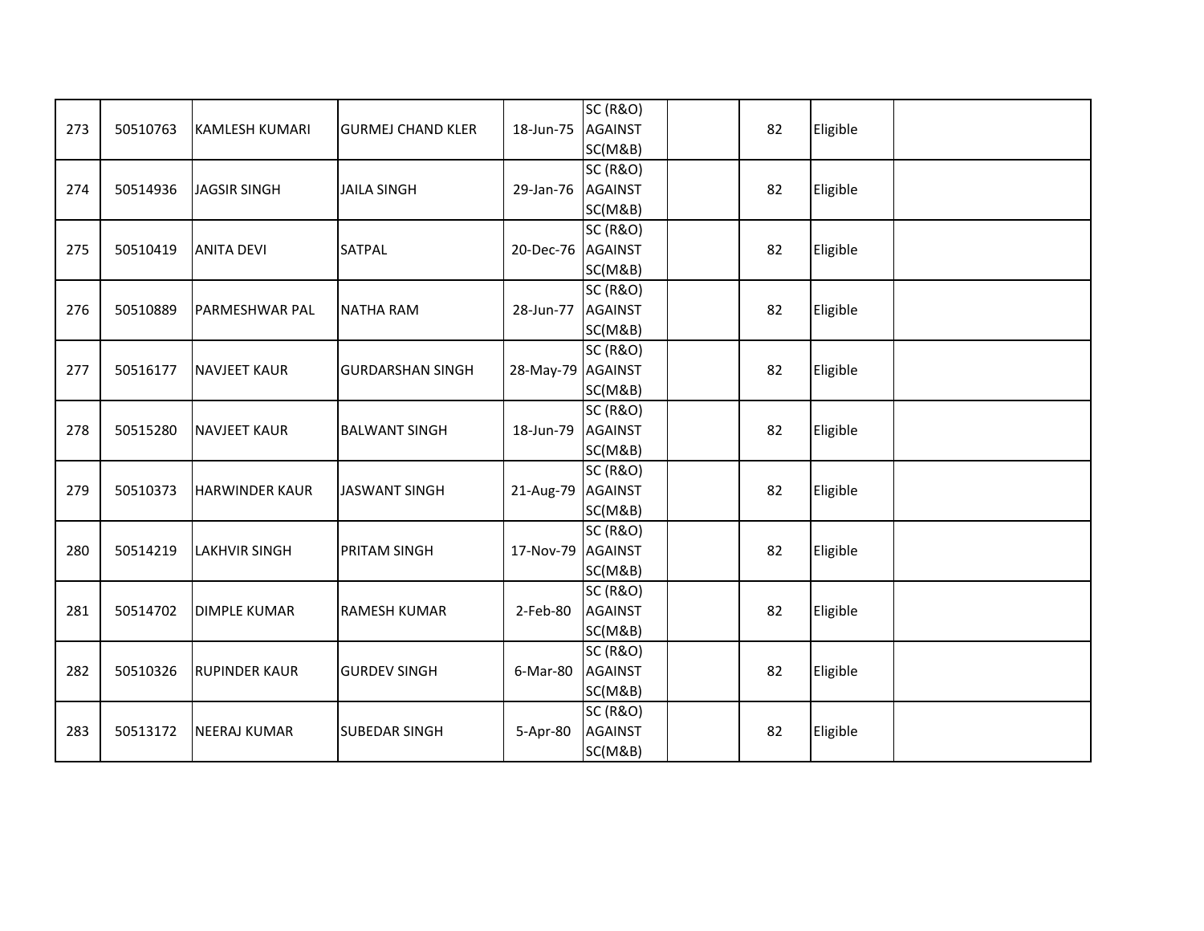| 273 | 50510763 | KAMLESH KUMARI | GURMEJ CHAND KLER | 18-Jun-75 | SC (R&O) AGAINST SC(M&B) | | 82 | Eligible | |
|---|---|---|---|---|---|---|---|---|---|
| 274 | 50514936 | JAGSIR SINGH | JAILA SINGH | 29-Jan-76 | SC (R&O) AGAINST SC(M&B) | | 82 | Eligible | |
| 275 | 50510419 | ANITA DEVI | SATPAL | 20-Dec-76 | SC (R&O) AGAINST SC(M&B) | | 82 | Eligible | |
| 276 | 50510889 | PARMESHWAR PAL | NATHA RAM | 28-Jun-77 | SC (R&O) AGAINST SC(M&B) | | 82 | Eligible | |
| 277 | 50516177 | NAVJEET KAUR | GURDARSHAN SINGH | 28-May-79 | SC (R&O) AGAINST SC(M&B) | | 82 | Eligible | |
| 278 | 50515280 | NAVJEET KAUR | BALWANT SINGH | 18-Jun-79 | SC (R&O) AGAINST SC(M&B) | | 82 | Eligible | |
| 279 | 50510373 | HARWINDER KAUR | JASWANT SINGH | 21-Aug-79 | SC (R&O) AGAINST SC(M&B) | | 82 | Eligible | |
| 280 | 50514219 | LAKHVIR SINGH | PRITAM SINGH | 17-Nov-79 | SC (R&O) AGAINST SC(M&B) | | 82 | Eligible | |
| 281 | 50514702 | DIMPLE KUMAR | RAMESH KUMAR | 2-Feb-80 | SC (R&O) AGAINST SC(M&B) | | 82 | Eligible | |
| 282 | 50510326 | RUPINDER KAUR | GURDEV SINGH | 6-Mar-80 | SC (R&O) AGAINST SC(M&B) | | 82 | Eligible | |
| 283 | 50513172 | NEERAJ KUMAR | SUBEDAR SINGH | 5-Apr-80 | SC (R&O) AGAINST SC(M&B) | | 82 | Eligible | |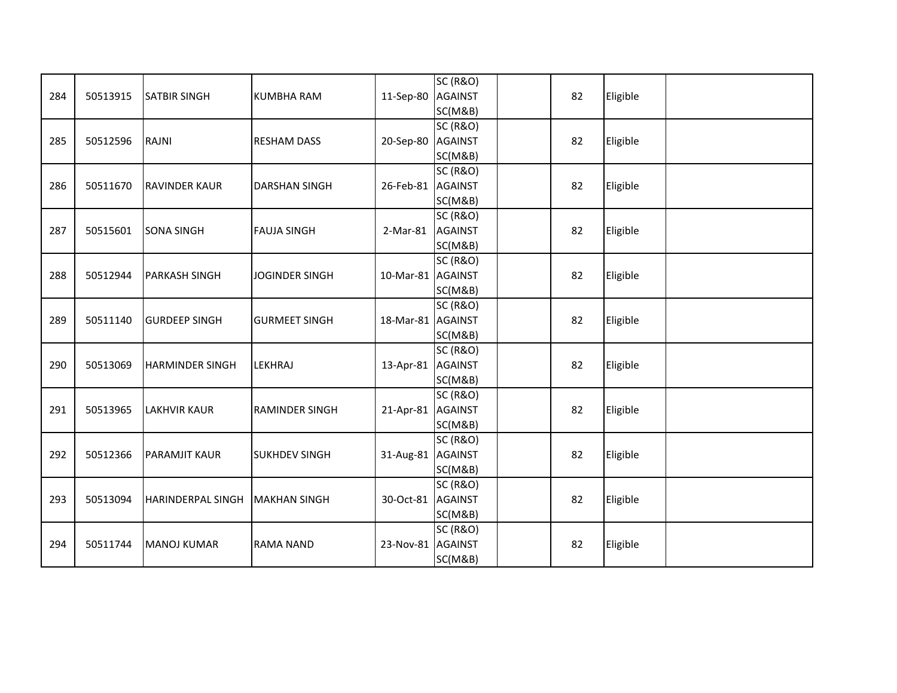| | | | | | | | | | |
|---|---|---|---|---|---|---|---|---|---|
| 284 | 50513915 | SATBIR SINGH | KUMBHA RAM | 11-Sep-80 | SC (R&O) AGAINST SC(M&B) | | 82 | Eligible | |
| 285 | 50512596 | RAJNI | RESHAM DASS | 20-Sep-80 | SC (R&O) AGAINST SC(M&B) | | 82 | Eligible | |
| 286 | 50511670 | RAVINDER KAUR | DARSHAN SINGH | 26-Feb-81 | SC (R&O) AGAINST SC(M&B) | | 82 | Eligible | |
| 287 | 50515601 | SONA SINGH | FAUJA SINGH | 2-Mar-81 | SC (R&O) AGAINST SC(M&B) | | 82 | Eligible | |
| 288 | 50512944 | PARKASH SINGH | JOGINDER SINGH | 10-Mar-81 | SC (R&O) AGAINST SC(M&B) | | 82 | Eligible | |
| 289 | 50511140 | GURDEEP SINGH | GURMEET SINGH | 18-Mar-81 | SC (R&O) AGAINST SC(M&B) | | 82 | Eligible | |
| 290 | 50513069 | HARMINDER SINGH | LEKHRAJ | 13-Apr-81 | SC (R&O) AGAINST SC(M&B) | | 82 | Eligible | |
| 291 | 50513965 | LAKHVIR KAUR | RAMINDER SINGH | 21-Apr-81 | SC (R&O) AGAINST SC(M&B) | | 82 | Eligible | |
| 292 | 50512366 | PARAMJIT KAUR | SUKHDEV SINGH | 31-Aug-81 | SC (R&O) AGAINST SC(M&B) | | 82 | Eligible | |
| 293 | 50513094 | HARINDERPAL SINGH | MAKHAN SINGH | 30-Oct-81 | SC (R&O) AGAINST SC(M&B) | | 82 | Eligible | |
| 294 | 50511744 | MANOJ KUMAR | RAMA NAND | 23-Nov-81 | SC (R&O) AGAINST SC(M&B) | | 82 | Eligible | |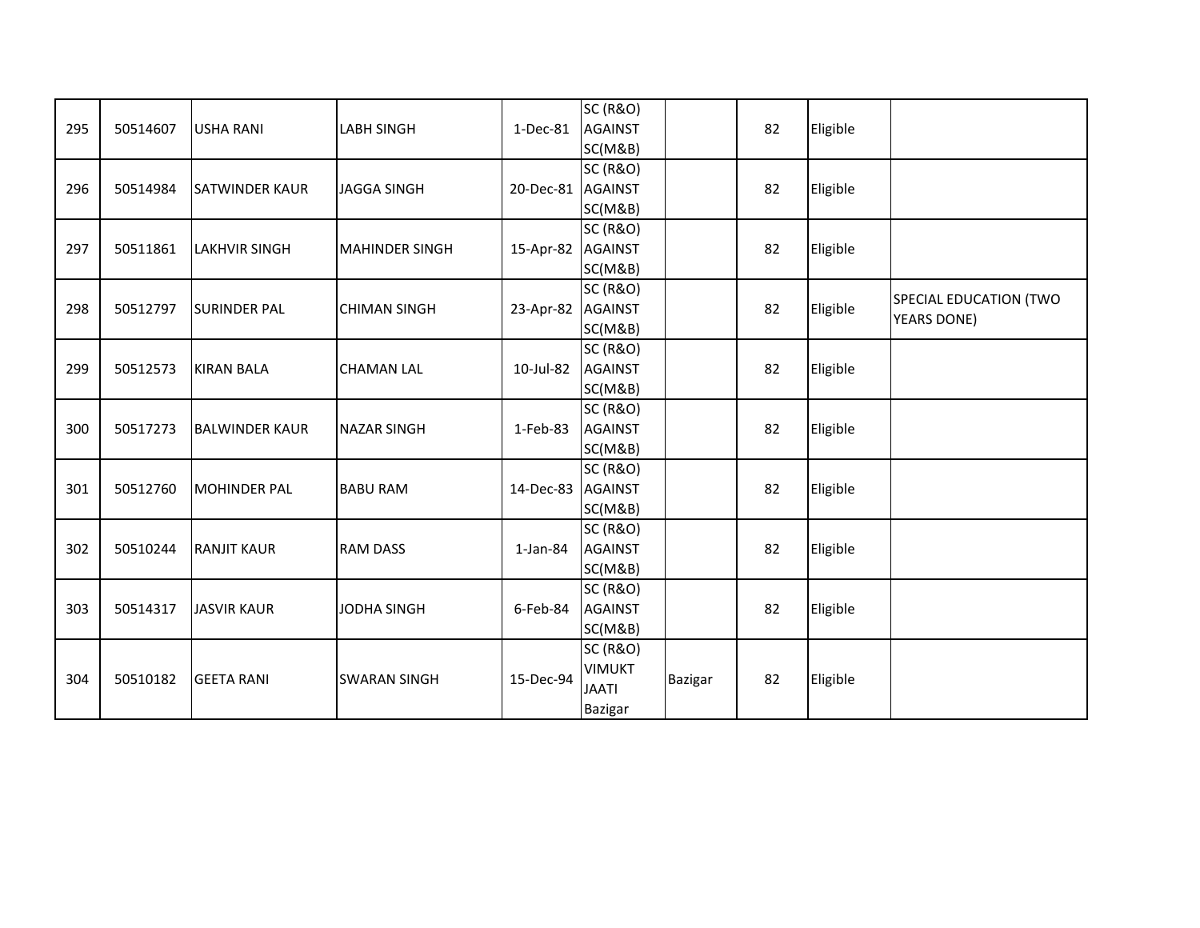| | | | | | | | | | |
|---|---|---|---|---|---|---|---|---|---|
| 295 | 50514607 | USHA RANI | LABH SINGH | 1-Dec-81 | SC (R&O) AGAINST SC(M&B) | | 82 | Eligible | |
| 296 | 50514984 | SATWINDER KAUR | JAGGA SINGH | 20-Dec-81 | SC (R&O) AGAINST SC(M&B) | | 82 | Eligible | |
| 297 | 50511861 | LAKHVIR SINGH | MAHINDER SINGH | 15-Apr-82 | SC (R&O) AGAINST SC(M&B) | | 82 | Eligible | |
| 298 | 50512797 | SURINDER PAL | CHIMAN SINGH | 23-Apr-82 | SC (R&O) AGAINST SC(M&B) | | 82 | Eligible | SPECIAL EDUCATION (TWO YEARS DONE) |
| 299 | 50512573 | KIRAN BALA | CHAMAN LAL | 10-Jul-82 | SC (R&O) AGAINST SC(M&B) | | 82 | Eligible | |
| 300 | 50517273 | BALWINDER KAUR | NAZAR SINGH | 1-Feb-83 | SC (R&O) AGAINST SC(M&B) | | 82 | Eligible | |
| 301 | 50512760 | MOHINDER PAL | BABU RAM | 14-Dec-83 | SC (R&O) AGAINST SC(M&B) | | 82 | Eligible | |
| 302 | 50510244 | RANJIT KAUR | RAM DASS | 1-Jan-84 | SC (R&O) AGAINST SC(M&B) | | 82 | Eligible | |
| 303 | 50514317 | JASVIR KAUR | JODHA SINGH | 6-Feb-84 | SC (R&O) AGAINST SC(M&B) | | 82 | Eligible | |
| 304 | 50510182 | GEETA RANI | SWARAN SINGH | 15-Dec-94 | SC (R&O) VIMUKT JAATI Bazigar | Bazigar | 82 | Eligible | |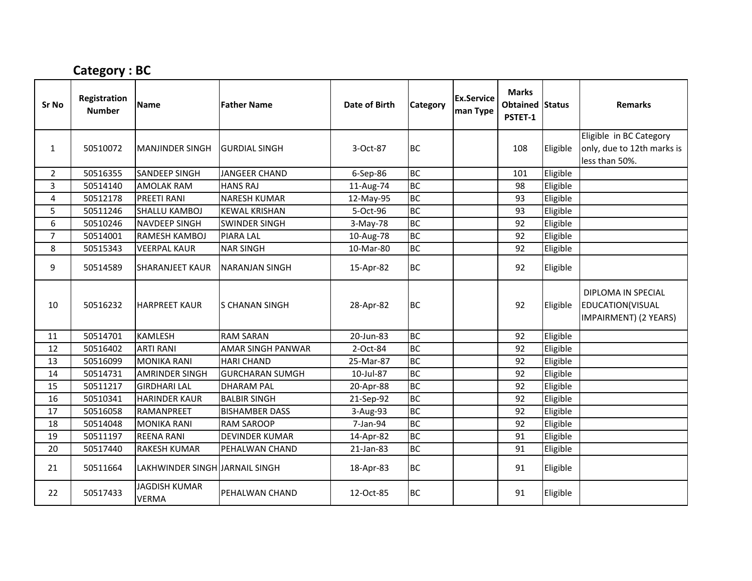## Category : BC

| Sr No | Registration Number | Name | Father Name | Date of Birth | Category | Ex.Service man Type | Marks Obtained PSTET-1 | Status | Remarks |
|---|---|---|---|---|---|---|---|---|---|
| 1 | 50510072 | MANJINDER SINGH | GURDIAL SINGH | 3-Oct-87 | BC | | 108 | Eligible | Eligible in BC Category only, due to 12th marks is less than 50%. |
| 2 | 50516355 | SANDEEP SINGH | JANGEER CHAND | 6-Sep-86 | BC | | 101 | Eligible | |
| 3 | 50514140 | AMOLAK RAM | HANS RAJ | 11-Aug-74 | BC | | 98 | Eligible | |
| 4 | 50512178 | PREETI RANI | NARESH KUMAR | 12-May-95 | BC | | 93 | Eligible | |
| 5 | 50511246 | SHALLU KAMBOJ | KEWAL KRISHAN | 5-Oct-96 | BC | | 93 | Eligible | |
| 6 | 50510246 | NAVDEEP SINGH | SWINDER SINGH | 3-May-78 | BC | | 92 | Eligible | |
| 7 | 50514001 | RAMESH KAMBOJ | PIARA LAL | 10-Aug-78 | BC | | 92 | Eligible | |
| 8 | 50515343 | VEERPAL KAUR | NAR SINGH | 10-Mar-80 | BC | | 92 | Eligible | |
| 9 | 50514589 | SHARANJEET KAUR | NARANJAN SINGH | 15-Apr-82 | BC | | 92 | Eligible | |
| 10 | 50516232 | HARPREET KAUR | S CHANAN SINGH | 28-Apr-82 | BC | | 92 | Eligible | DIPLOMA IN SPECIAL EDUCATION(VISUAL IMPAIRMENT) (2 YEARS) |
| 11 | 50514701 | KAMLESH | RAM SARAN | 20-Jun-83 | BC | | 92 | Eligible | |
| 12 | 50516402 | ARTI RANI | AMAR SINGH PANWAR | 2-Oct-84 | BC | | 92 | Eligible | |
| 13 | 50516099 | MONIKA RANI | HARI CHAND | 25-Mar-87 | BC | | 92 | Eligible | |
| 14 | 50514731 | AMRINDER SINGH | GURCHARAN SUMGH | 10-Jul-87 | BC | | 92 | Eligible | |
| 15 | 50511217 | GIRDHARI LAL | DHARAM PAL | 20-Apr-88 | BC | | 92 | Eligible | |
| 16 | 50510341 | HARINDER KAUR | BALBIR SINGH | 21-Sep-92 | BC | | 92 | Eligible | |
| 17 | 50516058 | RAMANPREET | BISHAMBER DASS | 3-Aug-93 | BC | | 92 | Eligible | |
| 18 | 50514048 | MONIKA RANI | RAM SAROOP | 7-Jan-94 | BC | | 92 | Eligible | |
| 19 | 50511197 | REENA RANI | DEVINDER KUMAR | 14-Apr-82 | BC | | 91 | Eligible | |
| 20 | 50517440 | RAKESH KUMAR | PEHALWAN CHAND | 21-Jan-83 | BC | | 91 | Eligible | |
| 21 | 50511664 | LAKHWINDER SINGH | JARNAIL SINGH | 18-Apr-83 | BC | | 91 | Eligible | |
| 22 | 50517433 | JAGDISH KUMAR VERMA | PEHALWAN CHAND | 12-Oct-85 | BC | | 91 | Eligible | |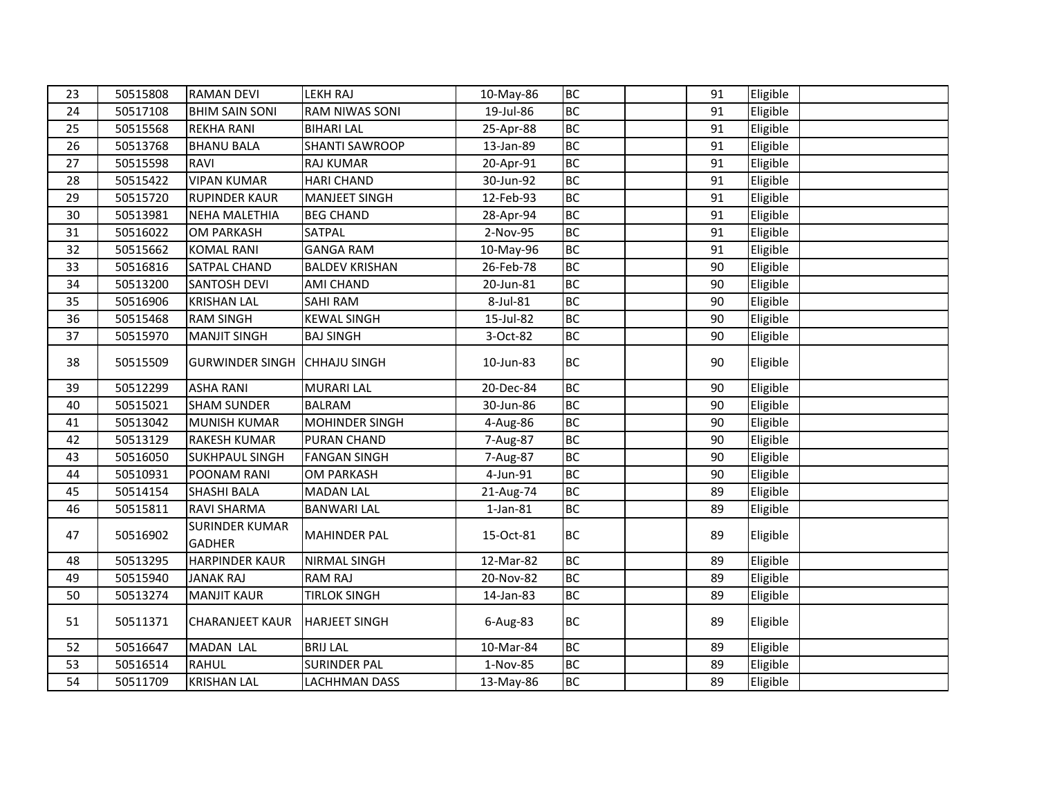| | | | | | | | | | |
|---|---|---|---|---|---|---|---|---|---|
| 23 | 50515808 | RAMAN DEVI | LEKH RAJ | 10-May-86 | BC | | 91 | Eligible | |
| 24 | 50517108 | BHIM SAIN SONI | RAM NIWAS SONI | 19-Jul-86 | BC | | 91 | Eligible | |
| 25 | 50515568 | REKHA RANI | BIHARI LAL | 25-Apr-88 | BC | | 91 | Eligible | |
| 26 | 50513768 | BHANU BALA | SHANTI SAWROOP | 13-Jan-89 | BC | | 91 | Eligible | |
| 27 | 50515598 | RAVI | RAJ KUMAR | 20-Apr-91 | BC | | 91 | Eligible | |
| 28 | 50515422 | VIPAN KUMAR | HARI CHAND | 30-Jun-92 | BC | | 91 | Eligible | |
| 29 | 50515720 | RUPINDER KAUR | MANJEET SINGH | 12-Feb-93 | BC | | 91 | Eligible | |
| 30 | 50513981 | NEHA MALETHIA | BEG CHAND | 28-Apr-94 | BC | | 91 | Eligible | |
| 31 | 50516022 | OM PARKASH | SATPAL | 2-Nov-95 | BC | | 91 | Eligible | |
| 32 | 50515662 | KOMAL RANI | GANGA RAM | 10-May-96 | BC | | 91 | Eligible | |
| 33 | 50516816 | SATPAL CHAND | BALDEV KRISHAN | 26-Feb-78 | BC | | 90 | Eligible | |
| 34 | 50513200 | SANTOSH DEVI | AMI CHAND | 20-Jun-81 | BC | | 90 | Eligible | |
| 35 | 50516906 | KRISHAN LAL | SAHI RAM | 8-Jul-81 | BC | | 90 | Eligible | |
| 36 | 50515468 | RAM SINGH | KEWAL SINGH | 15-Jul-82 | BC | | 90 | Eligible | |
| 37 | 50515970 | MANJIT SINGH | BAJ SINGH | 3-Oct-82 | BC | | 90 | Eligible | |
| 38 | 50515509 | GURWINDER SINGH | CHHAJU SINGH | 10-Jun-83 | BC | | 90 | Eligible | |
| 39 | 50512299 | ASHA RANI | MURARI LAL | 20-Dec-84 | BC | | 90 | Eligible | |
| 40 | 50515021 | SHAM SUNDER | BALRAM | 30-Jun-86 | BC | | 90 | Eligible | |
| 41 | 50513042 | MUNISH KUMAR | MOHINDER SINGH | 4-Aug-86 | BC | | 90 | Eligible | |
| 42 | 50513129 | RAKESH KUMAR | PURAN CHAND | 7-Aug-87 | BC | | 90 | Eligible | |
| 43 | 50516050 | SUKHPAUL SINGH | FANGAN SINGH | 7-Aug-87 | BC | | 90 | Eligible | |
| 44 | 50510931 | POONAM RANI | OM PARKASH | 4-Jun-91 | BC | | 90 | Eligible | |
| 45 | 50514154 | SHASHI BALA | MADAN LAL | 21-Aug-74 | BC | | 89 | Eligible | |
| 46 | 50515811 | RAVI SHARMA | BANWARI LAL | 1-Jan-81 | BC | | 89 | Eligible | |
| 47 | 50516902 | SURINDER KUMAR GADHER | MAHINDER PAL | 15-Oct-81 | BC | | 89 | Eligible | |
| 48 | 50513295 | HARPINDER KAUR | NIRMAL SINGH | 12-Mar-82 | BC | | 89 | Eligible | |
| 49 | 50515940 | JANAK RAJ | RAM RAJ | 20-Nov-82 | BC | | 89 | Eligible | |
| 50 | 50513274 | MANJIT KAUR | TIRLOK SINGH | 14-Jan-83 | BC | | 89 | Eligible | |
| 51 | 50511371 | CHARANJEET KAUR | HARJEET SINGH | 6-Aug-83 | BC | | 89 | Eligible | |
| 52 | 50516647 | MADAN LAL | BRIJ LAL | 10-Mar-84 | BC | | 89 | Eligible | |
| 53 | 50516514 | RAHUL | SURINDER PAL | 1-Nov-85 | BC | | 89 | Eligible | |
| 54 | 50511709 | KRISHAN LAL | LACHHMAN DASS | 13-May-86 | BC | | 89 | Eligible | |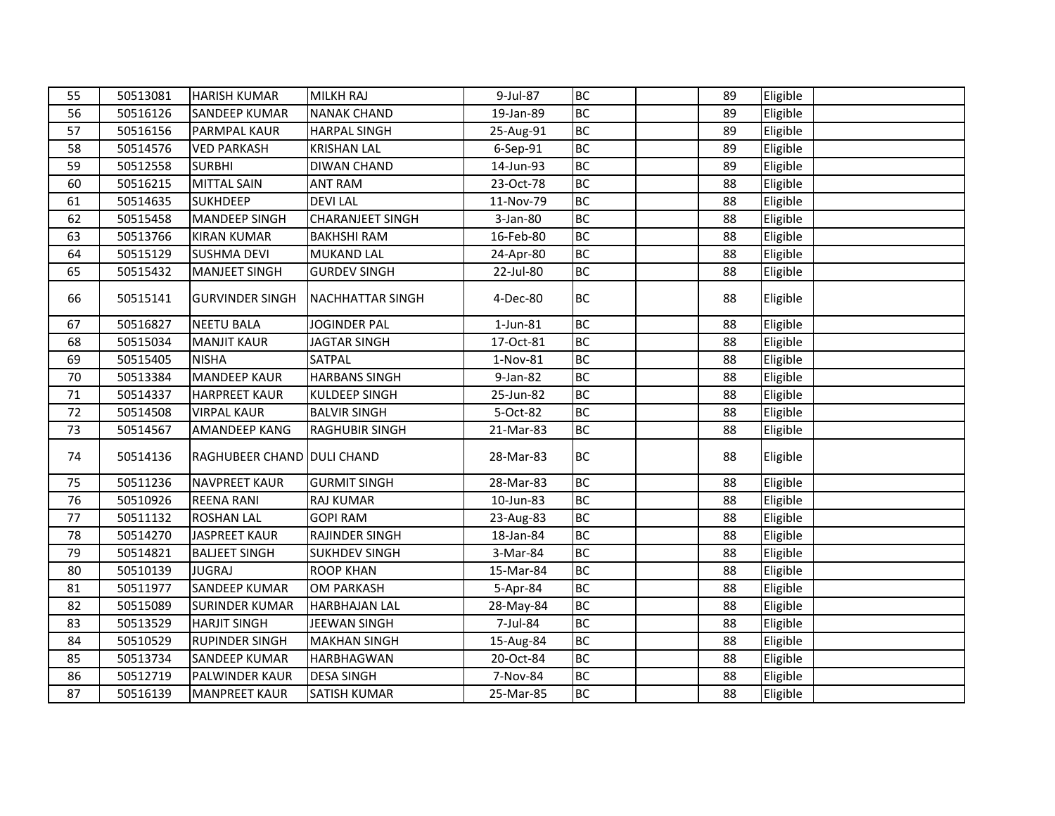| | | | | | | | | | |
|---|---|---|---|---|---|---|---|---|---|
| 55 | 50513081 | HARISH KUMAR | MILKH RAJ | 9-Jul-87 | BC | | 89 | Eligible | |
| 56 | 50516126 | SANDEEP KUMAR | NANAK CHAND | 19-Jan-89 | BC | | 89 | Eligible | |
| 57 | 50516156 | PARMPAL KAUR | HARPAL SINGH | 25-Aug-91 | BC | | 89 | Eligible | |
| 58 | 50514576 | VED PARKASH | KRISHAN LAL | 6-Sep-91 | BC | | 89 | Eligible | |
| 59 | 50512558 | SURBHI | DIWAN CHAND | 14-Jun-93 | BC | | 89 | Eligible | |
| 60 | 50516215 | MITTAL SAIN | ANT RAM | 23-Oct-78 | BC | | 88 | Eligible | |
| 61 | 50514635 | SUKHDEEP | DEVI LAL | 11-Nov-79 | BC | | 88 | Eligible | |
| 62 | 50515458 | MANDEEP SINGH | CHARANJEET SINGH | 3-Jan-80 | BC | | 88 | Eligible | |
| 63 | 50513766 | KIRAN KUMAR | BAKHSHI RAM | 16-Feb-80 | BC | | 88 | Eligible | |
| 64 | 50515129 | SUSHMA DEVI | MUKAND LAL | 24-Apr-80 | BC | | 88 | Eligible | |
| 65 | 50515432 | MANJEET SINGH | GURDEV SINGH | 22-Jul-80 | BC | | 88 | Eligible | |
| 66 | 50515141 | GURVINDER SINGH | NACHHATTAR SINGH | 4-Dec-80 | BC | | 88 | Eligible | |
| 67 | 50516827 | NEETU BALA | JOGINDER PAL | 1-Jun-81 | BC | | 88 | Eligible | |
| 68 | 50515034 | MANJIT KAUR | JAGTAR SINGH | 17-Oct-81 | BC | | 88 | Eligible | |
| 69 | 50515405 | NISHA | SATPAL | 1-Nov-81 | BC | | 88 | Eligible | |
| 70 | 50513384 | MANDEEP KAUR | HARBANS SINGH | 9-Jan-82 | BC | | 88 | Eligible | |
| 71 | 50514337 | HARPREET KAUR | KULDEEP SINGH | 25-Jun-82 | BC | | 88 | Eligible | |
| 72 | 50514508 | VIRPAL KAUR | BALVIR SINGH | 5-Oct-82 | BC | | 88 | Eligible | |
| 73 | 50514567 | AMANDEEP KANG | RAGHUBIR SINGH | 21-Mar-83 | BC | | 88 | Eligible | |
| 74 | 50514136 | RAGHUBEER CHAND | DULI CHAND | 28-Mar-83 | BC | | 88 | Eligible | |
| 75 | 50511236 | NAVPREET KAUR | GURMIT SINGH | 28-Mar-83 | BC | | 88 | Eligible | |
| 76 | 50510926 | REENA RANI | RAJ KUMAR | 10-Jun-83 | BC | | 88 | Eligible | |
| 77 | 50511132 | ROSHAN LAL | GOPI RAM | 23-Aug-83 | BC | | 88 | Eligible | |
| 78 | 50514270 | JASPREET KAUR | RAJINDER SINGH | 18-Jan-84 | BC | | 88 | Eligible | |
| 79 | 50514821 | BALJEET SINGH | SUKHDEV SINGH | 3-Mar-84 | BC | | 88 | Eligible | |
| 80 | 50510139 | JUGRAJ | ROOP KHAN | 15-Mar-84 | BC | | 88 | Eligible | |
| 81 | 50511977 | SANDEEP KUMAR | OM PARKASH | 5-Apr-84 | BC | | 88 | Eligible | |
| 82 | 50515089 | SURINDER KUMAR | HARBHAJAN LAL | 28-May-84 | BC | | 88 | Eligible | |
| 83 | 50513529 | HARJIT SINGH | JEEWAN SINGH | 7-Jul-84 | BC | | 88 | Eligible | |
| 84 | 50510529 | RUPINDER SINGH | MAKHAN SINGH | 15-Aug-84 | BC | | 88 | Eligible | |
| 85 | 50513734 | SANDEEP KUMAR | HARBHAGWAN | 20-Oct-84 | BC | | 88 | Eligible | |
| 86 | 50512719 | PALWINDER KAUR | DESA SINGH | 7-Nov-84 | BC | | 88 | Eligible | |
| 87 | 50516139 | MANPREET KAUR | SATISH KUMAR | 25-Mar-85 | BC | | 88 | Eligible | |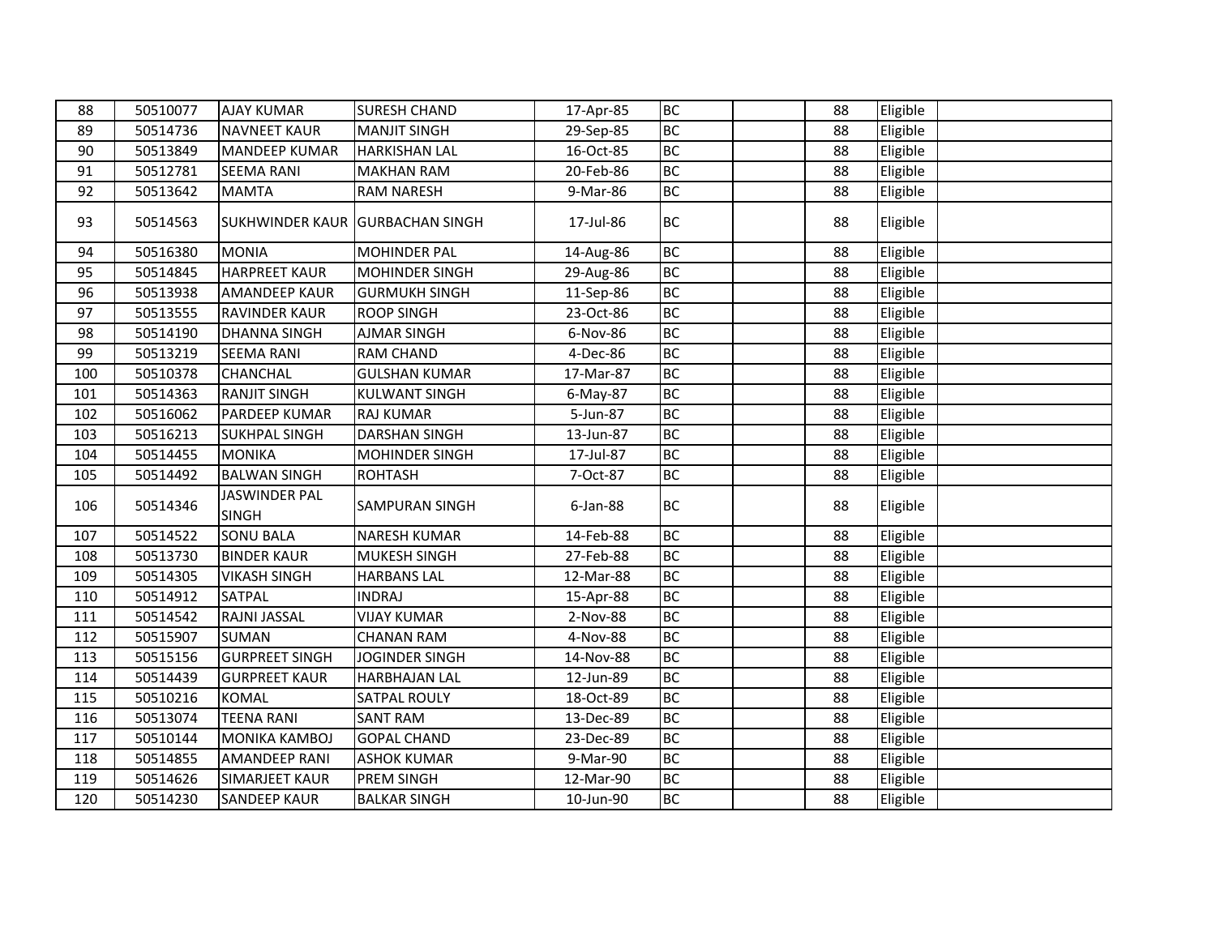| | | | | | | | | | |
|---|---|---|---|---|---|---|---|---|---|
| 88 | 50510077 | AJAY KUMAR | SURESH CHAND | 17-Apr-85 | BC | | 88 | Eligible | |
| 89 | 50514736 | NAVNEET KAUR | MANJIT SINGH | 29-Sep-85 | BC | | 88 | Eligible | |
| 90 | 50513849 | MANDEEP KUMAR | HARKISHAN LAL | 16-Oct-85 | BC | | 88 | Eligible | |
| 91 | 50512781 | SEEMA RANI | MAKHAN RAM | 20-Feb-86 | BC | | 88 | Eligible | |
| 92 | 50513642 | MAMTA | RAM NARESH | 9-Mar-86 | BC | | 88 | Eligible | |
| 93 | 50514563 | SUKHWINDER KAUR | GURBACHAN SINGH | 17-Jul-86 | BC | | 88 | Eligible | |
| 94 | 50516380 | MONIA | MOHINDER PAL | 14-Aug-86 | BC | | 88 | Eligible | |
| 95 | 50514845 | HARPREET KAUR | MOHINDER SINGH | 29-Aug-86 | BC | | 88 | Eligible | |
| 96 | 50513938 | AMANDEEP KAUR | GURMUKH SINGH | 11-Sep-86 | BC | | 88 | Eligible | |
| 97 | 50513555 | RAVINDER KAUR | ROOP SINGH | 23-Oct-86 | BC | | 88 | Eligible | |
| 98 | 50514190 | DHANNA SINGH | AJMAR SINGH | 6-Nov-86 | BC | | 88 | Eligible | |
| 99 | 50513219 | SEEMA RANI | RAM CHAND | 4-Dec-86 | BC | | 88 | Eligible | |
| 100 | 50510378 | CHANCHAL | GULSHAN KUMAR | 17-Mar-87 | BC | | 88 | Eligible | |
| 101 | 50514363 | RANJIT SINGH | KULWANT SINGH | 6-May-87 | BC | | 88 | Eligible | |
| 102 | 50516062 | PARDEEP KUMAR | RAJ KUMAR | 5-Jun-87 | BC | | 88 | Eligible | |
| 103 | 50516213 | SUKHPAL SINGH | DARSHAN SINGH | 13-Jun-87 | BC | | 88 | Eligible | |
| 104 | 50514455 | MONIKA | MOHINDER SINGH | 17-Jul-87 | BC | | 88 | Eligible | |
| 105 | 50514492 | BALWAN SINGH | ROHTASH | 7-Oct-87 | BC | | 88 | Eligible | |
| 106 | 50514346 | JASWINDER PAL SINGH | SAMPURAN SINGH | 6-Jan-88 | BC | | 88 | Eligible | |
| 107 | 50514522 | SONU BALA | NARESH KUMAR | 14-Feb-88 | BC | | 88 | Eligible | |
| 108 | 50513730 | BINDER KAUR | MUKESH SINGH | 27-Feb-88 | BC | | 88 | Eligible | |
| 109 | 50514305 | VIKASH SINGH | HARBANS LAL | 12-Mar-88 | BC | | 88 | Eligible | |
| 110 | 50514912 | SATPAL | INDRAJ | 15-Apr-88 | BC | | 88 | Eligible | |
| 111 | 50514542 | RAJNI JASSAL | VIJAY KUMAR | 2-Nov-88 | BC | | 88 | Eligible | |
| 112 | 50515907 | SUMAN | CHANAN RAM | 4-Nov-88 | BC | | 88 | Eligible | |
| 113 | 50515156 | GURPREET SINGH | JOGINDER SINGH | 14-Nov-88 | BC | | 88 | Eligible | |
| 114 | 50514439 | GURPREET KAUR | HARBHAJAN LAL | 12-Jun-89 | BC | | 88 | Eligible | |
| 115 | 50510216 | KOMAL | SATPAL ROULY | 18-Oct-89 | BC | | 88 | Eligible | |
| 116 | 50513074 | TEENA RANI | SANT RAM | 13-Dec-89 | BC | | 88 | Eligible | |
| 117 | 50510144 | MONIKA KAMBOJ | GOPAL CHAND | 23-Dec-89 | BC | | 88 | Eligible | |
| 118 | 50514855 | AMANDEEP RANI | ASHOK KUMAR | 9-Mar-90 | BC | | 88 | Eligible | |
| 119 | 50514626 | SIMARJEET KAUR | PREM SINGH | 12-Mar-90 | BC | | 88 | Eligible | |
| 120 | 50514230 | SANDEEP KAUR | BALKAR SINGH | 10-Jun-90 | BC | | 88 | Eligible | |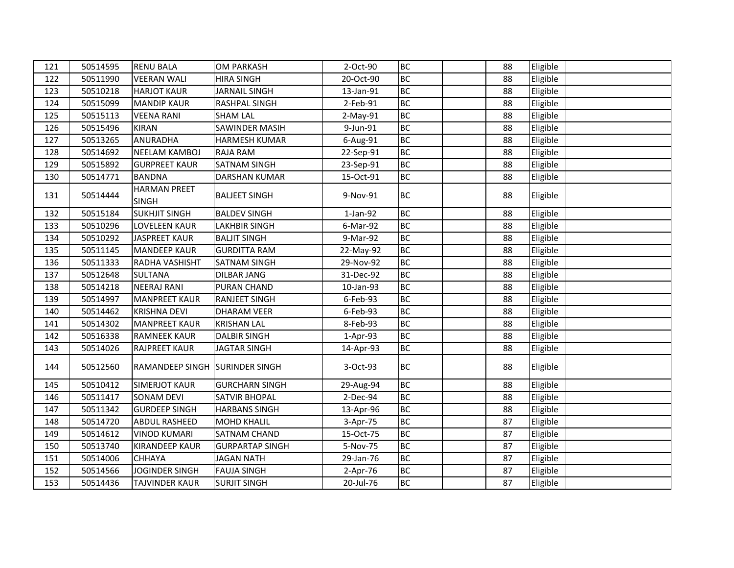| 121 | 50514595 | RENU BALA | OM PARKASH | 2-Oct-90 | BC | | 88 | Eligible | |
|---|---|---|---|---|---|---|---|---|---|
| 122 | 50511990 | VEERAN WALI | HIRA SINGH | 20-Oct-90 | BC | | 88 | Eligible | |
| 123 | 50510218 | HARJOT KAUR | JARNAIL SINGH | 13-Jan-91 | BC | | 88 | Eligible | |
| 124 | 50515099 | MANDIP KAUR | RASHPAL SINGH | 2-Feb-91 | BC | | 88 | Eligible | |
| 125 | 50515113 | VEENA RANI | SHAM LAL | 2-May-91 | BC | | 88 | Eligible | |
| 126 | 50515496 | KIRAN | SAWINDER MASIH | 9-Jun-91 | BC | | 88 | Eligible | |
| 127 | 50513265 | ANURADHA | HARMESH KUMAR | 6-Aug-91 | BC | | 88 | Eligible | |
| 128 | 50514692 | NEELAM KAMBOJ | RAJA RAM | 22-Sep-91 | BC | | 88 | Eligible | |
| 129 | 50515892 | GURPREET KAUR | SATNAM SINGH | 23-Sep-91 | BC | | 88 | Eligible | |
| 130 | 50514771 | BANDNA | DARSHAN KUMAR | 15-Oct-91 | BC | | 88 | Eligible | |
| 131 | 50514444 | HARMAN PREET SINGH | BALJEET SINGH | 9-Nov-91 | BC | | 88 | Eligible | |
| 132 | 50515184 | SUKHJIT SINGH | BALDEV SINGH | 1-Jan-92 | BC | | 88 | Eligible | |
| 133 | 50510296 | LOVELEEN KAUR | LAKHBIR SINGH | 6-Mar-92 | BC | | 88 | Eligible | |
| 134 | 50510292 | JASPREET KAUR | BALJIT SINGH | 9-Mar-92 | BC | | 88 | Eligible | |
| 135 | 50511145 | MANDEEP KAUR | GURDITTA RAM | 22-May-92 | BC | | 88 | Eligible | |
| 136 | 50511333 | RADHA VASHISHT | SATNAM SINGH | 29-Nov-92 | BC | | 88 | Eligible | |
| 137 | 50512648 | SULTANA | DILBAR JANG | 31-Dec-92 | BC | | 88 | Eligible | |
| 138 | 50514218 | NEERAJ RANI | PURAN CHAND | 10-Jan-93 | BC | | 88 | Eligible | |
| 139 | 50514997 | MANPREET KAUR | RANJEET SINGH | 6-Feb-93 | BC | | 88 | Eligible | |
| 140 | 50514462 | KRISHNA DEVI | DHARAM VEER | 6-Feb-93 | BC | | 88 | Eligible | |
| 141 | 50514302 | MANPREET KAUR | KRISHAN LAL | 8-Feb-93 | BC | | 88 | Eligible | |
| 142 | 50516338 | RAMNEEK KAUR | DALBIR SINGH | 1-Apr-93 | BC | | 88 | Eligible | |
| 143 | 50514026 | RAJPREET KAUR | JAGTAR SINGH | 14-Apr-93 | BC | | 88 | Eligible | |
| 144 | 50512560 | RAMANDEEP SINGH | SURINDER SINGH | 3-Oct-93 | BC | | 88 | Eligible | |
| 145 | 50510412 | SIMERJOT KAUR | GURCHARN SINGH | 29-Aug-94 | BC | | 88 | Eligible | |
| 146 | 50511417 | SONAM DEVI | SATVIR BHOPAL | 2-Dec-94 | BC | | 88 | Eligible | |
| 147 | 50511342 | GURDEEP SINGH | HARBANS SINGH | 13-Apr-96 | BC | | 88 | Eligible | |
| 148 | 50514720 | ABDUL RASHEED | MOHD KHALIL | 3-Apr-75 | BC | | 87 | Eligible | |
| 149 | 50514612 | VINOD KUMARI | SATNAM CHAND | 15-Oct-75 | BC | | 87 | Eligible | |
| 150 | 50513740 | KIRANDEEP KAUR | GURPARTAP SINGH | 5-Nov-75 | BC | | 87 | Eligible | |
| 151 | 50514006 | CHHAYA | JAGAN NATH | 29-Jan-76 | BC | | 87 | Eligible | |
| 152 | 50514566 | JOGINDER SINGH | FAUJA SINGH | 2-Apr-76 | BC | | 87 | Eligible | |
| 153 | 50514436 | TAJVINDER KAUR | SURJIT SINGH | 20-Jul-76 | BC | | 87 | Eligible | |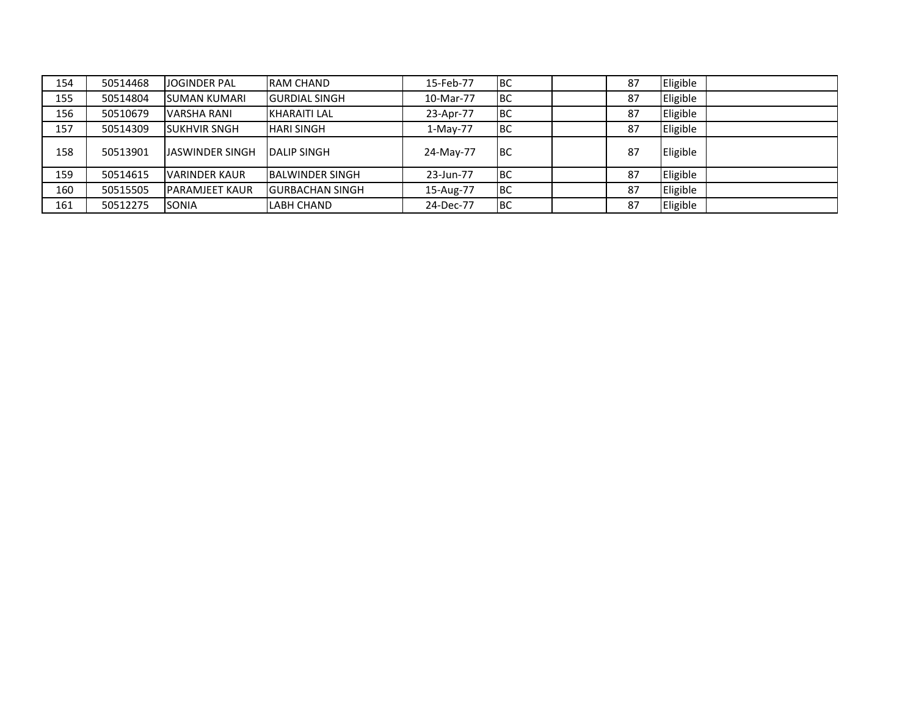| | | | | | | | | | |
|---|---|---|---|---|---|---|---|---|---|
| 154 | 50514468 | JOGINDER PAL | RAM CHAND | 15-Feb-77 | BC | | 87 | Eligible | |
| 155 | 50514804 | SUMAN KUMARI | GURDIAL SINGH | 10-Mar-77 | BC | | 87 | Eligible | |
| 156 | 50510679 | VARSHA RANI | KHARAITI LAL | 23-Apr-77 | BC | | 87 | Eligible | |
| 157 | 50514309 | SUKHVIR SNGH | HARI SINGH | 1-May-77 | BC | | 87 | Eligible | |
| 158 | 50513901 | JASWINDER SINGH | DALIP SINGH | 24-May-77 | BC | | 87 | Eligible | |
| 159 | 50514615 | VARINDER KAUR | BALWINDER SINGH | 23-Jun-77 | BC | | 87 | Eligible | |
| 160 | 50515505 | PARAMJEET KAUR | GURBACHAN SINGH | 15-Aug-77 | BC | | 87 | Eligible | |
| 161 | 50512275 | SONIA | LABH CHAND | 24-Dec-77 | BC | | 87 | Eligible | |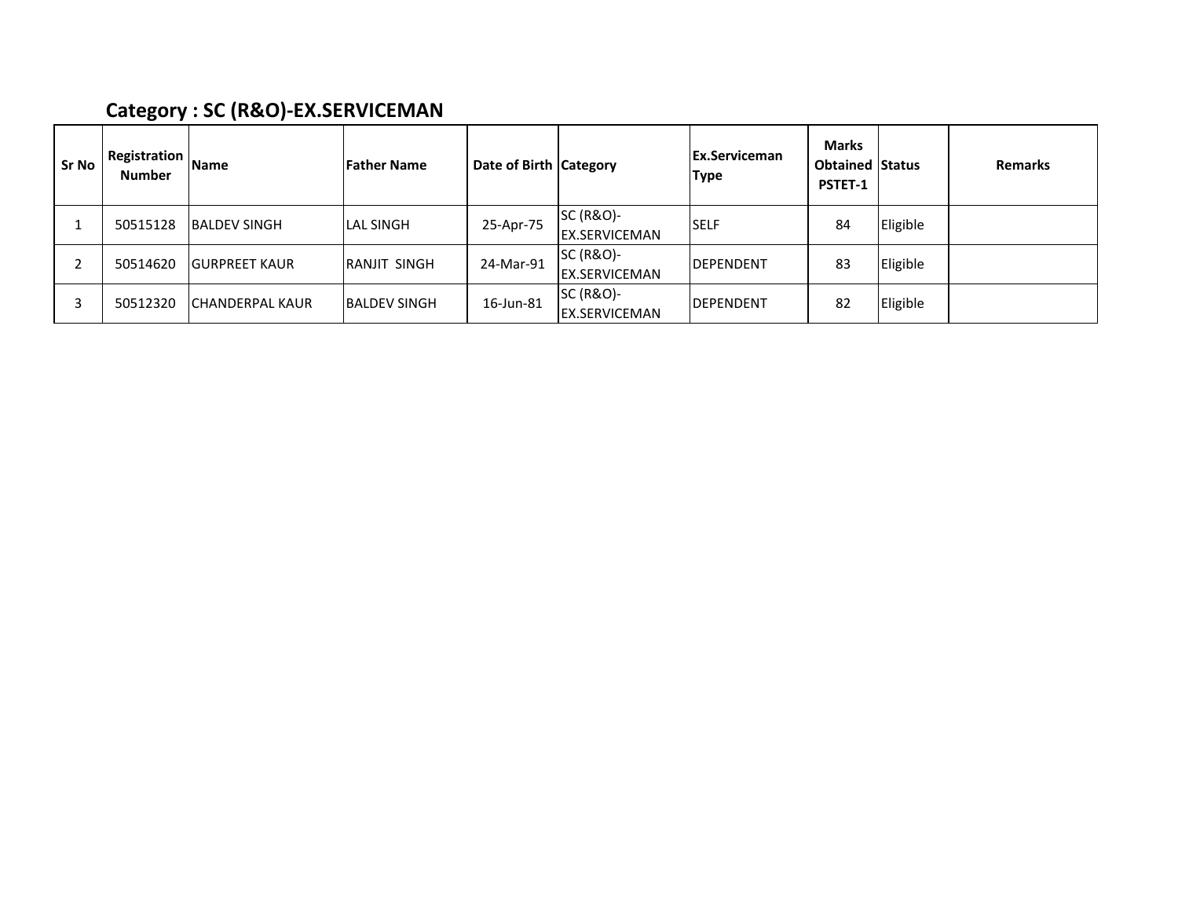## Category : SC (R&O)-EX.SERVICEMAN

| Sr No | Registration Number | Name | Father Name | Date of Birth | Category | Ex.Serviceman Type | Marks Obtained PSTET-1 | Status | Remarks |
|---|---|---|---|---|---|---|---|---|---|
| 1 | 50515128 | BALDEV SINGH | LAL SINGH | 25-Apr-75 | SC (R&O)-EX.SERVICEMAN | SELF | 84 | Eligible | |
| 2 | 50514620 | GURPREET KAUR | RANJIT SINGH | 24-Mar-91 | SC (R&O)-EX.SERVICEMAN | DEPENDENT | 83 | Eligible | |
| 3 | 50512320 | CHANDERPAL KAUR | BALDEV SINGH | 16-Jun-81 | SC (R&O)-EX.SERVICEMAN | DEPENDENT | 82 | Eligible | |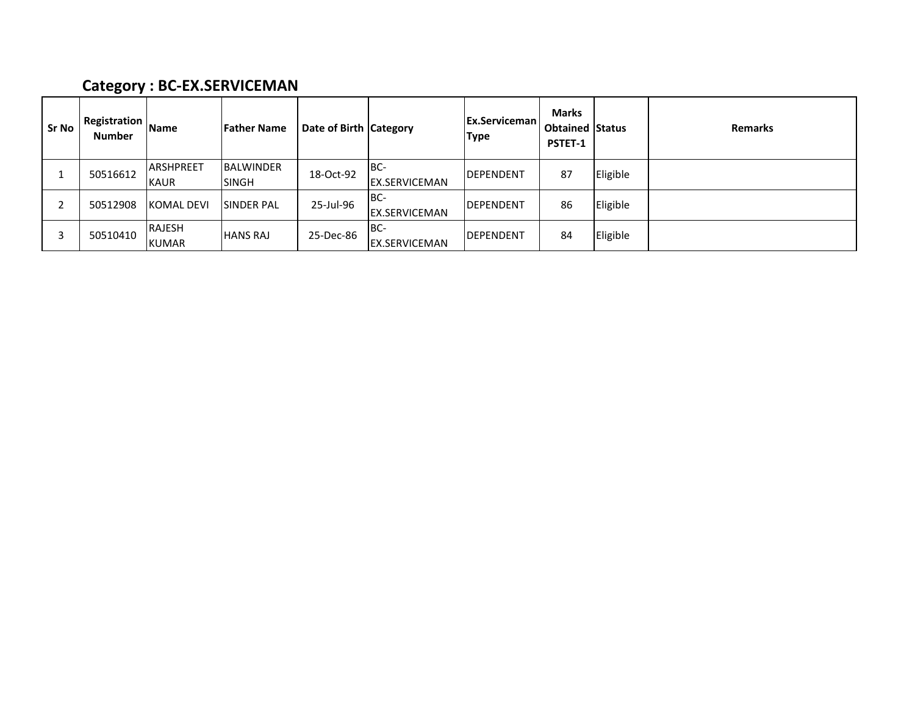## Category : BC-EX.SERVICEMAN

| Sr No | Registration Number | Name | Father Name | Date of Birth | Category | Ex.Serviceman Type | Marks Obtained PSTET-1 | Status | Remarks |
|---|---|---|---|---|---|---|---|---|---|
| 1 | 50516612 | ARSHPREET KAUR | BALWINDER SINGH | 18-Oct-92 | BC-EX.SERVICEMAN | DEPENDENT | 87 | Eligible | |
| 2 | 50512908 | KOMAL DEVI | SINDER PAL | 25-Jul-96 | BC-EX.SERVICEMAN | DEPENDENT | 86 | Eligible | |
| 3 | 50510410 | RAJESH KUMAR | HANS RAJ | 25-Dec-86 | BC-EX.SERVICEMAN | DEPENDENT | 84 | Eligible | |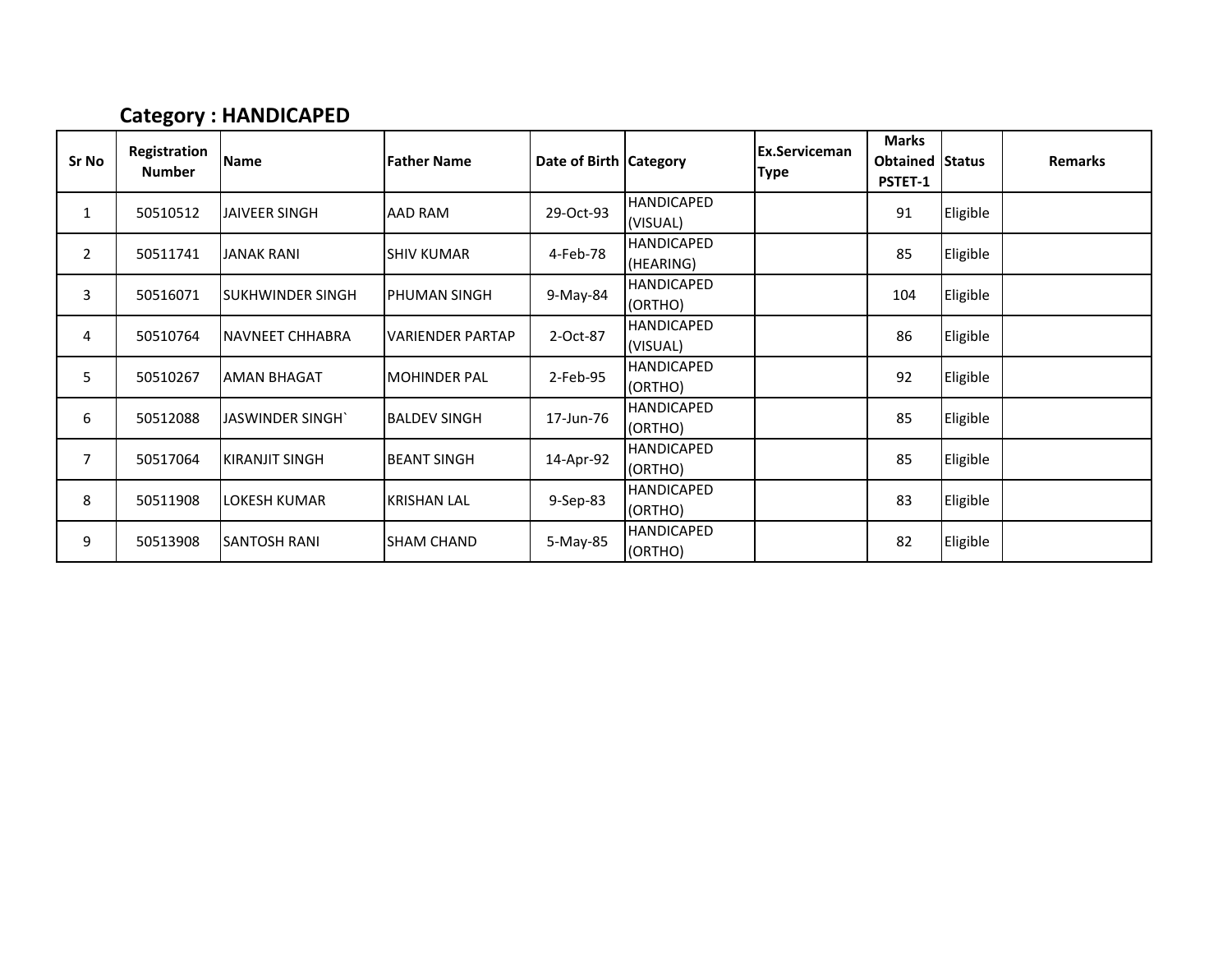## Category : HANDICAPED

| Sr No | Registration Number | Name | Father Name | Date of Birth | Category | Ex.Serviceman Type | Marks Obtained PSTET-1 | Status | Remarks |
|---|---|---|---|---|---|---|---|---|---|
| 1 | 50510512 | JAIVEER SINGH | AAD RAM | 29-Oct-93 | HANDICAPED (VISUAL) | | 91 | Eligible | |
| 2 | 50511741 | JANAK RANI | SHIV KUMAR | 4-Feb-78 | HANDICAPED (HEARING) | | 85 | Eligible | |
| 3 | 50516071 | SUKHWINDER SINGH | PHUMAN SINGH | 9-May-84 | HANDICAPED (ORTHO) | | 104 | Eligible | |
| 4 | 50510764 | NAVNEET CHHABRA | VARIENDER PARTAP | 2-Oct-87 | HANDICAPED (VISUAL) | | 86 | Eligible | |
| 5 | 50510267 | AMAN BHAGAT | MOHINDER PAL | 2-Feb-95 | HANDICAPED (ORTHO) | | 92 | Eligible | |
| 6 | 50512088 | JASWINDER SINGH` | BALDEV SINGH | 17-Jun-76 | HANDICAPED (ORTHO) | | 85 | Eligible | |
| 7 | 50517064 | KIRANJIT SINGH | BEANT SINGH | 14-Apr-92 | HANDICAPED (ORTHO) | | 85 | Eligible | |
| 8 | 50511908 | LOKESH KUMAR | KRISHAN LAL | 9-Sep-83 | HANDICAPED (ORTHO) | | 83 | Eligible | |
| 9 | 50513908 | SANTOSH RANI | SHAM CHAND | 5-May-85 | HANDICAPED (ORTHO) | | 82 | Eligible | |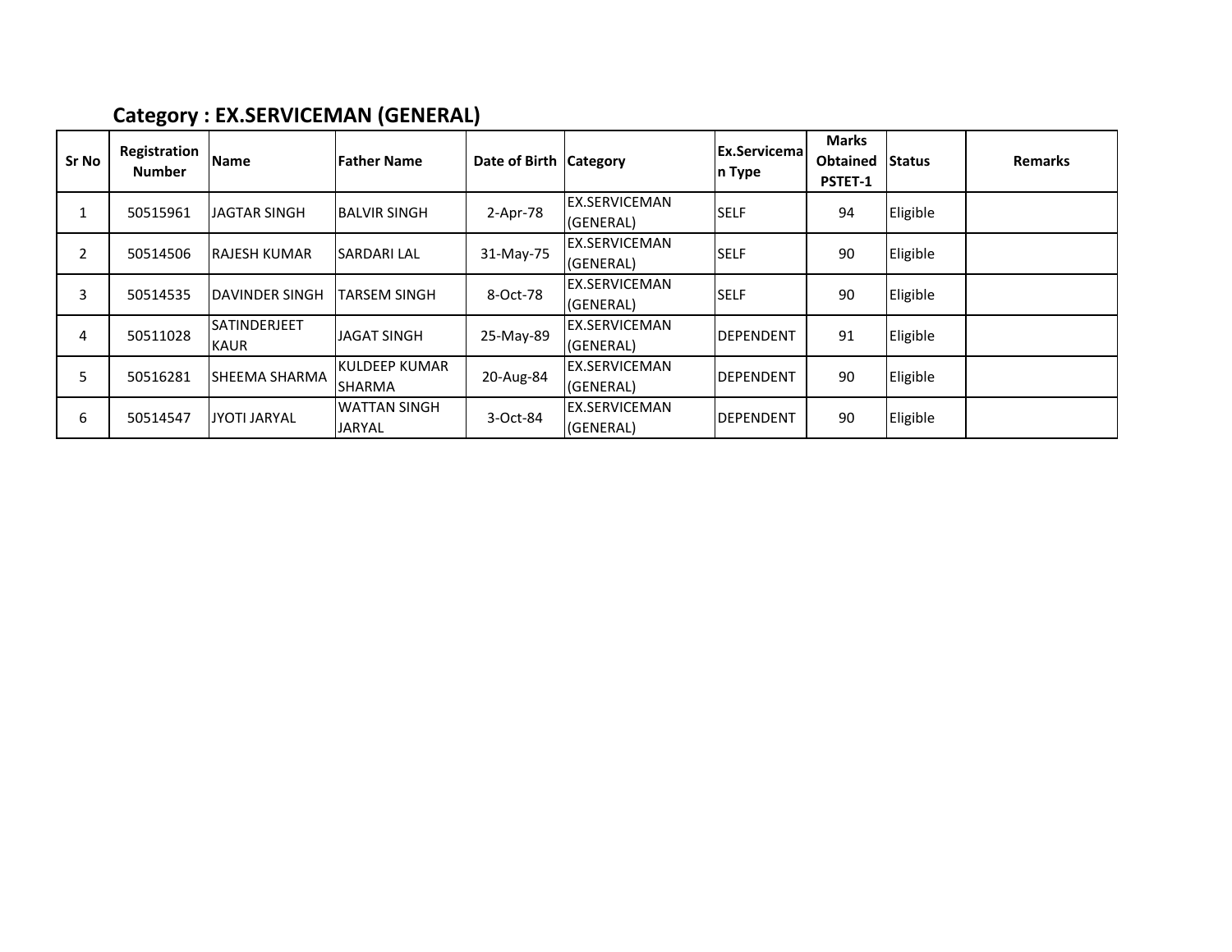### Category : EX.SERVICEMAN (GENERAL)

| Sr No | Registration Number | Name | Father Name | Date of Birth | Category | Ex.Serviceman Type | Marks Obtained PSTET-1 | Status | Remarks |
|---|---|---|---|---|---|---|---|---|---|
| 1 | 50515961 | JAGTAR SINGH | BALVIR SINGH | 2-Apr-78 | EX.SERVICEMAN (GENERAL) | SELF | 94 | Eligible | |
| 2 | 50514506 | RAJESH KUMAR | SARDARI LAL | 31-May-75 | EX.SERVICEMAN (GENERAL) | SELF | 90 | Eligible | |
| 3 | 50514535 | DAVINDER SINGH | TARSEM SINGH | 8-Oct-78 | EX.SERVICEMAN (GENERAL) | SELF | 90 | Eligible | |
| 4 | 50511028 | SATINDERJEET KAUR | JAGAT SINGH | 25-May-89 | EX.SERVICEMAN (GENERAL) | DEPENDENT | 91 | Eligible | |
| 5 | 50516281 | SHEEMA SHARMA | KULDEEP KUMAR SHARMA | 20-Aug-84 | EX.SERVICEMAN (GENERAL) | DEPENDENT | 90 | Eligible | |
| 6 | 50514547 | JYOTI JARYAL | WATTAN SINGH JARYAL | 3-Oct-84 | EX.SERVICEMAN (GENERAL) | DEPENDENT | 90 | Eligible | |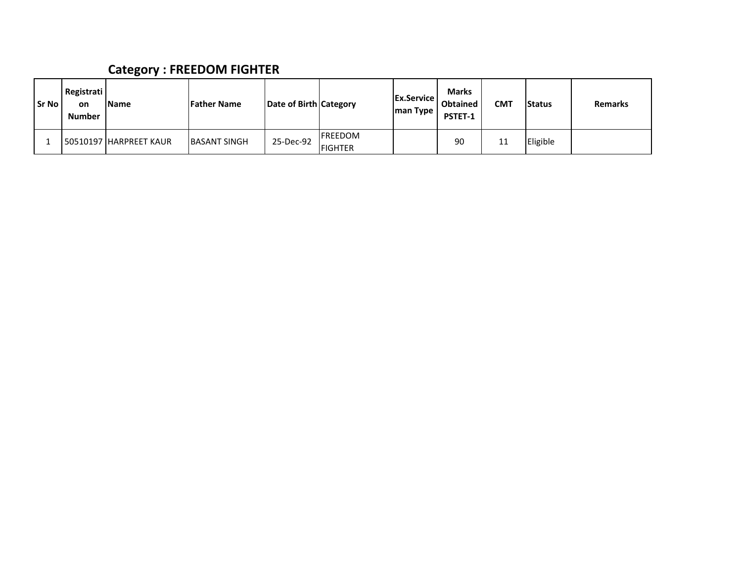## Category : FREEDOM FIGHTER

| Sr No | Registration Number | Name | Father Name | Date of Birth | Category | Ex.Serviceman Type | Marks Obtained PSTET-1 | CMT | Status | Remarks |
|---|---|---|---|---|---|---|---|---|---|---|
| 1 | 50510197 | HARPREET KAUR | BASANT SINGH | 25-Dec-92 | FREEDOM FIGHTER | | 90 | 11 | Eligible | |